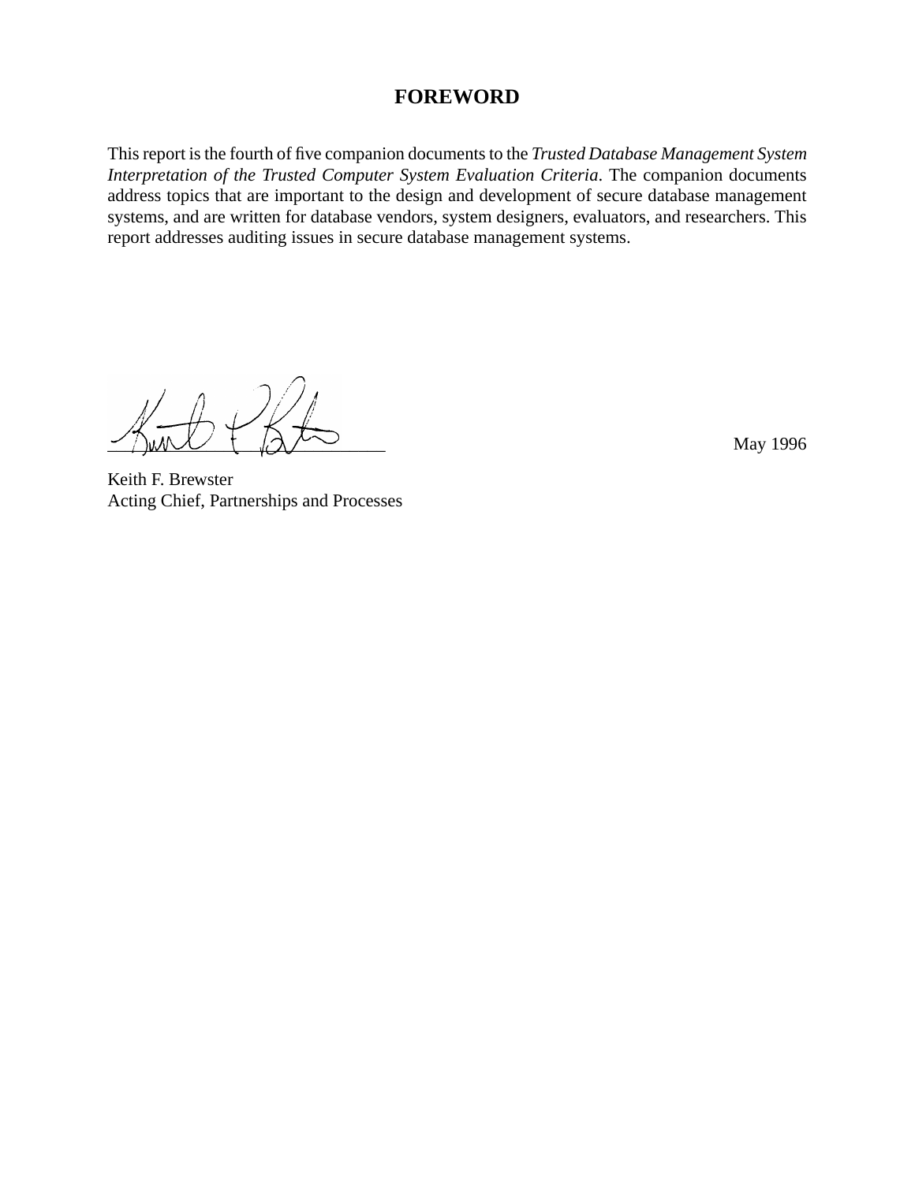# FOREWORD

This report is the fourth of five companion documents to the *Trusted Database Management System Interpretation of the Trusted Computer System Evaluation Criteria*. The companion documents address topics that are important to the design and development of secure database management systems, and are written for database vendors, system designers, evaluators, and researchers. This report addresses auditing issues in secure database management systems.

May 1996

Keith F. Brewster
Acting Chief, Partnerships and Processes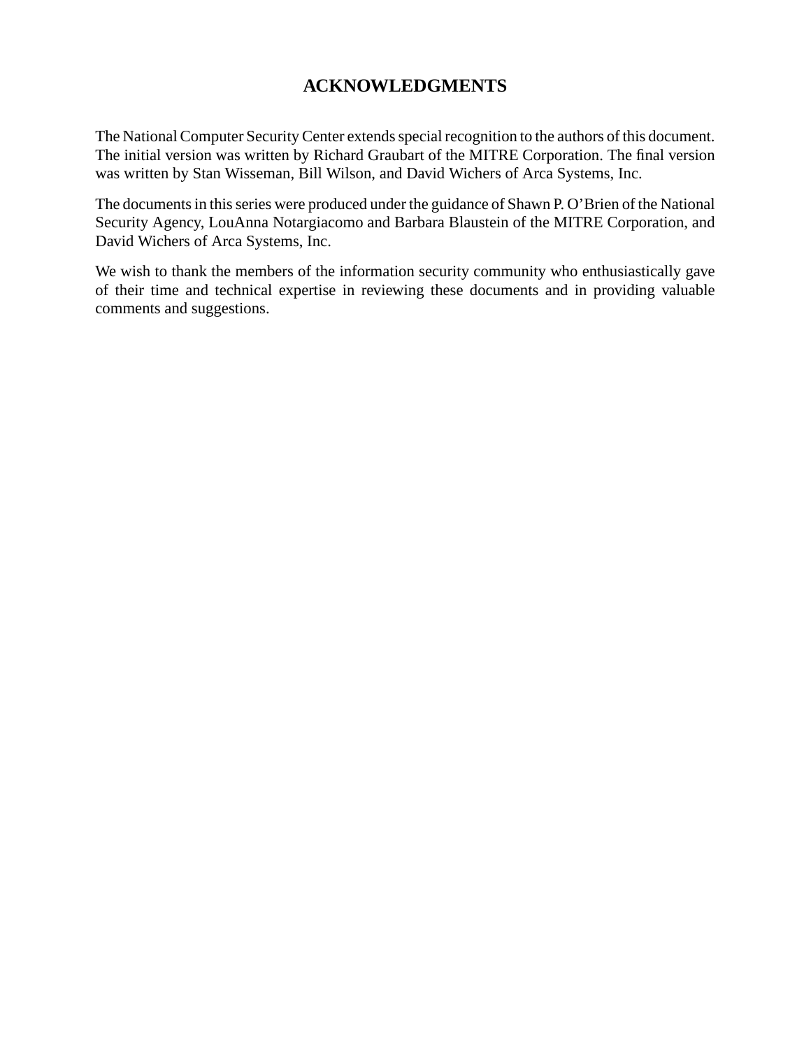# ACKNOWLEDGMENTS

The National Computer Security Center extends special recognition to the authors of this document. The initial version was written by Richard Graubart of the MITRE Corporation. The final version was written by Stan Wisseman, Bill Wilson, and David Wichers of Arca Systems, Inc.

The documents in this series were produced under the guidance of Shawn P. O'Brien of the National Security Agency, LouAnna Notargiacomo and Barbara Blaustein of the MITRE Corporation, and David Wichers of Arca Systems, Inc.

We wish to thank the members of the information security community who enthusiastically gave of their time and technical expertise in reviewing these documents and in providing valuable comments and suggestions.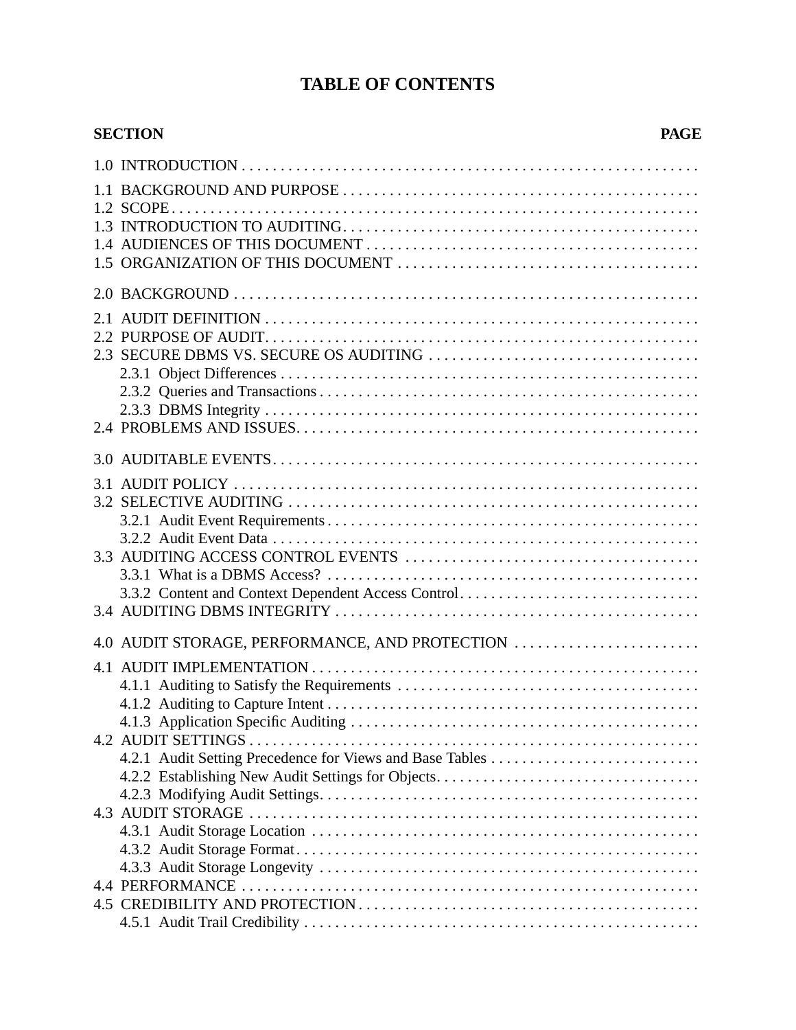# TABLE OF CONTENTS

**SECTION** **PAGE**

1.0 INTRODUCTION

1.1 BACKGROUND AND PURPOSE
1.2 SCOPE
1.3 INTRODUCTION TO AUDITING
1.4 AUDIENCES OF THIS DOCUMENT
1.5 ORGANIZATION OF THIS DOCUMENT

2.0 BACKGROUND

2.1 AUDIT DEFINITION
2.2 PURPOSE OF AUDIT
2.3 SECURE DBMS VS. SECURE OS AUDITING
- 2.3.1 Object Differences
- 2.3.2 Queries and Transactions
- 2.3.3 DBMS Integrity

2.4 PROBLEMS AND ISSUES

3.0 AUDITABLE EVENTS

3.1 AUDIT POLICY
3.2 SELECTIVE AUDITING
- 3.2.1 Audit Event Requirements
- 3.2.2 Audit Event Data

3.3 AUDITING ACCESS CONTROL EVENTS
- 3.3.1 What is a DBMS Access?
- 3.3.2 Content and Context Dependent Access Control

3.4 AUDITING DBMS INTEGRITY

4.0 AUDIT STORAGE, PERFORMANCE, AND PROTECTION

4.1 AUDIT IMPLEMENTATION
- 4.1.1 Auditing to Satisfy the Requirements
- 4.1.2 Auditing to Capture Intent
- 4.1.3 Application Specific Auditing

4.2 AUDIT SETTINGS
- 4.2.1 Audit Setting Precedence for Views and Base Tables
- 4.2.2 Establishing New Audit Settings for Objects
- 4.2.3 Modifying Audit Settings

4.3 AUDIT STORAGE
- 4.3.1 Audit Storage Location
- 4.3.2 Audit Storage Format
- 4.3.3 Audit Storage Longevity

4.4 PERFORMANCE
4.5 CREDIBILITY AND PROTECTION
- 4.5.1 Audit Trail Credibility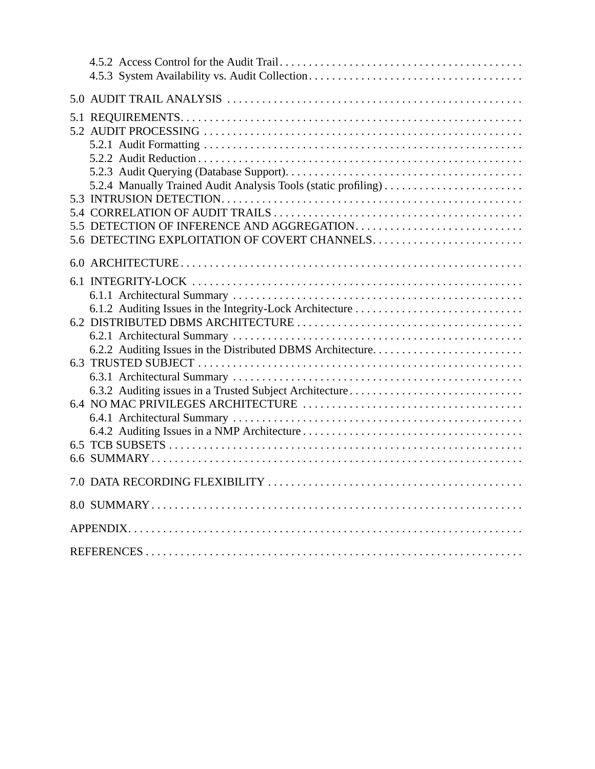4.5.2 Access Control for the Audit Trail
4.5.3 System Availability vs. Audit Collection

5.0 AUDIT TRAIL ANALYSIS

5.1 REQUIREMENTS
5.2 AUDIT PROCESSING
5.2.1 Audit Formatting
5.2.2 Audit Reduction
5.2.3 Audit Querying (Database Support)
5.2.4 Manually Trained Audit Analysis Tools (static profiling)
5.3 INTRUSION DETECTION
5.4 CORRELATION OF AUDIT TRAILS
5.5 DETECTION OF INFERENCE AND AGGREGATION
5.6 DETECTING EXPLOITATION OF COVERT CHANNELS

6.0 ARCHITECTURE

6.1 INTEGRITY-LOCK
6.1.1 Architectural Summary
6.1.2 Auditing Issues in the Integrity-Lock Architecture
6.2 DISTRIBUTED DBMS ARCHITECTURE
6.2.1 Architectural Summary
6.2.2 Auditing Issues in the Distributed DBMS Architecture
6.3 TRUSTED SUBJECT
6.3.1 Architectural Summary
6.3.2 Auditing issues in a Trusted Subject Architecture
6.4 NO MAC PRIVILEGES ARCHITECTURE
6.4.1 Architectural Summary
6.4.2 Auditing Issues in a NMP Architecture
6.5 TCB SUBSETS
6.6 SUMMARY

7.0 DATA RECORDING FLEXIBILITY

8.0 SUMMARY

APPENDIX

REFERENCES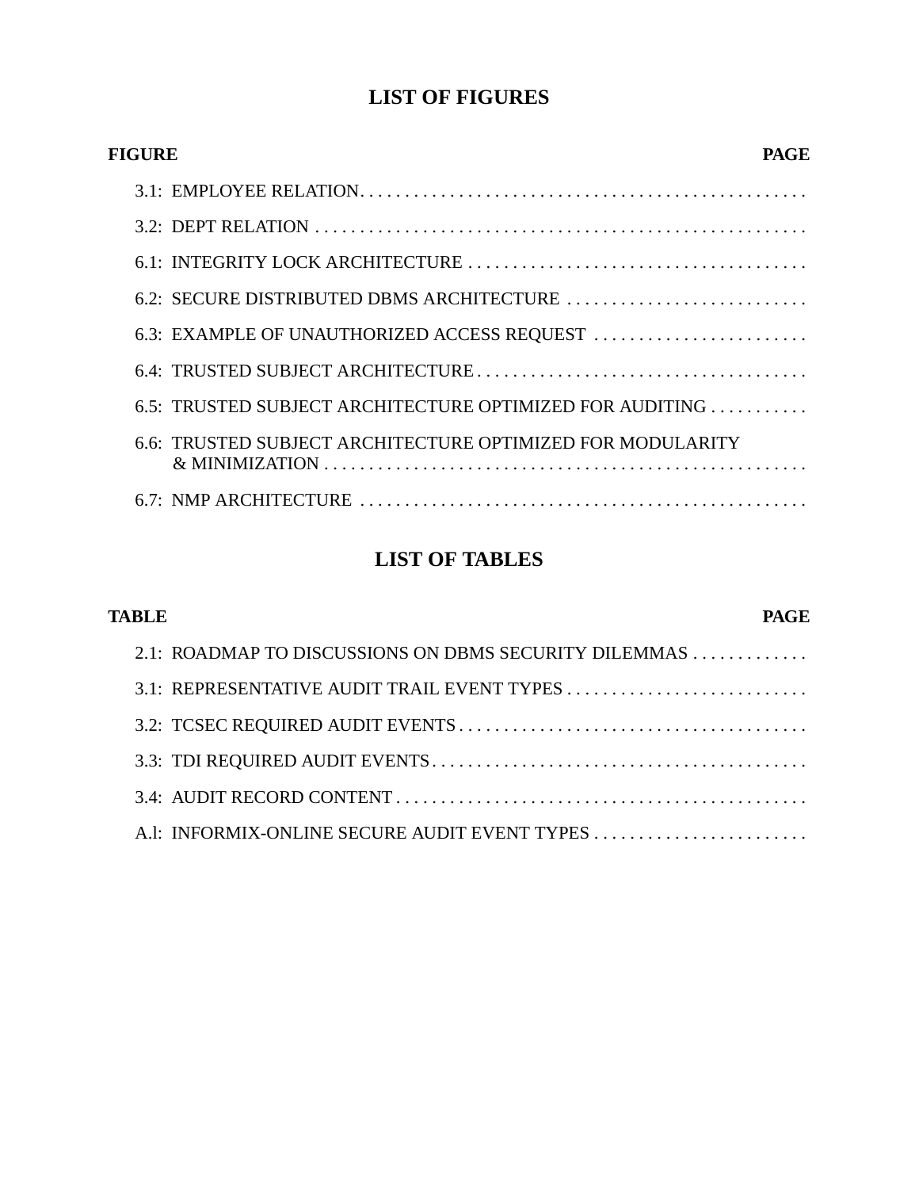# LIST OF FIGURES

| FIGURE | PAGE |
|---|---|
| 3.1: EMPLOYEE RELATION | |
| 3.2: DEPT RELATION | |
| 6.1: INTEGRITY LOCK ARCHITECTURE | |
| 6.2: SECURE DISTRIBUTED DBMS ARCHITECTURE | |
| 6.3: EXAMPLE OF UNAUTHORIZED ACCESS REQUEST | |
| 6.4: TRUSTED SUBJECT ARCHITECTURE | |
| 6.5: TRUSTED SUBJECT ARCHITECTURE OPTIMIZED FOR AUDITING | |
| 6.6: TRUSTED SUBJECT ARCHITECTURE OPTIMIZED FOR MODULARITY & MINIMIZATION | |
| 6.7: NMP ARCHITECTURE | |

# LIST OF TABLES

| TABLE | PAGE |
|---|---|
| 2.1: ROADMAP TO DISCUSSIONS ON DBMS SECURITY DILEMMAS | |
| 3.1: REPRESENTATIVE AUDIT TRAIL EVENT TYPES | |
| 3.2: TCSEC REQUIRED AUDIT EVENTS | |
| 3.3: TDI REQUIRED AUDIT EVENTS | |
| 3.4: AUDIT RECORD CONTENT | |
| A.l: INFORMIX-ONLINE SECURE AUDIT EVENT TYPES | |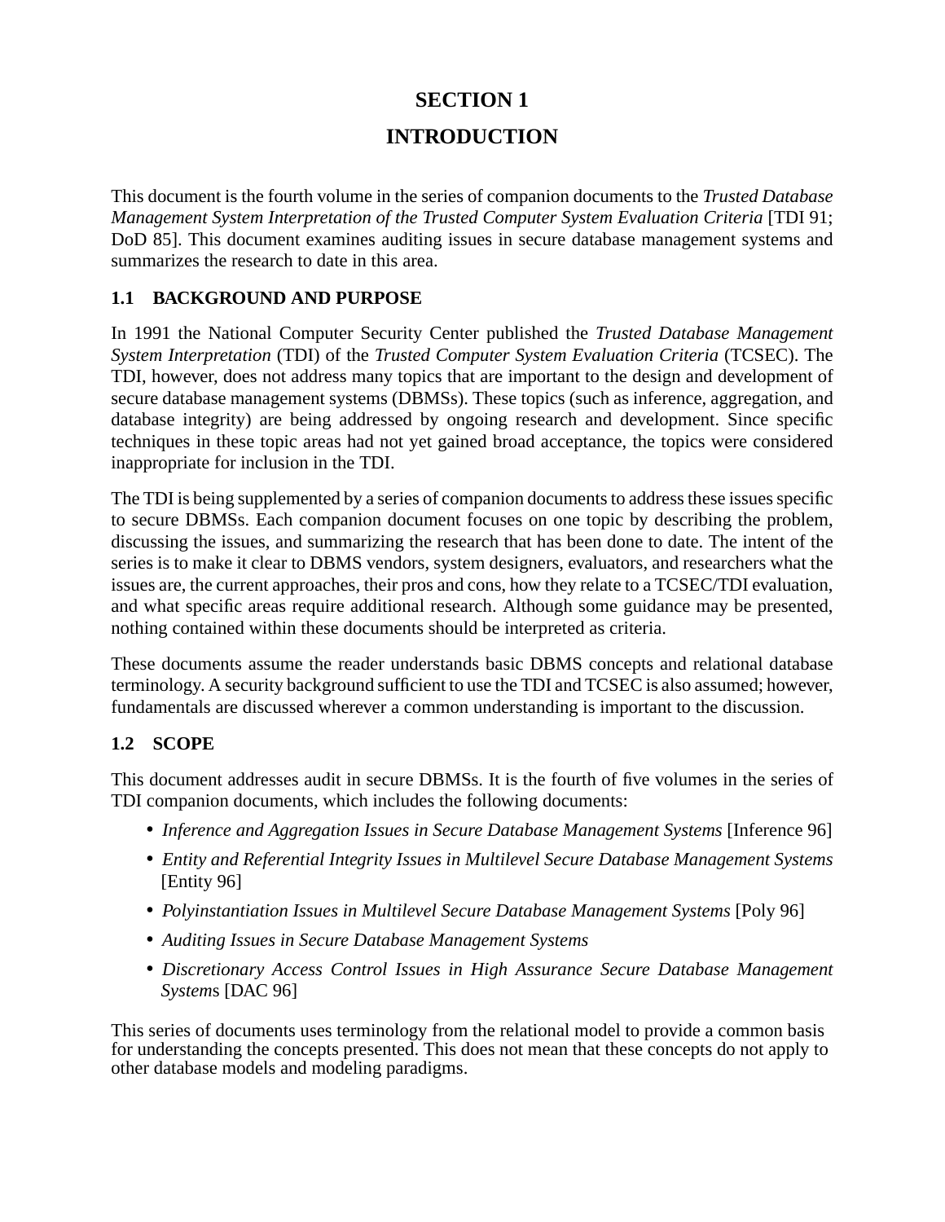# SECTION 1

# INTRODUCTION

This document is the fourth volume in the series of companion documents to the *Trusted Database Management System Interpretation of the Trusted Computer System Evaluation Criteria* [TDI 91; DoD 85]. This document examines auditing issues in secure database management systems and summarizes the research to date in this area.

## 1.1 BACKGROUND AND PURPOSE

In 1991 the National Computer Security Center published the *Trusted Database Management System Interpretation* (TDI) of the *Trusted Computer System Evaluation Criteria* (TCSEC). The TDI, however, does not address many topics that are important to the design and development of secure database management systems (DBMSs). These topics (such as inference, aggregation, and database integrity) are being addressed by ongoing research and development. Since specific techniques in these topic areas had not yet gained broad acceptance, the topics were considered inappropriate for inclusion in the TDI.

The TDI is being supplemented by a series of companion documents to address these issues specific to secure DBMSs. Each companion document focuses on one topic by describing the problem, discussing the issues, and summarizing the research that has been done to date. The intent of the series is to make it clear to DBMS vendors, system designers, evaluators, and researchers what the issues are, the current approaches, their pros and cons, how they relate to a TCSEC/TDI evaluation, and what specific areas require additional research. Although some guidance may be presented, nothing contained within these documents should be interpreted as criteria.

These documents assume the reader understands basic DBMS concepts and relational database terminology. A security background sufficient to use the TDI and TCSEC is also assumed; however, fundamentals are discussed wherever a common understanding is important to the discussion.

## 1.2 SCOPE

This document addresses audit in secure DBMSs. It is the fourth of five volumes in the series of TDI companion documents, which includes the following documents:

- *Inference and Aggregation Issues in Secure Database Management Systems* [Inference 96]
- *Entity and Referential Integrity Issues in Multilevel Secure Database Management Systems* [Entity 96]
- *Polyinstantiation Issues in Multilevel Secure Database Management Systems* [Poly 96]
- *Auditing Issues in Secure Database Management Systems*
- *Discretionary Access Control Issues in High Assurance Secure Database Management Systems* [DAC 96]

This series of documents uses terminology from the relational model to provide a common basis for understanding the concepts presented. This does not mean that these concepts do not apply to other database models and modeling paradigms.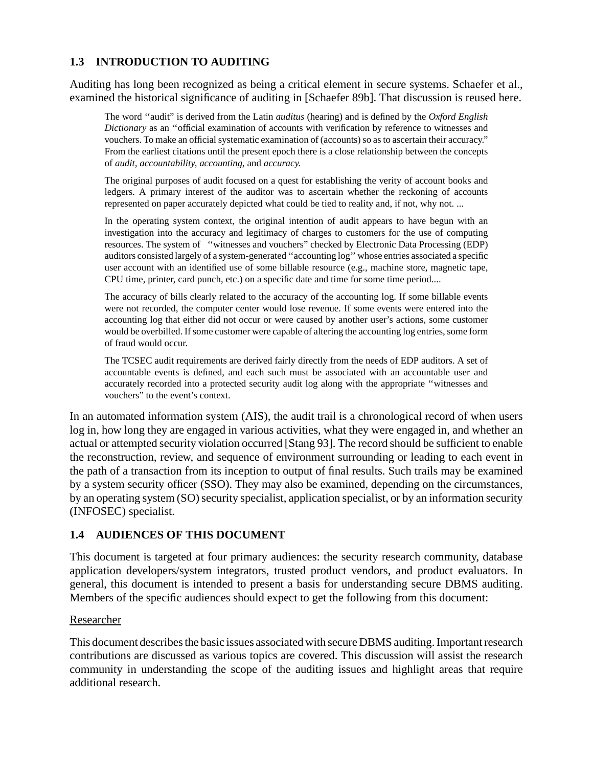## 1.3 INTRODUCTION TO AUDITING

Auditing has long been recognized as being a critical element in secure systems. Schaefer et al., examined the historical significance of auditing in [Schaefer 89b]. That discussion is reused here.

> The word ''audit'' is derived from the Latin *auditus* (hearing) and is defined by the *Oxford English Dictionary* as an ''official examination of accounts with verification by reference to witnesses and vouchers. To make an official systematic examination of (accounts) so as to ascertain their accuracy.'' From the earliest citations until the present epoch there is a close relationship between the concepts of *audit, accountability, accounting,* and *accuracy.*
>
> The original purposes of audit focused on a quest for establishing the verity of account books and ledgers. A primary interest of the auditor was to ascertain whether the reckoning of accounts represented on paper accurately depicted what could be tied to reality and, if not, why not. ...
>
> In the operating system context, the original intention of audit appears to have begun with an investigation into the accuracy and legitimacy of charges to customers for the use of computing resources. The system of ''witnesses and vouchers'' checked by Electronic Data Processing (EDP) auditors consisted largely of a system-generated ''accounting log'' whose entries associated a specific user account with an identified use of some billable resource (e.g., machine store, magnetic tape, CPU time, printer, card punch, etc.) on a specific date and time for some time period....
>
> The accuracy of bills clearly related to the accuracy of the accounting log. If some billable events were not recorded, the computer center would lose revenue. If some events were entered into the accounting log that either did not occur or were caused by another user's actions, some customer would be overbilled. If some customer were capable of altering the accounting log entries, some form of fraud would occur.
>
> The TCSEC audit requirements are derived fairly directly from the needs of EDP auditors. A set of accountable events is defined, and each such must be associated with an accountable user and accurately recorded into a protected security audit log along with the appropriate ''witnesses and vouchers'' to the event's context.

In an automated information system (AIS), the audit trail is a chronological record of when users log in, how long they are engaged in various activities, what they were engaged in, and whether an actual or attempted security violation occurred [Stang 93]. The record should be sufficient to enable the reconstruction, review, and sequence of environment surrounding or leading to each event in the path of a transaction from its inception to output of final results. Such trails may be examined by a system security officer (SSO). They may also be examined, depending on the circumstances, by an operating system (SO) security specialist, application specialist, or by an information security (INFOSEC) specialist.

## 1.4 AUDIENCES OF THIS DOCUMENT

This document is targeted at four primary audiences: the security research community, database application developers/system integrators, trusted product vendors, and product evaluators. In general, this document is intended to present a basis for understanding secure DBMS auditing. Members of the specific audiences should expect to get the following from this document:

Researcher

This document describes the basic issues associated with secure DBMS auditing. Important research contributions are discussed as various topics are covered. This discussion will assist the research community in understanding the scope of the auditing issues and highlight areas that require additional research.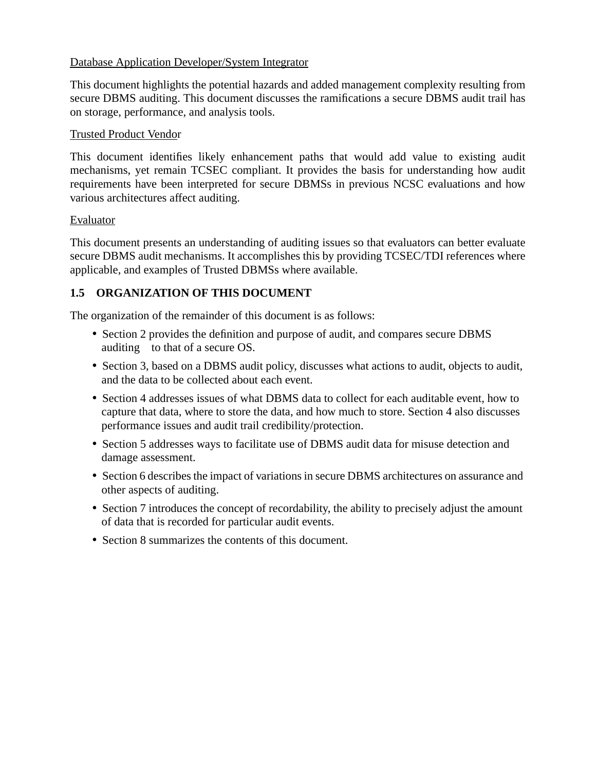<u>Database Application Developer/System Integrator</u>

This document highlights the potential hazards and added management complexity resulting from secure DBMS auditing. This document discusses the ramifications a secure DBMS audit trail has on storage, performance, and analysis tools.

<u>Trusted Product Vendor</u>

This document identifies likely enhancement paths that would add value to existing audit mechanisms, yet remain TCSEC compliant. It provides the basis for understanding how audit requirements have been interpreted for secure DBMSs in previous NCSC evaluations and how various architectures affect auditing.

<u>Evaluator</u>

This document presents an understanding of auditing issues so that evaluators can better evaluate secure DBMS audit mechanisms. It accomplishes this by providing TCSEC/TDI references where applicable, and examples of Trusted DBMSs where available.

### 1.5 ORGANIZATION OF THIS DOCUMENT

The organization of the remainder of this document is as follows:

- Section 2 provides the definition and purpose of audit, and compares secure DBMS auditing to that of a secure OS.
- Section 3, based on a DBMS audit policy, discusses what actions to audit, objects to audit, and the data to be collected about each event.
- Section 4 addresses issues of what DBMS data to collect for each auditable event, how to capture that data, where to store the data, and how much to store. Section 4 also discusses performance issues and audit trail credibility/protection.
- Section 5 addresses ways to facilitate use of DBMS audit data for misuse detection and damage assessment.
- Section 6 describes the impact of variations in secure DBMS architectures on assurance and other aspects of auditing.
- Section 7 introduces the concept of recordability, the ability to precisely adjust the amount of data that is recorded for particular audit events.
- Section 8 summarizes the contents of this document.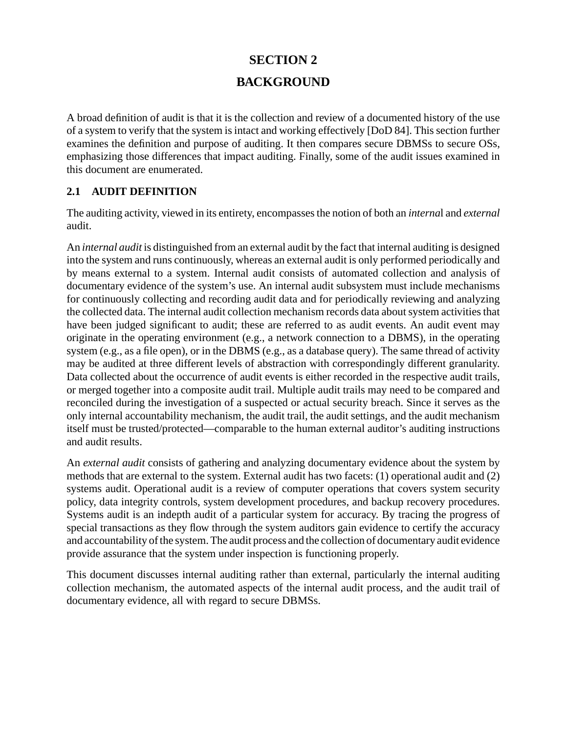# SECTION 2

# BACKGROUND

A broad definition of audit is that it is the collection and review of a documented history of the use of a system to verify that the system is intact and working effectively [DoD 84]. This section further examines the definition and purpose of auditing. It then compares secure DBMSs to secure OSs, emphasizing those differences that impact auditing. Finally, some of the audit issues examined in this document are enumerated.

## 2.1 AUDIT DEFINITION

The auditing activity, viewed in its entirety, encompasses the notion of both an *interna*l and *external* audit.

An *internal audit* is distinguished from an external audit by the fact that internal auditing is designed into the system and runs continuously, whereas an external audit is only performed periodically and by means external to a system. Internal audit consists of automated collection and analysis of documentary evidence of the system's use. An internal audit subsystem must include mechanisms for continuously collecting and recording audit data and for periodically reviewing and analyzing the collected data. The internal audit collection mechanism records data about system activities that have been judged significant to audit; these are referred to as audit events. An audit event may originate in the operating environment (e.g., a network connection to a DBMS), in the operating system (e.g., as a file open), or in the DBMS (e.g., as a database query). The same thread of activity may be audited at three different levels of abstraction with correspondingly different granularity. Data collected about the occurrence of audit events is either recorded in the respective audit trails, or merged together into a composite audit trail. Multiple audit trails may need to be compared and reconciled during the investigation of a suspected or actual security breach. Since it serves as the only internal accountability mechanism, the audit trail, the audit settings, and the audit mechanism itself must be trusted/protected—comparable to the human external auditor's auditing instructions and audit results.

An *external audit* consists of gathering and analyzing documentary evidence about the system by methods that are external to the system. External audit has two facets: (1) operational audit and (2) systems audit. Operational audit is a review of computer operations that covers system security policy, data integrity controls, system development procedures, and backup recovery procedures. Systems audit is an indepth audit of a particular system for accuracy. By tracing the progress of special transactions as they flow through the system auditors gain evidence to certify the accuracy and accountability of the system. The audit process and the collection of documentary audit evidence provide assurance that the system under inspection is functioning properly.

This document discusses internal auditing rather than external, particularly the internal auditing collection mechanism, the automated aspects of the internal audit process, and the audit trail of documentary evidence, all with regard to secure DBMSs.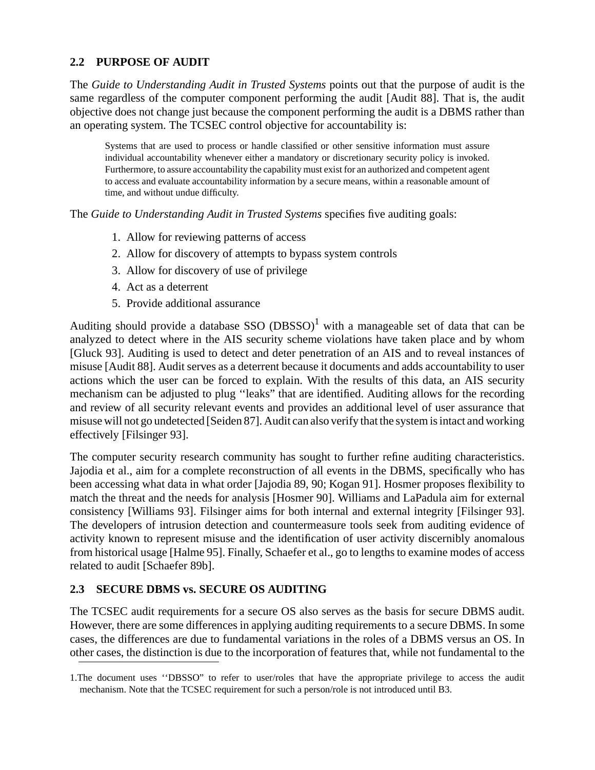## 2.2 PURPOSE OF AUDIT

The *Guide to Understanding Audit in Trusted Systems* points out that the purpose of audit is the same regardless of the computer component performing the audit [Audit 88]. That is, the audit objective does not change just because the component performing the audit is a DBMS rather than an operating system. The TCSEC control objective for accountability is:

> Systems that are used to process or handle classified or other sensitive information must assure individual accountability whenever either a mandatory or discretionary security policy is invoked. Furthermore, to assure accountability the capability must exist for an authorized and competent agent to access and evaluate accountability information by a secure means, within a reasonable amount of time, and without undue difficulty.

The *Guide to Understanding Audit in Trusted Systems* specifies five auditing goals:

1. Allow for reviewing patterns of access
2. Allow for discovery of attempts to bypass system controls
3. Allow for discovery of use of privilege
4. Act as a deterrent
5. Provide additional assurance

Auditing should provide a database SSO (DBSSO)[1] with a manageable set of data that can be analyzed to detect where in the AIS security scheme violations have taken place and by whom [Gluck 93]. Auditing is used to detect and deter penetration of an AIS and to reveal instances of misuse [Audit 88]. Audit serves as a deterrent because it documents and adds accountability to user actions which the user can be forced to explain. With the results of this data, an AIS security mechanism can be adjusted to plug ‘‘leaks” that are identified. Auditing allows for the recording and review of all security relevant events and provides an additional level of user assurance that misuse will not go undetected [Seiden 87]. Audit can also verify that the system is intact and working effectively [Filsinger 93].

The computer security research community has sought to further refine auditing characteristics. Jajodia et al., aim for a complete reconstruction of all events in the DBMS, specifically who has been accessing what data in what order [Jajodia 89, 90; Kogan 91]. Hosmer proposes flexibility to match the threat and the needs for analysis [Hosmer 90]. Williams and LaPadula aim for external consistency [Williams 93]. Filsinger aims for both internal and external integrity [Filsinger 93]. The developers of intrusion detection and countermeasure tools seek from auditing evidence of activity known to represent misuse and the identification of user activity discernibly anomalous from historical usage [Halme 95]. Finally, Schaefer et al., go to lengths to examine modes of access related to audit [Schaefer 89b].

## 2.3 SECURE DBMS vs. SECURE OS AUDITING

The TCSEC audit requirements for a secure OS also serves as the basis for secure DBMS audit. However, there are some differences in applying auditing requirements to a secure DBMS. In some cases, the differences are due to fundamental variations in the roles of a DBMS versus an OS. In other cases, the distinction is due to the incorporation of features that, while not fundamental to the

---

1. The document uses ‘‘DBSSO” to refer to user/roles that have the appropriate privilege to access the audit mechanism. Note that the TCSEC requirement for such a person/role is not introduced until B3.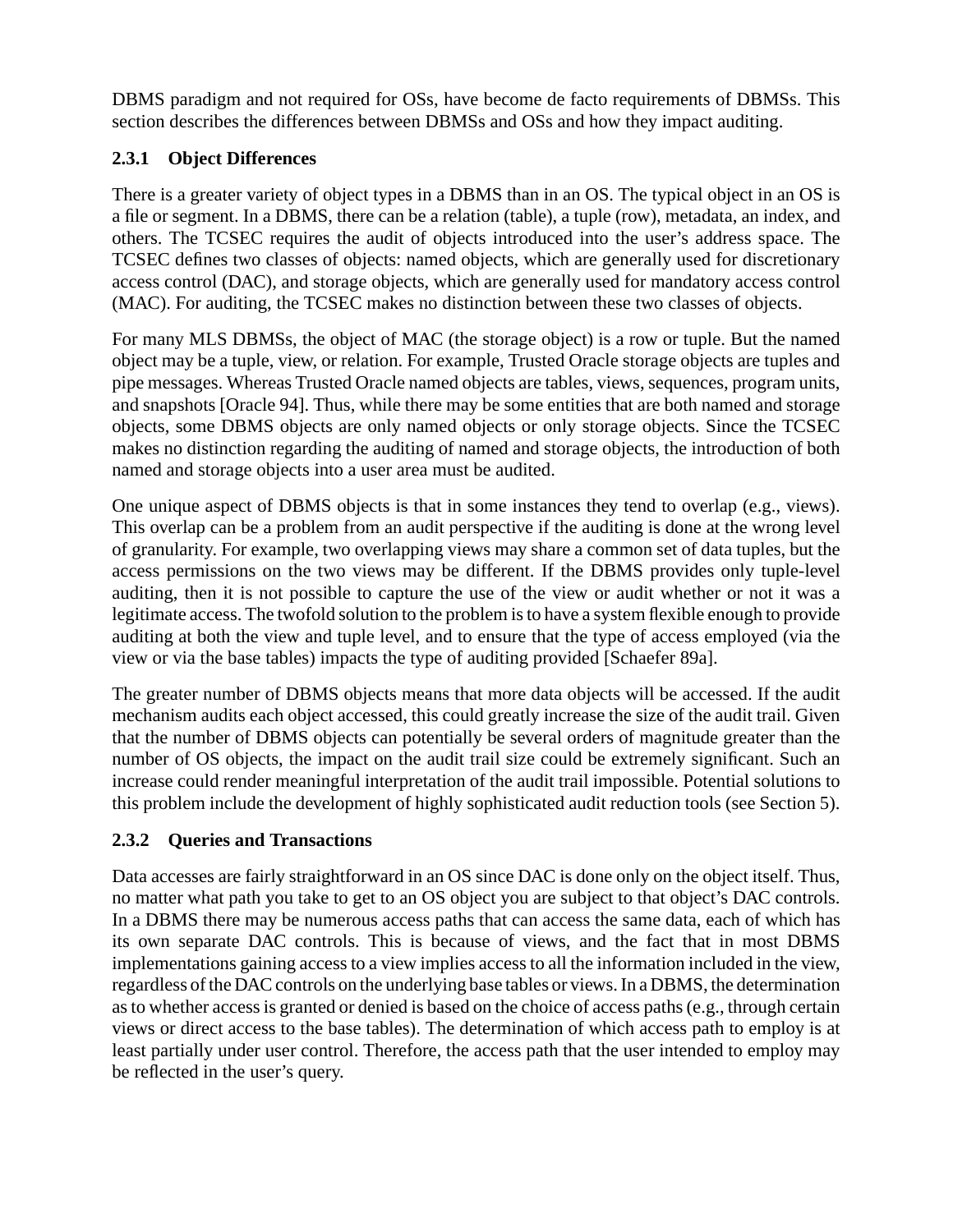DBMS paradigm and not required for OSs, have become de facto requirements of DBMSs. This section describes the differences between DBMSs and OSs and how they impact auditing.

### 2.3.1 Object Differences

There is a greater variety of object types in a DBMS than in an OS. The typical object in an OS is a file or segment. In a DBMS, there can be a relation (table), a tuple (row), metadata, an index, and others. The TCSEC requires the audit of objects introduced into the user's address space. The TCSEC defines two classes of objects: named objects, which are generally used for discretionary access control (DAC), and storage objects, which are generally used for mandatory access control (MAC). For auditing, the TCSEC makes no distinction between these two classes of objects.

For many MLS DBMSs, the object of MAC (the storage object) is a row or tuple. But the named object may be a tuple, view, or relation. For example, Trusted Oracle storage objects are tuples and pipe messages. Whereas Trusted Oracle named objects are tables, views, sequences, program units, and snapshots [Oracle 94]. Thus, while there may be some entities that are both named and storage objects, some DBMS objects are only named objects or only storage objects. Since the TCSEC makes no distinction regarding the auditing of named and storage objects, the introduction of both named and storage objects into a user area must be audited.

One unique aspect of DBMS objects is that in some instances they tend to overlap (e.g., views). This overlap can be a problem from an audit perspective if the auditing is done at the wrong level of granularity. For example, two overlapping views may share a common set of data tuples, but the access permissions on the two views may be different. If the DBMS provides only tuple-level auditing, then it is not possible to capture the use of the view or audit whether or not it was a legitimate access. The twofold solution to the problem is to have a system flexible enough to provide auditing at both the view and tuple level, and to ensure that the type of access employed (via the view or via the base tables) impacts the type of auditing provided [Schaefer 89a].

The greater number of DBMS objects means that more data objects will be accessed. If the audit mechanism audits each object accessed, this could greatly increase the size of the audit trail. Given that the number of DBMS objects can potentially be several orders of magnitude greater than the number of OS objects, the impact on the audit trail size could be extremely significant. Such an increase could render meaningful interpretation of the audit trail impossible. Potential solutions to this problem include the development of highly sophisticated audit reduction tools (see Section 5).

### 2.3.2 Queries and Transactions

Data accesses are fairly straightforward in an OS since DAC is done only on the object itself. Thus, no matter what path you take to get to an OS object you are subject to that object's DAC controls. In a DBMS there may be numerous access paths that can access the same data, each of which has its own separate DAC controls. This is because of views, and the fact that in most DBMS implementations gaining access to a view implies access to all the information included in the view, regardless of the DAC controls on the underlying base tables or views. In a DBMS, the determination as to whether access is granted or denied is based on the choice of access paths (e.g., through certain views or direct access to the base tables). The determination of which access path to employ is at least partially under user control. Therefore, the access path that the user intended to employ may be reflected in the user's query.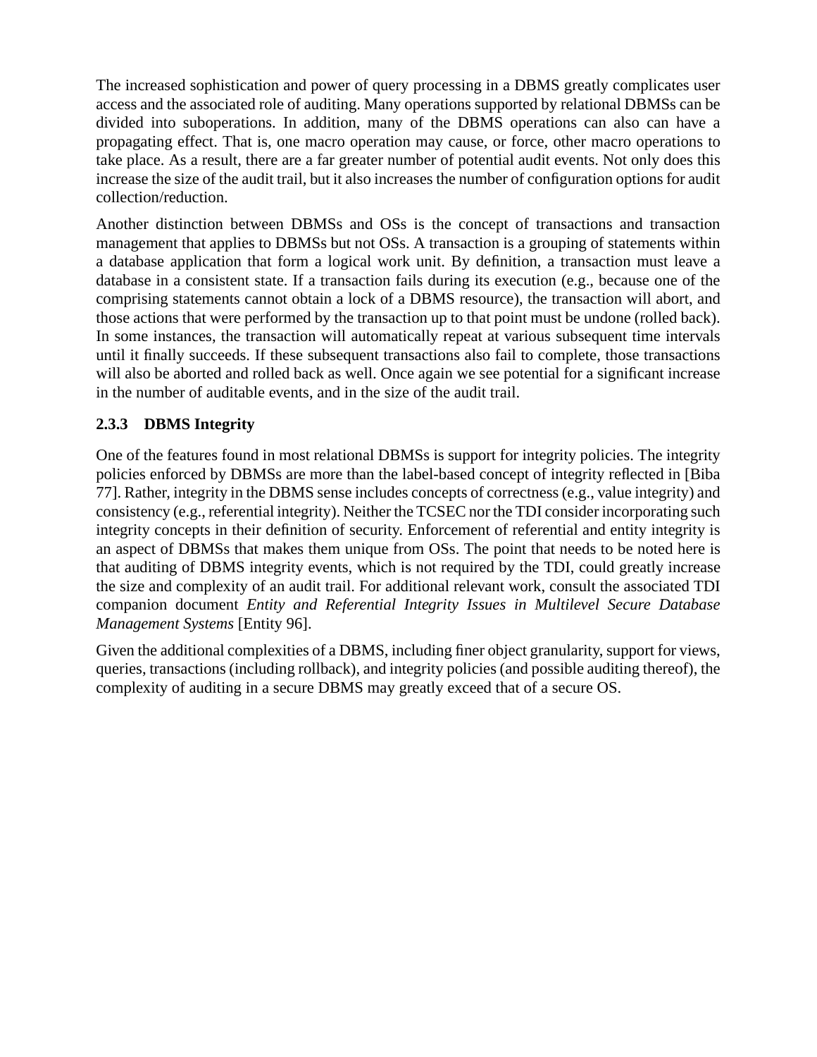The increased sophistication and power of query processing in a DBMS greatly complicates user access and the associated role of auditing. Many operations supported by relational DBMSs can be divided into suboperations. In addition, many of the DBMS operations can also can have a propagating effect. That is, one macro operation may cause, or force, other macro operations to take place. As a result, there are a far greater number of potential audit events. Not only does this increase the size of the audit trail, but it also increases the number of configuration options for audit collection/reduction.

Another distinction between DBMSs and OSs is the concept of transactions and transaction management that applies to DBMSs but not OSs. A transaction is a grouping of statements within a database application that form a logical work unit. By definition, a transaction must leave a database in a consistent state. If a transaction fails during its execution (e.g., because one of the comprising statements cannot obtain a lock of a DBMS resource), the transaction will abort, and those actions that were performed by the transaction up to that point must be undone (rolled back). In some instances, the transaction will automatically repeat at various subsequent time intervals until it finally succeeds. If these subsequent transactions also fail to complete, those transactions will also be aborted and rolled back as well. Once again we see potential for a significant increase in the number of auditable events, and in the size of the audit trail.

### 2.3.3 DBMS Integrity

One of the features found in most relational DBMSs is support for integrity policies. The integrity policies enforced by DBMSs are more than the label-based concept of integrity reflected in [Biba 77]. Rather, integrity in the DBMS sense includes concepts of correctness (e.g., value integrity) and consistency (e.g., referential integrity). Neither the TCSEC nor the TDI consider incorporating such integrity concepts in their definition of security. Enforcement of referential and entity integrity is an aspect of DBMSs that makes them unique from OSs. The point that needs to be noted here is that auditing of DBMS integrity events, which is not required by the TDI, could greatly increase the size and complexity of an audit trail. For additional relevant work, consult the associated TDI companion document *Entity and Referential Integrity Issues in Multilevel Secure Database Management Systems* [Entity 96].

Given the additional complexities of a DBMS, including finer object granularity, support for views, queries, transactions (including rollback), and integrity policies (and possible auditing thereof), the complexity of auditing in a secure DBMS may greatly exceed that of a secure OS.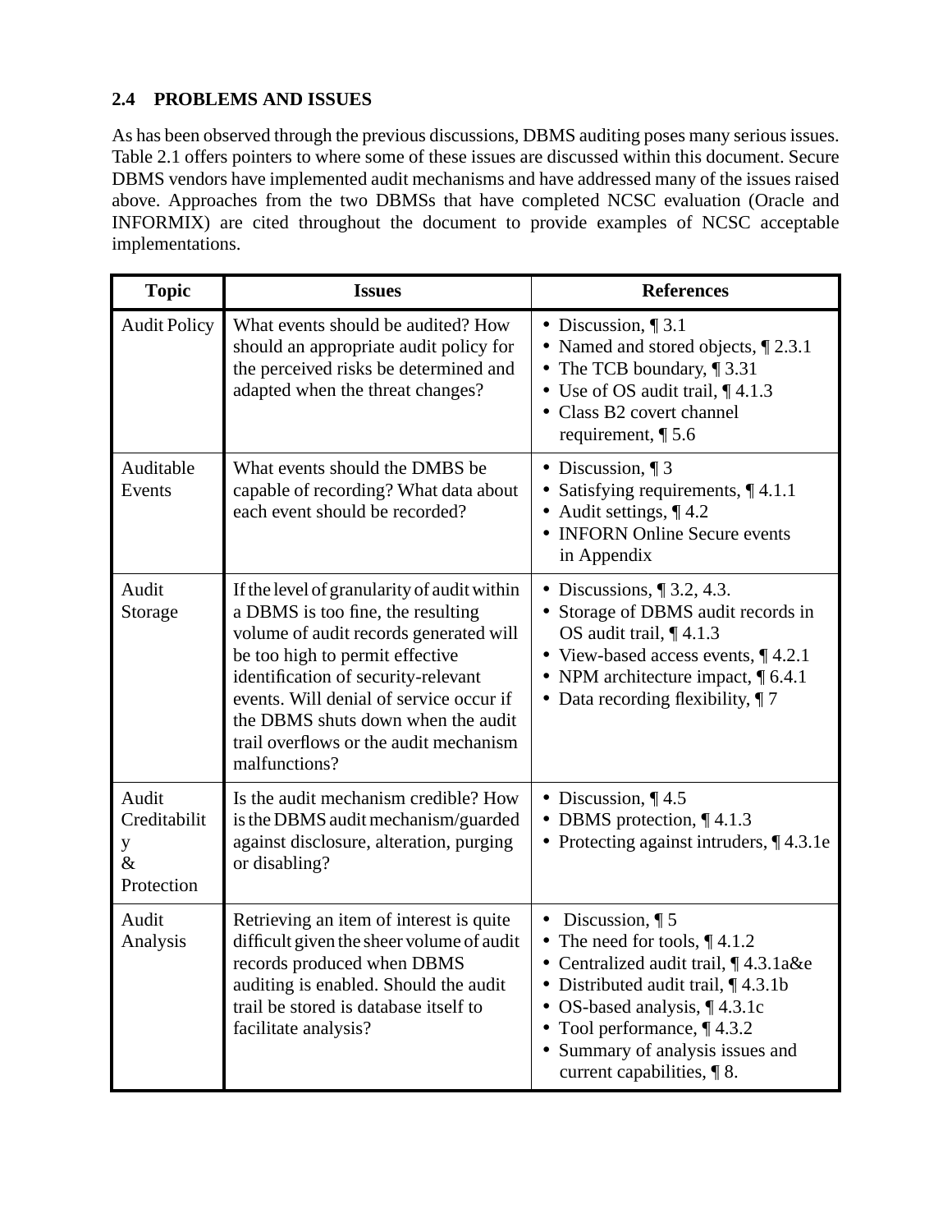## 2.4 PROBLEMS AND ISSUES

As has been observed through the previous discussions, DBMS auditing poses many serious issues. Table 2.1 offers pointers to where some of these issues are discussed within this document. Secure DBMS vendors have implemented audit mechanisms and have addressed many of the issues raised above. Approaches from the two DBMSs that have completed NCSC evaluation (Oracle and INFORMIX) are cited throughout the document to provide examples of NCSC acceptable implementations.

| Topic | Issues | References |
|---|---|---|
| Audit Policy | What events should be audited? How should an appropriate audit policy for the perceived risks be determined and adapted when the threat changes? | • Discussion, ¶ 3.1<br>• Named and stored objects, ¶ 2.3.1<br>• The TCB boundary, ¶ 3.31<br>• Use of OS audit trail, ¶ 4.1.3<br>• Class B2 covert channel requirement, ¶ 5.6 |
| Auditable Events | What events should the DMBS be capable of recording? What data about each event should be recorded? | • Discussion, ¶ 3<br>• Satisfying requirements, ¶ 4.1.1<br>• Audit settings, ¶ 4.2<br>• INFORN Online Secure events in Appendix |
| Audit Storage | If the level of granularity of audit within a DBMS is too fine, the resulting volume of audit records generated will be too high to permit effective identification of security-relevant events. Will denial of service occur if the DBMS shuts down when the audit trail overflows or the audit mechanism malfunctions? | • Discussions, ¶ 3.2, 4.3.<br>• Storage of DBMS audit records in OS audit trail, ¶ 4.1.3<br>• View-based access events, ¶ 4.2.1<br>• NPM architecture impact, ¶ 6.4.1<br>• Data recording flexibility, ¶ 7 |
| Audit Creditability & Protection | Is the audit mechanism credible? How is the DBMS audit mechanism/guarded against disclosure, alteration, purging or disabling? | • Discussion, ¶ 4.5<br>• DBMS protection, ¶ 4.1.3<br>• Protecting against intruders, ¶ 4.3.1e |
| Audit Analysis | Retrieving an item of interest is quite difficult given the sheer volume of audit records produced when DBMS auditing is enabled. Should the audit trail be stored is database itself to facilitate analysis? | • Discussion, ¶ 5<br>• The need for tools, ¶ 4.1.2<br>• Centralized audit trail, ¶ 4.3.1a&e<br>• Distributed audit trail, ¶ 4.3.1b<br>• OS-based analysis, ¶ 4.3.1c<br>• Tool performance, ¶ 4.3.2<br>• Summary of analysis issues and current capabilities, ¶ 8. |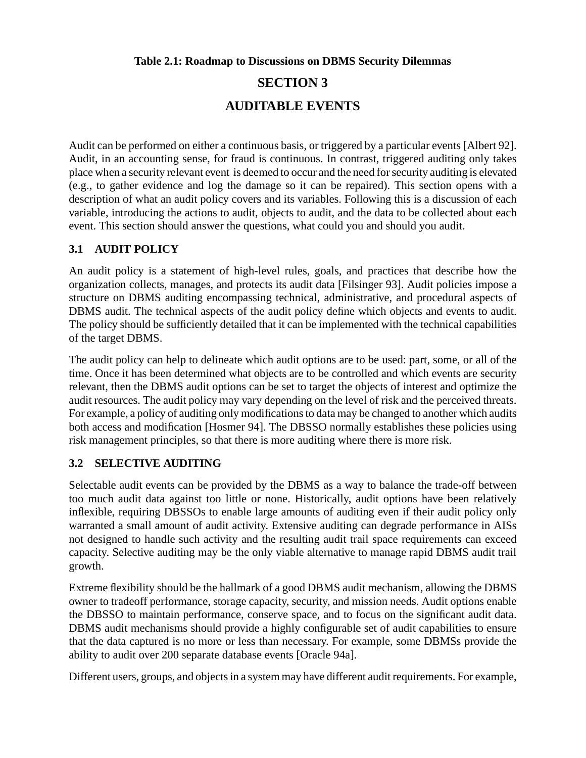**Table 2.1: Roadmap to Discussions on DBMS Security Dilemmas**

# SECTION 3

# AUDITABLE EVENTS

Audit can be performed on either a continuous basis, or triggered by a particular events [Albert 92]. Audit, in an accounting sense, for fraud is continuous. In contrast, triggered auditing only takes place when a security relevant event is deemed to occur and the need for security auditing is elevated (e.g., to gather evidence and log the damage so it can be repaired). This section opens with a description of what an audit policy covers and its variables. Following this is a discussion of each variable, introducing the actions to audit, objects to audit, and the data to be collected about each event. This section should answer the questions, what could you and should you audit.

## 3.1 AUDIT POLICY

An audit policy is a statement of high-level rules, goals, and practices that describe how the organization collects, manages, and protects its audit data [Filsinger 93]. Audit policies impose a structure on DBMS auditing encompassing technical, administrative, and procedural aspects of DBMS audit. The technical aspects of the audit policy define which objects and events to audit. The policy should be sufficiently detailed that it can be implemented with the technical capabilities of the target DBMS.

The audit policy can help to delineate which audit options are to be used: part, some, or all of the time. Once it has been determined what objects are to be controlled and which events are security relevant, then the DBMS audit options can be set to target the objects of interest and optimize the audit resources. The audit policy may vary depending on the level of risk and the perceived threats. For example, a policy of auditing only modifications to data may be changed to another which audits both access and modification [Hosmer 94]. The DBSSO normally establishes these policies using risk management principles, so that there is more auditing where there is more risk.

## 3.2 SELECTIVE AUDITING

Selectable audit events can be provided by the DBMS as a way to balance the trade-off between too much audit data against too little or none. Historically, audit options have been relatively inflexible, requiring DBSSOs to enable large amounts of auditing even if their audit policy only warranted a small amount of audit activity. Extensive auditing can degrade performance in AISs not designed to handle such activity and the resulting audit trail space requirements can exceed capacity. Selective auditing may be the only viable alternative to manage rapid DBMS audit trail growth.

Extreme flexibility should be the hallmark of a good DBMS audit mechanism, allowing the DBMS owner to tradeoff performance, storage capacity, security, and mission needs. Audit options enable the DBSSO to maintain performance, conserve space, and to focus on the significant audit data. DBMS audit mechanisms should provide a highly configurable set of audit capabilities to ensure that the data captured is no more or less than necessary. For example, some DBMSs provide the ability to audit over 200 separate database events [Oracle 94a].

Different users, groups, and objects in a system may have different audit requirements. For example,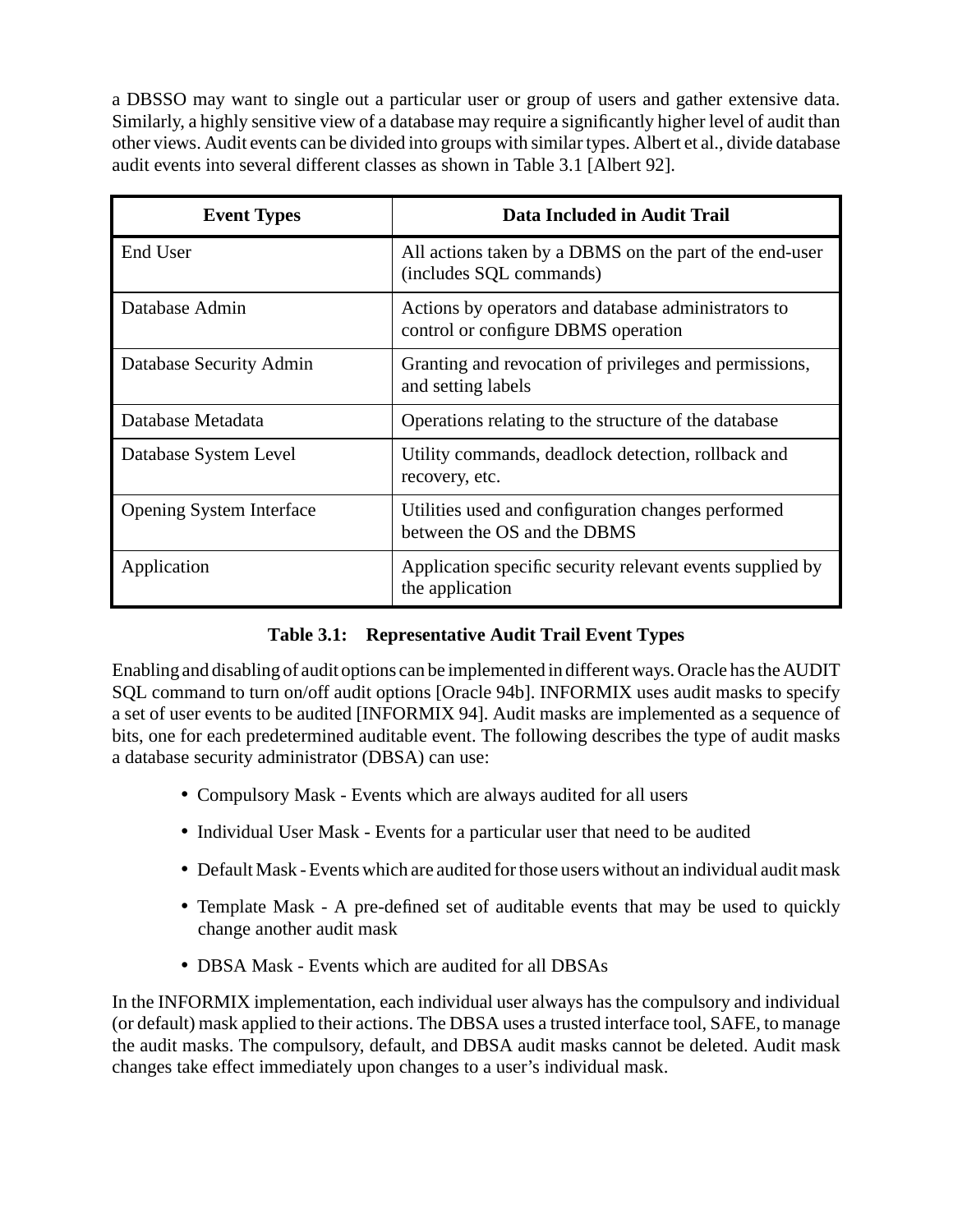a DBSSO may want to single out a particular user or group of users and gather extensive data. Similarly, a highly sensitive view of a database may require a significantly higher level of audit than other views. Audit events can be divided into groups with similar types. Albert et al., divide database audit events into several different classes as shown in Table 3.1 [Albert 92].

| Event Types | Data Included in Audit Trail |
|---|---|
| End User | All actions taken by a DBMS on the part of the end-user (includes SQL commands) |
| Database Admin | Actions by operators and database administrators to control or configure DBMS operation |
| Database Security Admin | Granting and revocation of privileges and permissions, and setting labels |
| Database Metadata | Operations relating to the structure of the database |
| Database System Level | Utility commands, deadlock detection, rollback and recovery, etc. |
| Opening System Interface | Utilities used and configuration changes performed between the OS and the DBMS |
| Application | Application specific security relevant events supplied by the application |

**Table 3.1: Representative Audit Trail Event Types**

Enabling and disabling of audit options can be implemented in different ways. Oracle has the AUDIT SQL command to turn on/off audit options [Oracle 94b]. INFORMIX uses audit masks to specify a set of user events to be audited [INFORMIX 94]. Audit masks are implemented as a sequence of bits, one for each predetermined auditable event. The following describes the type of audit masks a database security administrator (DBSA) can use:

- Compulsory Mask - Events which are always audited for all users
- Individual User Mask - Events for a particular user that need to be audited
- Default Mask - Events which are audited for those users without an individual audit mask
- Template Mask - A pre-defined set of auditable events that may be used to quickly change another audit mask
- DBSA Mask - Events which are audited for all DBSAs

In the INFORMIX implementation, each individual user always has the compulsory and individual (or default) mask applied to their actions. The DBSA uses a trusted interface tool, SAFE, to manage the audit masks. The compulsory, default, and DBSA audit masks cannot be deleted. Audit mask changes take effect immediately upon changes to a user's individual mask.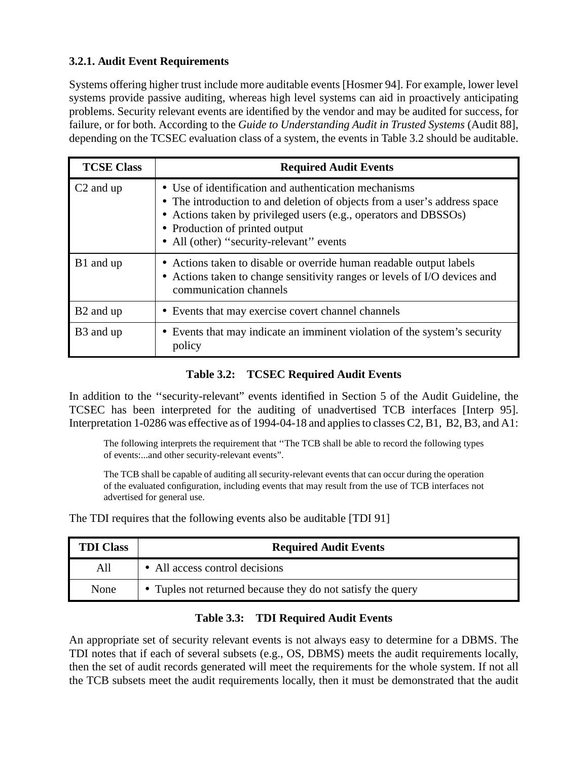### 3.2.1. Audit Event Requirements

Systems offering higher trust include more auditable events [Hosmer 94]. For example, lower level systems provide passive auditing, whereas high level systems can aid in proactively anticipating problems. Security relevant events are identified by the vendor and may be audited for success, for failure, or for both. According to the *Guide to Understanding Audit in Trusted Systems* (Audit 88], depending on the TCSEC evaluation class of a system, the events in Table 3.2 should be auditable.

| TCSE Class | Required Audit Events |
|---|---|
| C2 and up | • Use of identification and authentication mechanisms<br>• The introduction to and deletion of objects from a user's address space<br>• Actions taken by privileged users (e.g., operators and DBSSOs)<br>• Production of printed output<br>• All (other) ''security-relevant'' events |
| B1 and up | • Actions taken to disable or override human readable output labels<br>• Actions taken to change sensitivity ranges or levels of I/O devices and communication channels |
| B2 and up | • Events that may exercise covert channel channels |
| B3 and up | • Events that may indicate an imminent violation of the system's security policy |

**Table 3.2: TCSEC Required Audit Events**

In addition to the ''security-relevant" events identified in Section 5 of the Audit Guideline, the TCSEC has been interpreted for the auditing of unadvertised TCB interfaces [Interp 95]. Interpretation 1-0286 was effective as of 1994-04-18 and applies to classes C2, B1, B2, B3, and A1:

> The following interprets the requirement that ''The TCB shall be able to record the following types of events:...and other security-relevant events".
>
> The TCB shall be capable of auditing all security-relevant events that can occur during the operation of the evaluated configuration, including events that may result from the use of TCB interfaces not advertised for general use.

The TDI requires that the following events also be auditable [TDI 91]

| TDI Class | Required Audit Events |
|---|---|
| All | • All access control decisions |
| None | • Tuples not returned because they do not satisfy the query |

**Table 3.3: TDI Required Audit Events**

An appropriate set of security relevant events is not always easy to determine for a DBMS. The TDI notes that if each of several subsets (e.g., OS, DBMS) meets the audit requirements locally, then the set of audit records generated will meet the requirements for the whole system. If not all the TCB subsets meet the audit requirements locally, then it must be demonstrated that the audit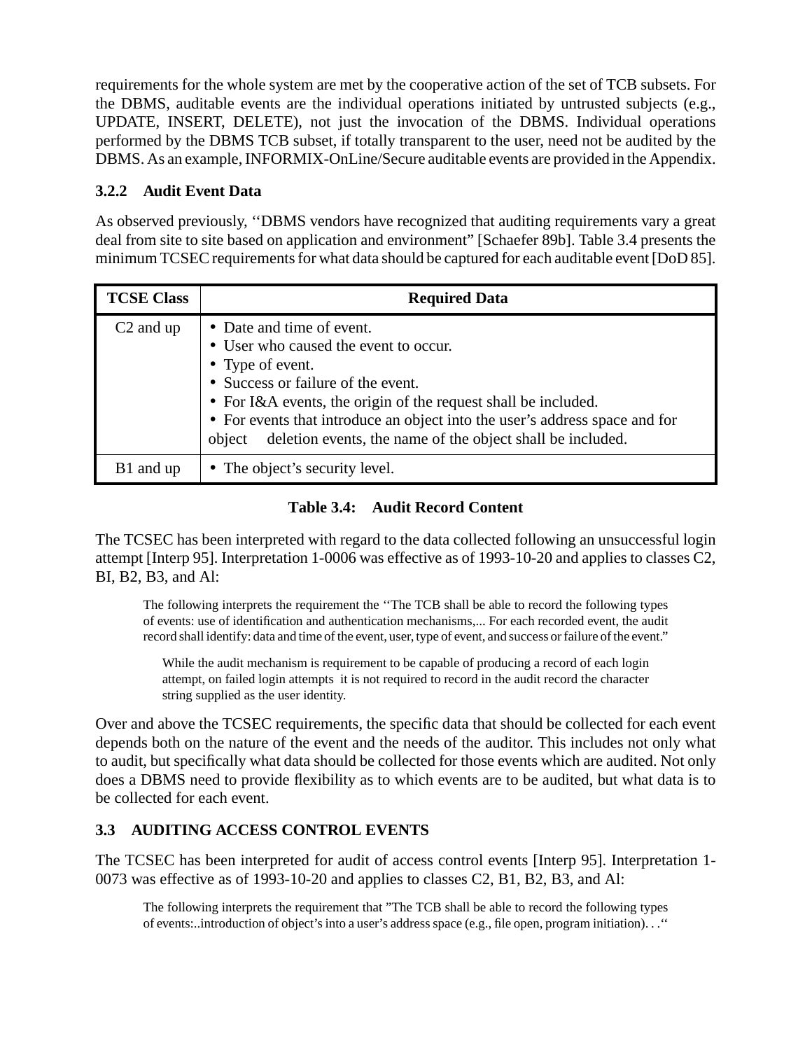requirements for the whole system are met by the cooperative action of the set of TCB subsets. For the DBMS, auditable events are the individual operations initiated by untrusted subjects (e.g., UPDATE, INSERT, DELETE), not just the invocation of the DBMS. Individual operations performed by the DBMS TCB subset, if totally transparent to the user, need not be audited by the DBMS. As an example, INFORMIX-OnLine/Secure auditable events are provided in the Appendix.

### 3.2.2 Audit Event Data

As observed previously, ‘‘DBMS vendors have recognized that auditing requirements vary a great deal from site to site based on application and environment” [Schaefer 89b]. Table 3.4 presents the minimum TCSEC requirements for what data should be captured for each auditable event [DoD 85].

| TCSE Class | Required Data |
|---|---|
| C2 and up | • Date and time of event.<br>• User who caused the event to occur.<br>• Type of event.<br>• Success or failure of the event.<br>• For I&A events, the origin of the request shall be included.<br>• For events that introduce an object into the user’s address space and for object deletion events, the name of the object shall be included. |
| B1 and up | • The object’s security level. |

**Table 3.4: Audit Record Content**

The TCSEC has been interpreted with regard to the data collected following an unsuccessful login attempt [Interp 95]. Interpretation 1-0006 was effective as of 1993-10-20 and applies to classes C2, BI, B2, B3, and Al:

> The following interprets the requirement the ‘‘The TCB shall be able to record the following types of events: use of identification and authentication mechanisms,... For each recorded event, the audit record shall identify: data and time of the event, user, type of event, and success or failure of the event.”
>
> > While the audit mechanism is requirement to be capable of producing a record of each login attempt, on failed login attempts it is not required to record in the audit record the character string supplied as the user identity.

Over and above the TCSEC requirements, the specific data that should be collected for each event depends both on the nature of the event and the needs of the auditor. This includes not only what to audit, but specifically what data should be collected for those events which are audited. Not only does a DBMS need to provide flexibility as to which events are to be audited, but what data is to be collected for each event.

## 3.3 AUDITING ACCESS CONTROL EVENTS

The TCSEC has been interpreted for audit of access control events [Interp 95]. Interpretation 1-0073 was effective as of 1993-10-20 and applies to classes C2, B1, B2, B3, and Al:

> The following interprets the requirement that ”The TCB shall be able to record the following types of events:..introduction of object’s into a user’s address space (e.g., file open, program initiation). . .‘‘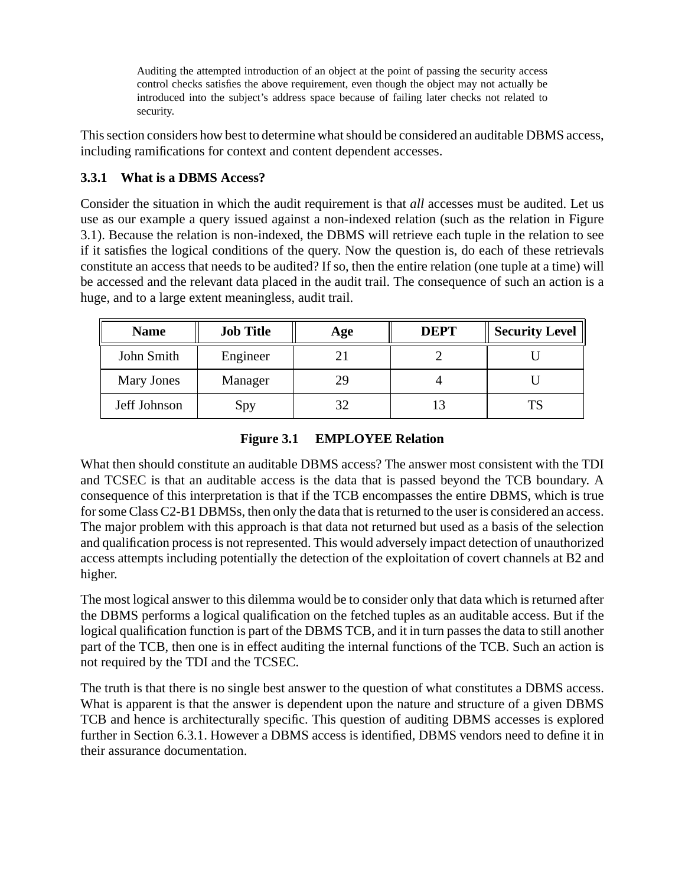> Auditing the attempted introduction of an object at the point of passing the security access control checks satisfies the above requirement, even though the object may not actually be introduced into the subject's address space because of failing later checks not related to security.

This section considers how best to determine what should be considered an auditable DBMS access, including ramifications for context and content dependent accesses.

### 3.3.1 What is a DBMS Access?

Consider the situation in which the audit requirement is that *all* accesses must be audited. Let us use as our example a query issued against a non-indexed relation (such as the relation in Figure 3.1). Because the relation is non-indexed, the DBMS will retrieve each tuple in the relation to see if it satisfies the logical conditions of the query. Now the question is, do each of these retrievals constitute an access that needs to be audited? If so, then the entire relation (one tuple at a time) will be accessed and the relevant data placed in the audit trail. The consequence of such an action is a huge, and to a large extent meaningless, audit trail.

| Name | Job Title | Age | DEPT | Security Level |
|---|---|---|---|---|
| John Smith | Engineer | 21 | 2 | U |
| Mary Jones | Manager | 29 | 4 | U |
| Jeff Johnson | Spy | 32 | 13 | TS |

**Figure 3.1 EMPLOYEE Relation**

What then should constitute an auditable DBMS access? The answer most consistent with the TDI and TCSEC is that an auditable access is the data that is passed beyond the TCB boundary. A consequence of this interpretation is that if the TCB encompasses the entire DBMS, which is true for some Class C2-B1 DBMSs, then only the data that is returned to the user is considered an access. The major problem with this approach is that data not returned but used as a basis of the selection and qualification process is not represented. This would adversely impact detection of unauthorized access attempts including potentially the detection of the exploitation of covert channels at B2 and higher.

The most logical answer to this dilemma would be to consider only that data which is returned after the DBMS performs a logical qualification on the fetched tuples as an auditable access. But if the logical qualification function is part of the DBMS TCB, and it in turn passes the data to still another part of the TCB, then one is in effect auditing the internal functions of the TCB. Such an action is not required by the TDI and the TCSEC.

The truth is that there is no single best answer to the question of what constitutes a DBMS access. What is apparent is that the answer is dependent upon the nature and structure of a given DBMS TCB and hence is architecturally specific. This question of auditing DBMS accesses is explored further in Section 6.3.1. However a DBMS access is identified, DBMS vendors need to define it in their assurance documentation.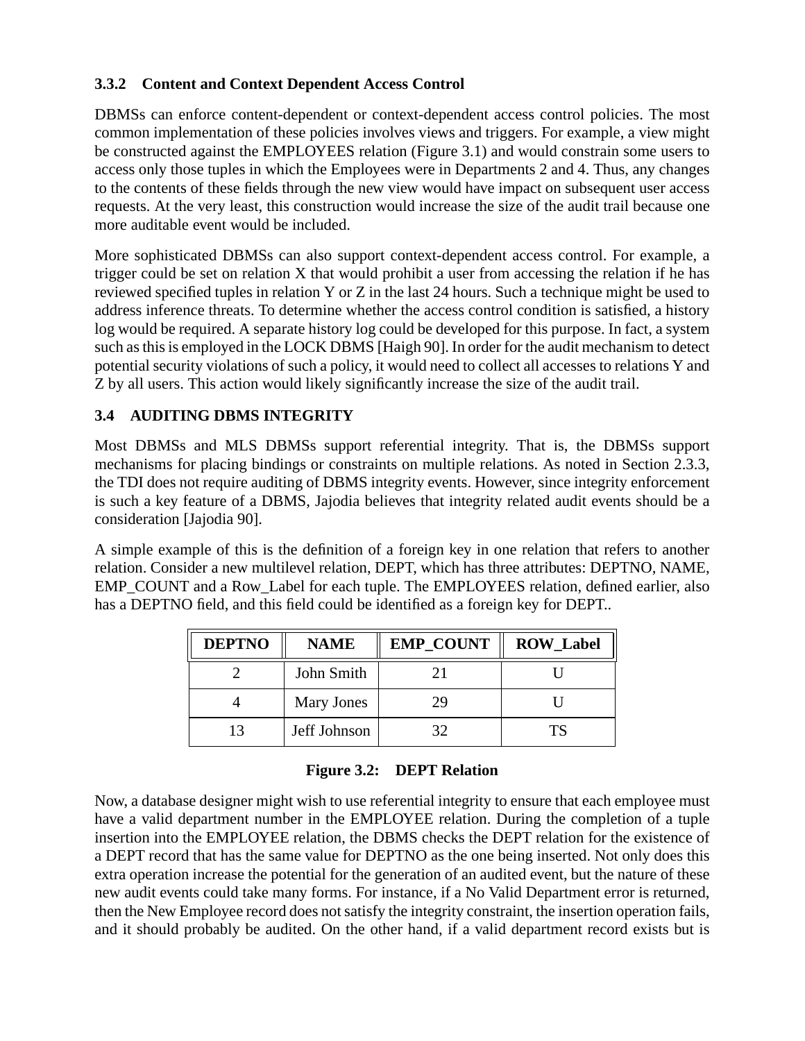### 3.3.2 Content and Context Dependent Access Control

DBMSs can enforce content-dependent or context-dependent access control policies. The most common implementation of these policies involves views and triggers. For example, a view might be constructed against the EMPLOYEES relation (Figure 3.1) and would constrain some users to access only those tuples in which the Employees were in Departments 2 and 4. Thus, any changes to the contents of these fields through the new view would have impact on subsequent user access requests. At the very least, this construction would increase the size of the audit trail because one more auditable event would be included.

More sophisticated DBMSs can also support context-dependent access control. For example, a trigger could be set on relation X that would prohibit a user from accessing the relation if he has reviewed specified tuples in relation Y or Z in the last 24 hours. Such a technique might be used to address inference threats. To determine whether the access control condition is satisfied, a history log would be required. A separate history log could be developed for this purpose. In fact, a system such as this is employed in the LOCK DBMS [Haigh 90]. In order for the audit mechanism to detect potential security violations of such a policy, it would need to collect all accesses to relations Y and Z by all users. This action would likely significantly increase the size of the audit trail.

### 3.4 AUDITING DBMS INTEGRITY

Most DBMSs and MLS DBMSs support referential integrity. That is, the DBMSs support mechanisms for placing bindings or constraints on multiple relations. As noted in Section 2.3.3, the TDI does not require auditing of DBMS integrity events. However, since integrity enforcement is such a key feature of a DBMS, Jajodia believes that integrity related audit events should be a consideration [Jajodia 90].

A simple example of this is the definition of a foreign key in one relation that refers to another relation. Consider a new multilevel relation, DEPT, which has three attributes: DEPTNO, NAME, EMP_COUNT and a Row_Label for each tuple. The EMPLOYEES relation, defined earlier, also has a DEPTNO field, and this field could be identified as a foreign key for DEPT..

| DEPTNO | NAME | EMP_COUNT | ROW_Label |
|---|---|---|---|
| 2 | John Smith | 21 | U |
| 4 | Mary Jones | 29 | U |
| 13 | Jeff Johnson | 32 | TS |

**Figure 3.2: DEPT Relation**

Now, a database designer might wish to use referential integrity to ensure that each employee must have a valid department number in the EMPLOYEE relation. During the completion of a tuple insertion into the EMPLOYEE relation, the DBMS checks the DEPT relation for the existence of a DEPT record that has the same value for DEPTNO as the one being inserted. Not only does this extra operation increase the potential for the generation of an audited event, but the nature of these new audit events could take many forms. For instance, if a No Valid Department error is returned, then the New Employee record does not satisfy the integrity constraint, the insertion operation fails, and it should probably be audited. On the other hand, if a valid department record exists but is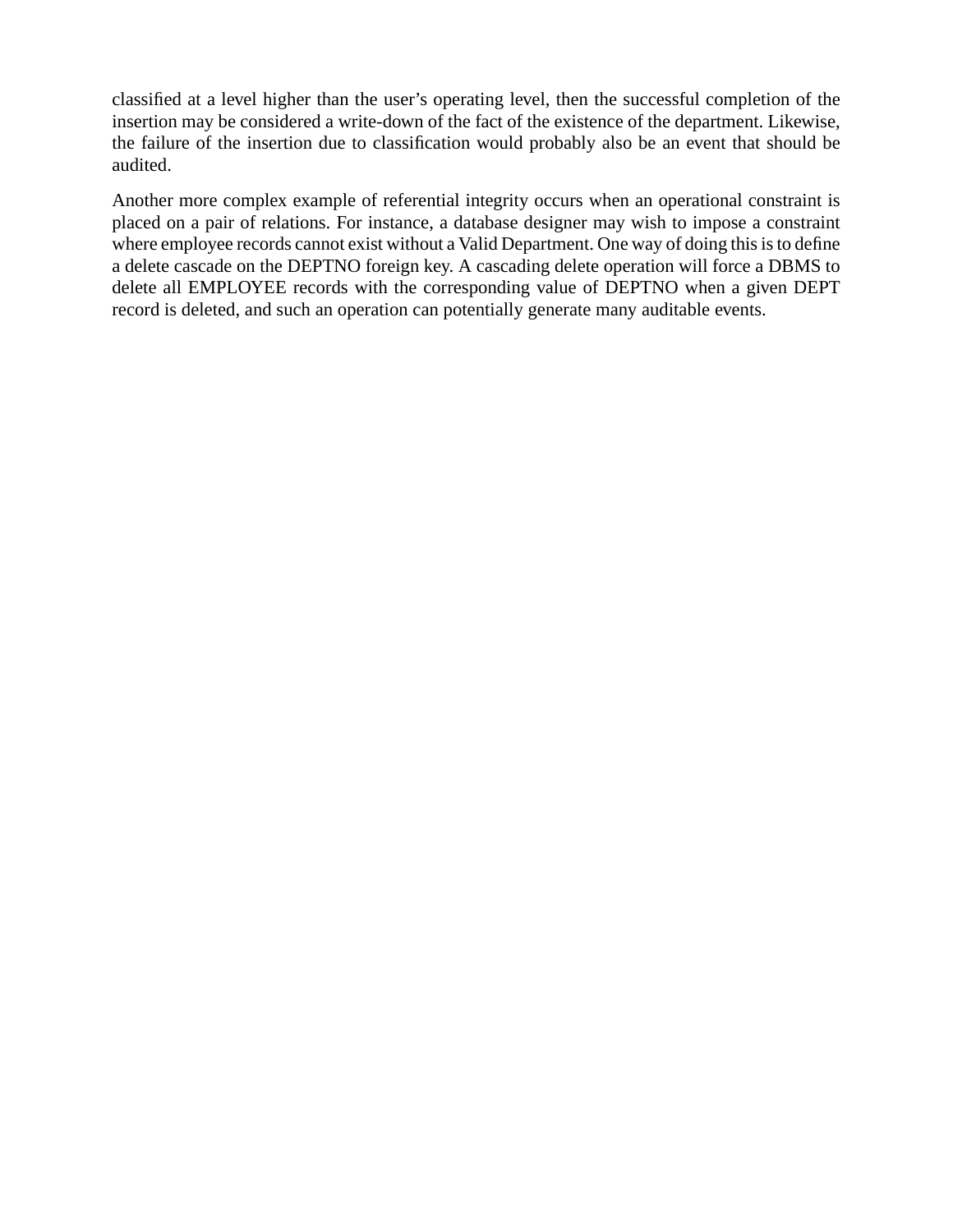classified at a level higher than the user's operating level, then the successful completion of the insertion may be considered a write-down of the fact of the existence of the department. Likewise, the failure of the insertion due to classification would probably also be an event that should be audited.

Another more complex example of referential integrity occurs when an operational constraint is placed on a pair of relations. For instance, a database designer may wish to impose a constraint where employee records cannot exist without a Valid Department. One way of doing this is to define a delete cascade on the DEPTNO foreign key. A cascading delete operation will force a DBMS to delete all EMPLOYEE records with the corresponding value of DEPTNO when a given DEPT record is deleted, and such an operation can potentially generate many auditable events.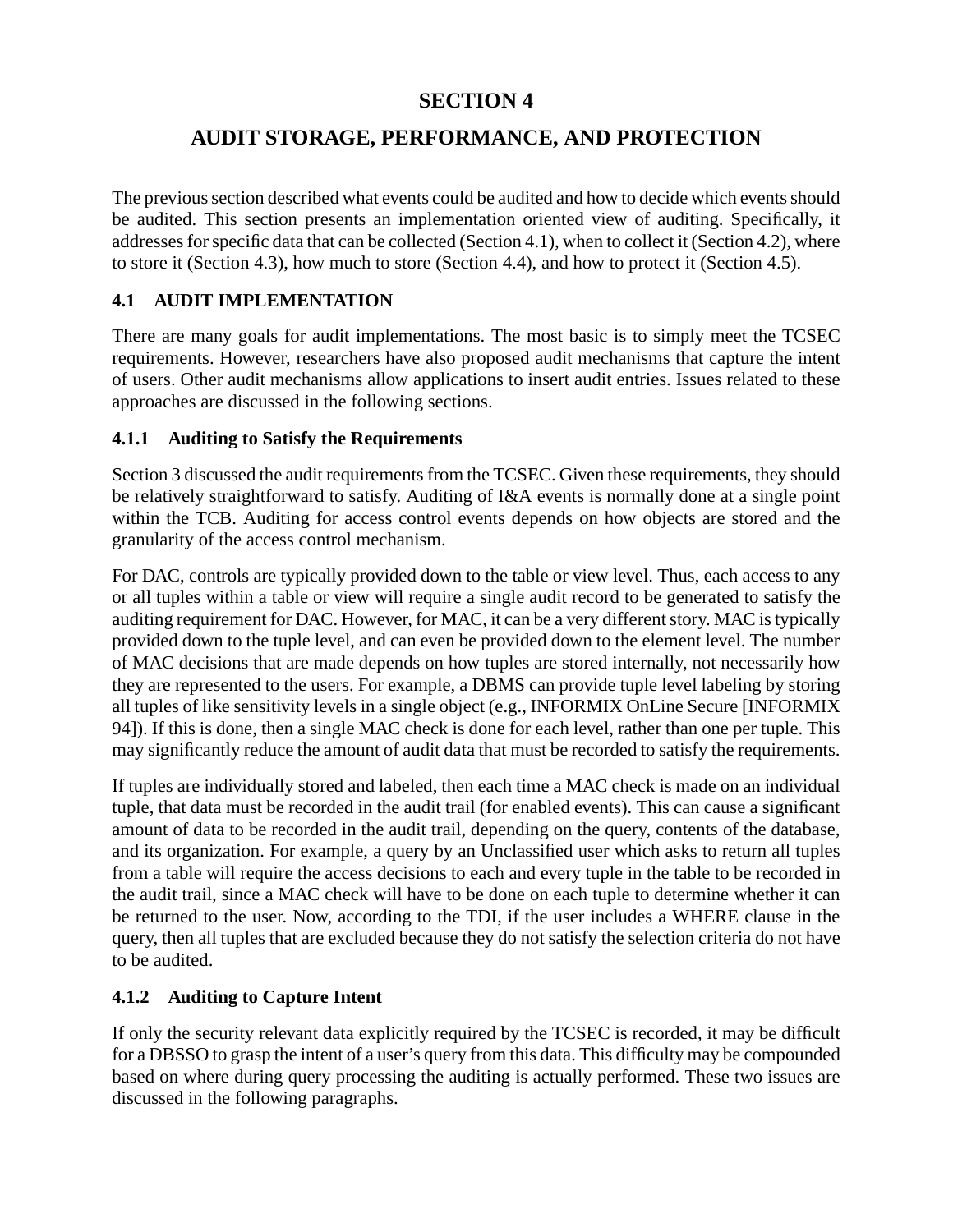# SECTION 4

# AUDIT STORAGE, PERFORMANCE, AND PROTECTION

The previous section described what events could be audited and how to decide which events should be audited. This section presents an implementation oriented view of auditing. Specifically, it addresses for specific data that can be collected (Section 4.1), when to collect it (Section 4.2), where to store it (Section 4.3), how much to store (Section 4.4), and how to protect it (Section 4.5).

## 4.1 AUDIT IMPLEMENTATION

There are many goals for audit implementations. The most basic is to simply meet the TCSEC requirements. However, researchers have also proposed audit mechanisms that capture the intent of users. Other audit mechanisms allow applications to insert audit entries. Issues related to these approaches are discussed in the following sections.

### 4.1.1 Auditing to Satisfy the Requirements

Section 3 discussed the audit requirements from the TCSEC. Given these requirements, they should be relatively straightforward to satisfy. Auditing of I&A events is normally done at a single point within the TCB. Auditing for access control events depends on how objects are stored and the granularity of the access control mechanism.

For DAC, controls are typically provided down to the table or view level. Thus, each access to any or all tuples within a table or view will require a single audit record to be generated to satisfy the auditing requirement for DAC. However, for MAC, it can be a very different story. MAC is typically provided down to the tuple level, and can even be provided down to the element level. The number of MAC decisions that are made depends on how tuples are stored internally, not necessarily how they are represented to the users. For example, a DBMS can provide tuple level labeling by storing all tuples of like sensitivity levels in a single object (e.g., INFORMIX OnLine Secure [INFORMIX 94]). If this is done, then a single MAC check is done for each level, rather than one per tuple. This may significantly reduce the amount of audit data that must be recorded to satisfy the requirements.

If tuples are individually stored and labeled, then each time a MAC check is made on an individual tuple, that data must be recorded in the audit trail (for enabled events). This can cause a significant amount of data to be recorded in the audit trail, depending on the query, contents of the database, and its organization. For example, a query by an Unclassified user which asks to return all tuples from a table will require the access decisions to each and every tuple in the table to be recorded in the audit trail, since a MAC check will have to be done on each tuple to determine whether it can be returned to the user. Now, according to the TDI, if the user includes a WHERE clause in the query, then all tuples that are excluded because they do not satisfy the selection criteria do not have to be audited.

### 4.1.2 Auditing to Capture Intent

If only the security relevant data explicitly required by the TCSEC is recorded, it may be difficult for a DBSSO to grasp the intent of a user's query from this data. This difficulty may be compounded based on where during query processing the auditing is actually performed. These two issues are discussed in the following paragraphs.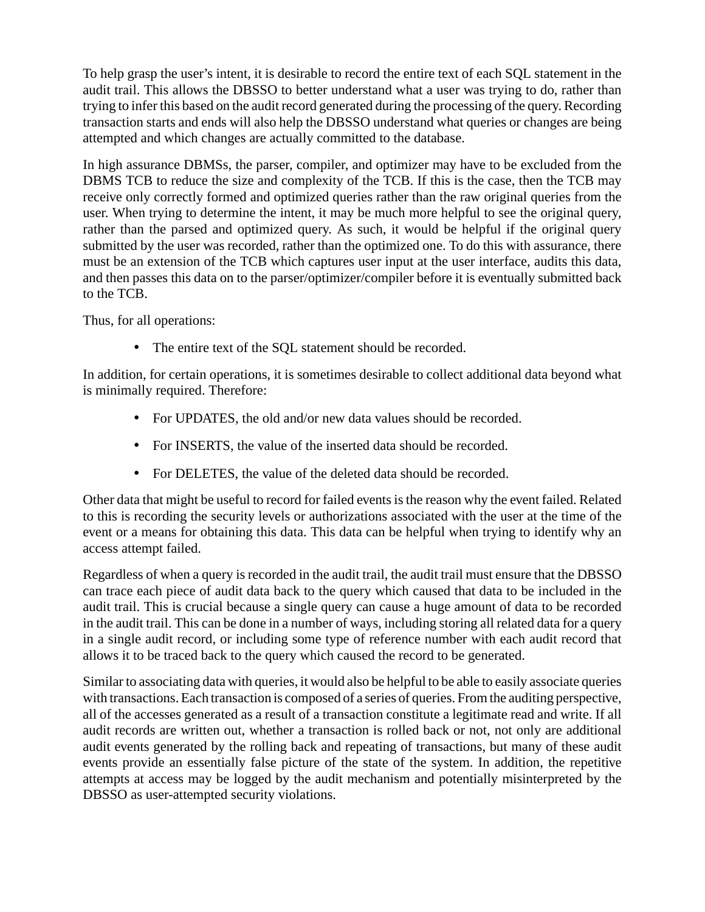To help grasp the user's intent, it is desirable to record the entire text of each SQL statement in the audit trail. This allows the DBSSO to better understand what a user was trying to do, rather than trying to infer this based on the audit record generated during the processing of the query. Recording transaction starts and ends will also help the DBSSO understand what queries or changes are being attempted and which changes are actually committed to the database.

In high assurance DBMSs, the parser, compiler, and optimizer may have to be excluded from the DBMS TCB to reduce the size and complexity of the TCB. If this is the case, then the TCB may receive only correctly formed and optimized queries rather than the raw original queries from the user. When trying to determine the intent, it may be much more helpful to see the original query, rather than the parsed and optimized query. As such, it would be helpful if the original query submitted by the user was recorded, rather than the optimized one. To do this with assurance, there must be an extension of the TCB which captures user input at the user interface, audits this data, and then passes this data on to the parser/optimizer/compiler before it is eventually submitted back to the TCB.

Thus, for all operations:

- The entire text of the SQL statement should be recorded.

In addition, for certain operations, it is sometimes desirable to collect additional data beyond what is minimally required. Therefore:

- For UPDATES, the old and/or new data values should be recorded.
- For INSERTS, the value of the inserted data should be recorded.
- For DELETES, the value of the deleted data should be recorded.

Other data that might be useful to record for failed events is the reason why the event failed. Related to this is recording the security levels or authorizations associated with the user at the time of the event or a means for obtaining this data. This data can be helpful when trying to identify why an access attempt failed.

Regardless of when a query is recorded in the audit trail, the audit trail must ensure that the DBSSO can trace each piece of audit data back to the query which caused that data to be included in the audit trail. This is crucial because a single query can cause a huge amount of data to be recorded in the audit trail. This can be done in a number of ways, including storing all related data for a query in a single audit record, or including some type of reference number with each audit record that allows it to be traced back to the query which caused the record to be generated.

Similar to associating data with queries, it would also be helpful to be able to easily associate queries with transactions. Each transaction is composed of a series of queries. From the auditing perspective, all of the accesses generated as a result of a transaction constitute a legitimate read and write. If all audit records are written out, whether a transaction is rolled back or not, not only are additional audit events generated by the rolling back and repeating of transactions, but many of these audit events provide an essentially false picture of the state of the system. In addition, the repetitive attempts at access may be logged by the audit mechanism and potentially misinterpreted by the DBSSO as user-attempted security violations.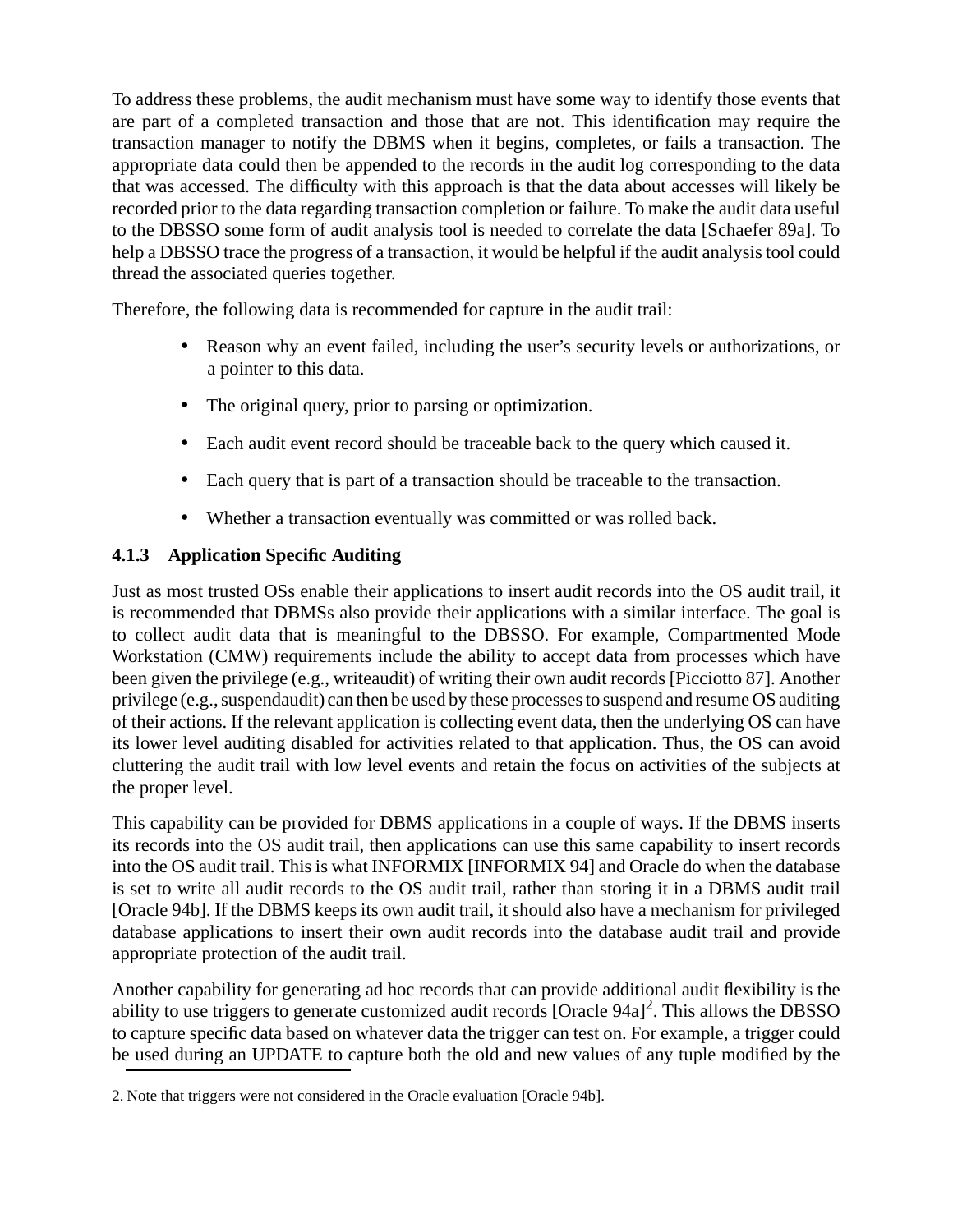To address these problems, the audit mechanism must have some way to identify those events that are part of a completed transaction and those that are not. This identification may require the transaction manager to notify the DBMS when it begins, completes, or fails a transaction. The appropriate data could then be appended to the records in the audit log corresponding to the data that was accessed. The difficulty with this approach is that the data about accesses will likely be recorded prior to the data regarding transaction completion or failure. To make the audit data useful to the DBSSO some form of audit analysis tool is needed to correlate the data [Schaefer 89a]. To help a DBSSO trace the progress of a transaction, it would be helpful if the audit analysis tool could thread the associated queries together.

Therefore, the following data is recommended for capture in the audit trail:

- Reason why an event failed, including the user's security levels or authorizations, or a pointer to this data.
- The original query, prior to parsing or optimization.
- Each audit event record should be traceable back to the query which caused it.
- Each query that is part of a transaction should be traceable to the transaction.
- Whether a transaction eventually was committed or was rolled back.

### 4.1.3 Application Specific Auditing

Just as most trusted OSs enable their applications to insert audit records into the OS audit trail, it is recommended that DBMSs also provide their applications with a similar interface. The goal is to collect audit data that is meaningful to the DBSSO. For example, Compartmented Mode Workstation (CMW) requirements include the ability to accept data from processes which have been given the privilege (e.g., writeaudit) of writing their own audit records [Picciotto 87]. Another privilege (e.g., suspendaudit) can then be used by these processes to suspend and resume OS auditing of their actions. If the relevant application is collecting event data, then the underlying OS can have its lower level auditing disabled for activities related to that application. Thus, the OS can avoid cluttering the audit trail with low level events and retain the focus on activities of the subjects at the proper level.

This capability can be provided for DBMS applications in a couple of ways. If the DBMS inserts its records into the OS audit trail, then applications can use this same capability to insert records into the OS audit trail. This is what INFORMIX [INFORMIX 94] and Oracle do when the database is set to write all audit records to the OS audit trail, rather than storing it in a DBMS audit trail [Oracle 94b]. If the DBMS keeps its own audit trail, it should also have a mechanism for privileged database applications to insert their own audit records into the database audit trail and provide appropriate protection of the audit trail.

Another capability for generating ad hoc records that can provide additional audit flexibility is the ability to use triggers to generate customized audit records [Oracle 94a][2]. This allows the DBSSO to capture specific data based on whatever data the trigger can test on. For example, a trigger could be used during an UPDATE to capture both the old and new values of any tuple modified by the

2. Note that triggers were not considered in the Oracle evaluation [Oracle 94b].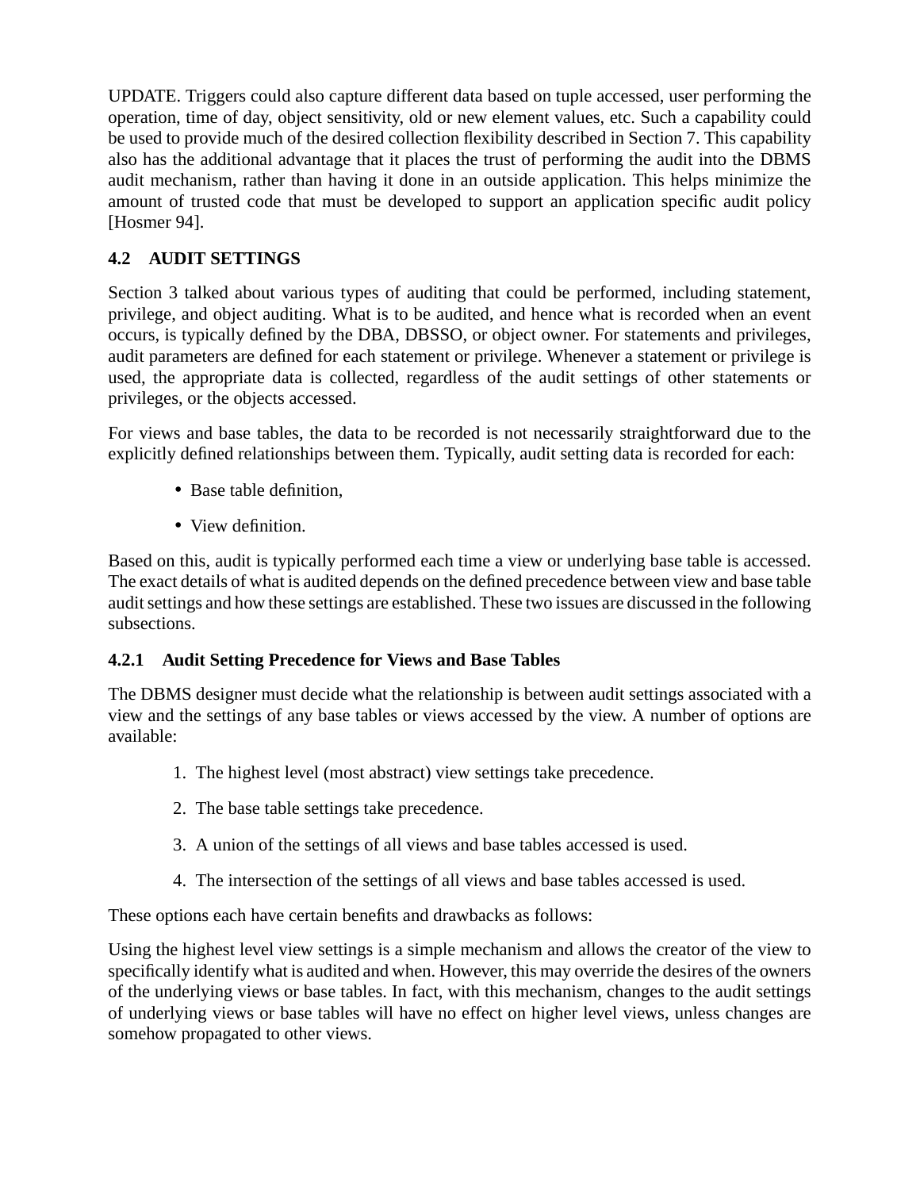UPDATE. Triggers could also capture different data based on tuple accessed, user performing the operation, time of day, object sensitivity, old or new element values, etc. Such a capability could be used to provide much of the desired collection flexibility described in Section 7. This capability also has the additional advantage that it places the trust of performing the audit into the DBMS audit mechanism, rather than having it done in an outside application. This helps minimize the amount of trusted code that must be developed to support an application specific audit policy [Hosmer 94].

## 4.2 AUDIT SETTINGS

Section 3 talked about various types of auditing that could be performed, including statement, privilege, and object auditing. What is to be audited, and hence what is recorded when an event occurs, is typically defined by the DBA, DBSSO, or object owner. For statements and privileges, audit parameters are defined for each statement or privilege. Whenever a statement or privilege is used, the appropriate data is collected, regardless of the audit settings of other statements or privileges, or the objects accessed.

For views and base tables, the data to be recorded is not necessarily straightforward due to the explicitly defined relationships between them. Typically, audit setting data is recorded for each:

- Base table definition,
- View definition.

Based on this, audit is typically performed each time a view or underlying base table is accessed. The exact details of what is audited depends on the defined precedence between view and base table audit settings and how these settings are established. These two issues are discussed in the following subsections.

### 4.2.1 Audit Setting Precedence for Views and Base Tables

The DBMS designer must decide what the relationship is between audit settings associated with a view and the settings of any base tables or views accessed by the view. A number of options are available:

1. The highest level (most abstract) view settings take precedence.
2. The base table settings take precedence.
3. A union of the settings of all views and base tables accessed is used.
4. The intersection of the settings of all views and base tables accessed is used.

These options each have certain benefits and drawbacks as follows:

Using the highest level view settings is a simple mechanism and allows the creator of the view to specifically identify what is audited and when. However, this may override the desires of the owners of the underlying views or base tables. In fact, with this mechanism, changes to the audit settings of underlying views or base tables will have no effect on higher level views, unless changes are somehow propagated to other views.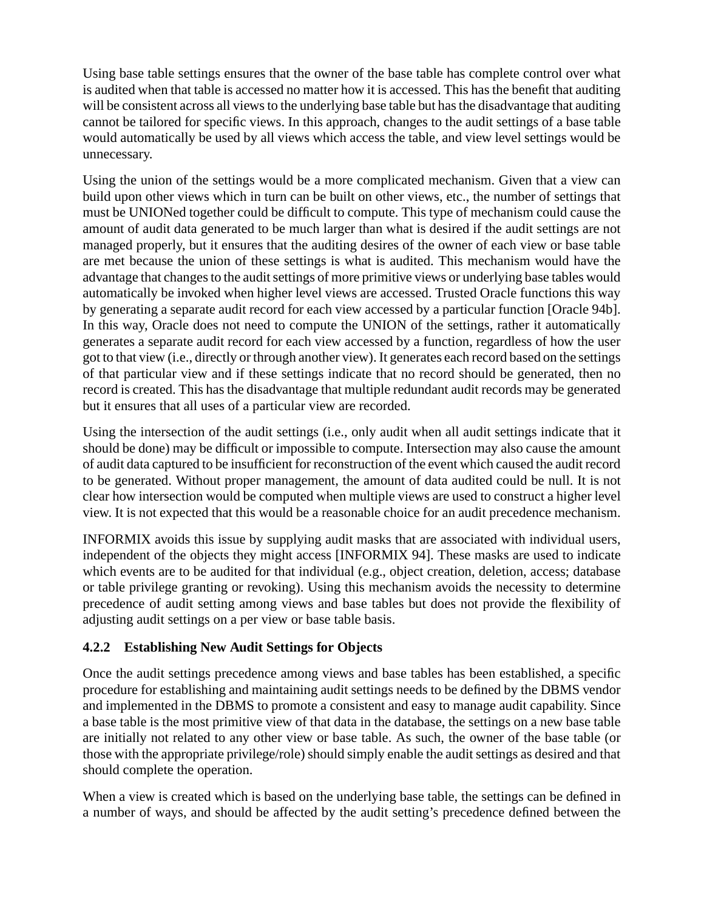Using base table settings ensures that the owner of the base table has complete control over what is audited when that table is accessed no matter how it is accessed. This has the benefit that auditing will be consistent across all views to the underlying base table but has the disadvantage that auditing cannot be tailored for specific views. In this approach, changes to the audit settings of a base table would automatically be used by all views which access the table, and view level settings would be unnecessary.

Using the union of the settings would be a more complicated mechanism. Given that a view can build upon other views which in turn can be built on other views, etc., the number of settings that must be UNIONed together could be difficult to compute. This type of mechanism could cause the amount of audit data generated to be much larger than what is desired if the audit settings are not managed properly, but it ensures that the auditing desires of the owner of each view or base table are met because the union of these settings is what is audited. This mechanism would have the advantage that changes to the audit settings of more primitive views or underlying base tables would automatically be invoked when higher level views are accessed. Trusted Oracle functions this way by generating a separate audit record for each view accessed by a particular function [Oracle 94b]. In this way, Oracle does not need to compute the UNION of the settings, rather it automatically generates a separate audit record for each view accessed by a function, regardless of how the user got to that view (i.e., directly or through another view). It generates each record based on the settings of that particular view and if these settings indicate that no record should be generated, then no record is created. This has the disadvantage that multiple redundant audit records may be generated but it ensures that all uses of a particular view are recorded.

Using the intersection of the audit settings (i.e., only audit when all audit settings indicate that it should be done) may be difficult or impossible to compute. Intersection may also cause the amount of audit data captured to be insufficient for reconstruction of the event which caused the audit record to be generated. Without proper management, the amount of data audited could be null. It is not clear how intersection would be computed when multiple views are used to construct a higher level view. It is not expected that this would be a reasonable choice for an audit precedence mechanism.

INFORMIX avoids this issue by supplying audit masks that are associated with individual users, independent of the objects they might access [INFORMIX 94]. These masks are used to indicate which events are to be audited for that individual (e.g., object creation, deletion, access; database or table privilege granting or revoking). Using this mechanism avoids the necessity to determine precedence of audit setting among views and base tables but does not provide the flexibility of adjusting audit settings on a per view or base table basis.

### 4.2.2 Establishing New Audit Settings for Objects

Once the audit settings precedence among views and base tables has been established, a specific procedure for establishing and maintaining audit settings needs to be defined by the DBMS vendor and implemented in the DBMS to promote a consistent and easy to manage audit capability. Since a base table is the most primitive view of that data in the database, the settings on a new base table are initially not related to any other view or base table. As such, the owner of the base table (or those with the appropriate privilege/role) should simply enable the audit settings as desired and that should complete the operation.

When a view is created which is based on the underlying base table, the settings can be defined in a number of ways, and should be affected by the audit setting's precedence defined between the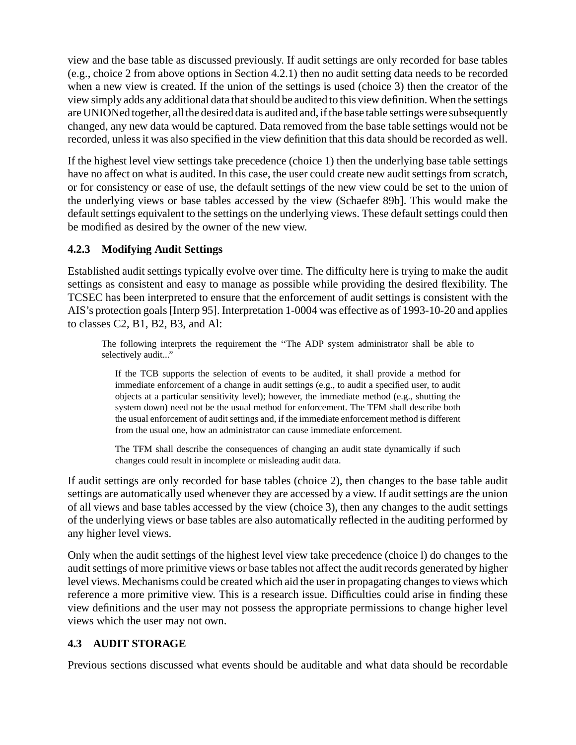view and the base table as discussed previously. If audit settings are only recorded for base tables (e.g., choice 2 from above options in Section 4.2.1) then no audit setting data needs to be recorded when a new view is created. If the union of the settings is used (choice 3) then the creator of the view simply adds any additional data that should be audited to this view definition. When the settings are UNIONed together, all the desired data is audited and, if the base table settings were subsequently changed, any new data would be captured. Data removed from the base table settings would not be recorded, unless it was also specified in the view definition that this data should be recorded as well.

If the highest level view settings take precedence (choice 1) then the underlying base table settings have no affect on what is audited. In this case, the user could create new audit settings from scratch, or for consistency or ease of use, the default settings of the new view could be set to the union of the underlying views or base tables accessed by the view (Schaefer 89b]. This would make the default settings equivalent to the settings on the underlying views. These default settings could then be modified as desired by the owner of the new view.

### 4.2.3 Modifying Audit Settings

Established audit settings typically evolve over time. The difficulty here is trying to make the audit settings as consistent and easy to manage as possible while providing the desired flexibility. The TCSEC has been interpreted to ensure that the enforcement of audit settings is consistent with the AIS's protection goals [Interp 95]. Interpretation 1-0004 was effective as of 1993-10-20 and applies to classes C2, B1, B2, B3, and Al:

> The following interprets the requirement the ''The ADP system administrator shall be able to selectively audit..."
>
> > If the TCB supports the selection of events to be audited, it shall provide a method for immediate enforcement of a change in audit settings (e.g., to audit a specified user, to audit objects at a particular sensitivity level); however, the immediate method (e.g., shutting the system down) need not be the usual method for enforcement. The TFM shall describe both the usual enforcement of audit settings and, if the immediate enforcement method is different from the usual one, how an administrator can cause immediate enforcement.
> >
> > The TFM shall describe the consequences of changing an audit state dynamically if such changes could result in incomplete or misleading audit data.

If audit settings are only recorded for base tables (choice 2), then changes to the base table audit settings are automatically used whenever they are accessed by a view. If audit settings are the union of all views and base tables accessed by the view (choice 3), then any changes to the audit settings of the underlying views or base tables are also automatically reflected in the auditing performed by any higher level views.

Only when the audit settings of the highest level view take precedence (choice l) do changes to the audit settings of more primitive views or base tables not affect the audit records generated by higher level views. Mechanisms could be created which aid the user in propagating changes to views which reference a more primitive view. This is a research issue. Difficulties could arise in finding these view definitions and the user may not possess the appropriate permissions to change higher level views which the user may not own.

## 4.3 AUDIT STORAGE

Previous sections discussed what events should be auditable and what data should be recordable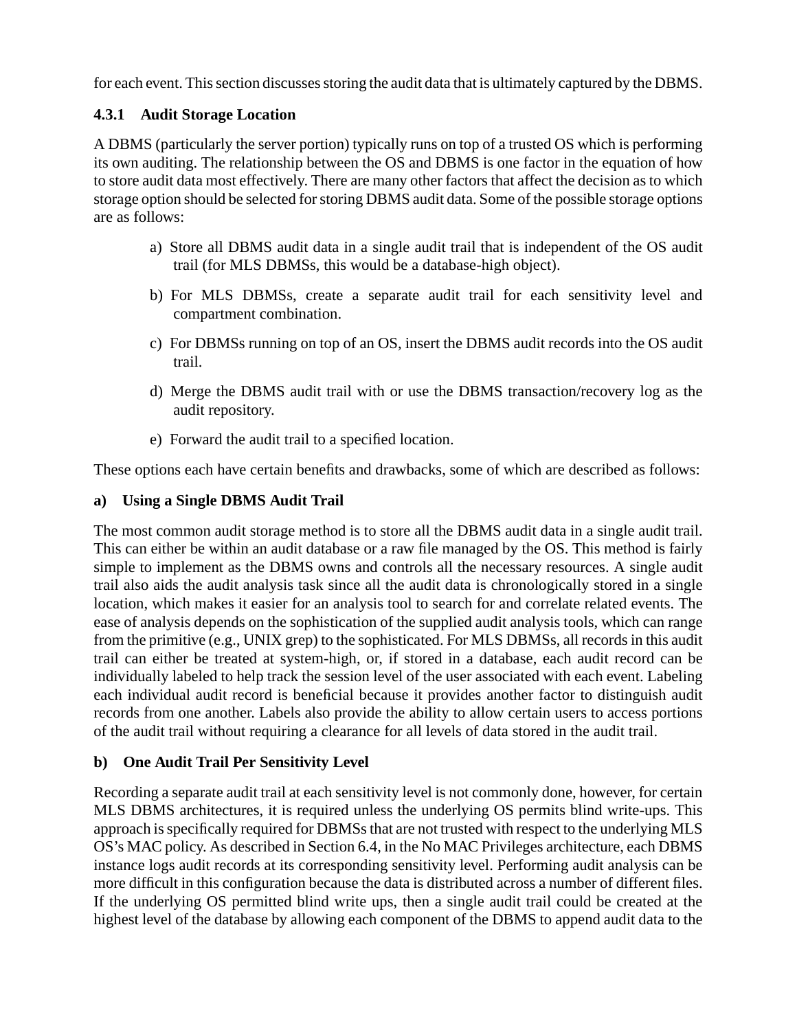for each event. This section discusses storing the audit data that is ultimately captured by the DBMS.

### 4.3.1 Audit Storage Location

A DBMS (particularly the server portion) typically runs on top of a trusted OS which is performing its own auditing. The relationship between the OS and DBMS is one factor in the equation of how to store audit data most effectively. There are many other factors that affect the decision as to which storage option should be selected for storing DBMS audit data. Some of the possible storage options are as follows:

a) Store all DBMS audit data in a single audit trail that is independent of the OS audit trail (for MLS DBMSs, this would be a database-high object).

b) For MLS DBMSs, create a separate audit trail for each sensitivity level and compartment combination.

c) For DBMSs running on top of an OS, insert the DBMS audit records into the OS audit trail.

d) Merge the DBMS audit trail with or use the DBMS transaction/recovery log as the audit repository.

e) Forward the audit trail to a specified location.

These options each have certain benefits and drawbacks, some of which are described as follows:

**a) Using a Single DBMS Audit Trail**

The most common audit storage method is to store all the DBMS audit data in a single audit trail. This can either be within an audit database or a raw file managed by the OS. This method is fairly simple to implement as the DBMS owns and controls all the necessary resources. A single audit trail also aids the audit analysis task since all the audit data is chronologically stored in a single location, which makes it easier for an analysis tool to search for and correlate related events. The ease of analysis depends on the sophistication of the supplied audit analysis tools, which can range from the primitive (e.g., UNIX grep) to the sophisticated. For MLS DBMSs, all records in this audit trail can either be treated at system-high, or, if stored in a database, each audit record can be individually labeled to help track the session level of the user associated with each event. Labeling each individual audit record is beneficial because it provides another factor to distinguish audit records from one another. Labels also provide the ability to allow certain users to access portions of the audit trail without requiring a clearance for all levels of data stored in the audit trail.

**b) One Audit Trail Per Sensitivity Level**

Recording a separate audit trail at each sensitivity level is not commonly done, however, for certain MLS DBMS architectures, it is required unless the underlying OS permits blind write-ups. This approach is specifically required for DBMSs that are not trusted with respect to the underlying MLS OS's MAC policy. As described in Section 6.4, in the No MAC Privileges architecture, each DBMS instance logs audit records at its corresponding sensitivity level. Performing audit analysis can be more difficult in this configuration because the data is distributed across a number of different files. If the underlying OS permitted blind write ups, then a single audit trail could be created at the highest level of the database by allowing each component of the DBMS to append audit data to the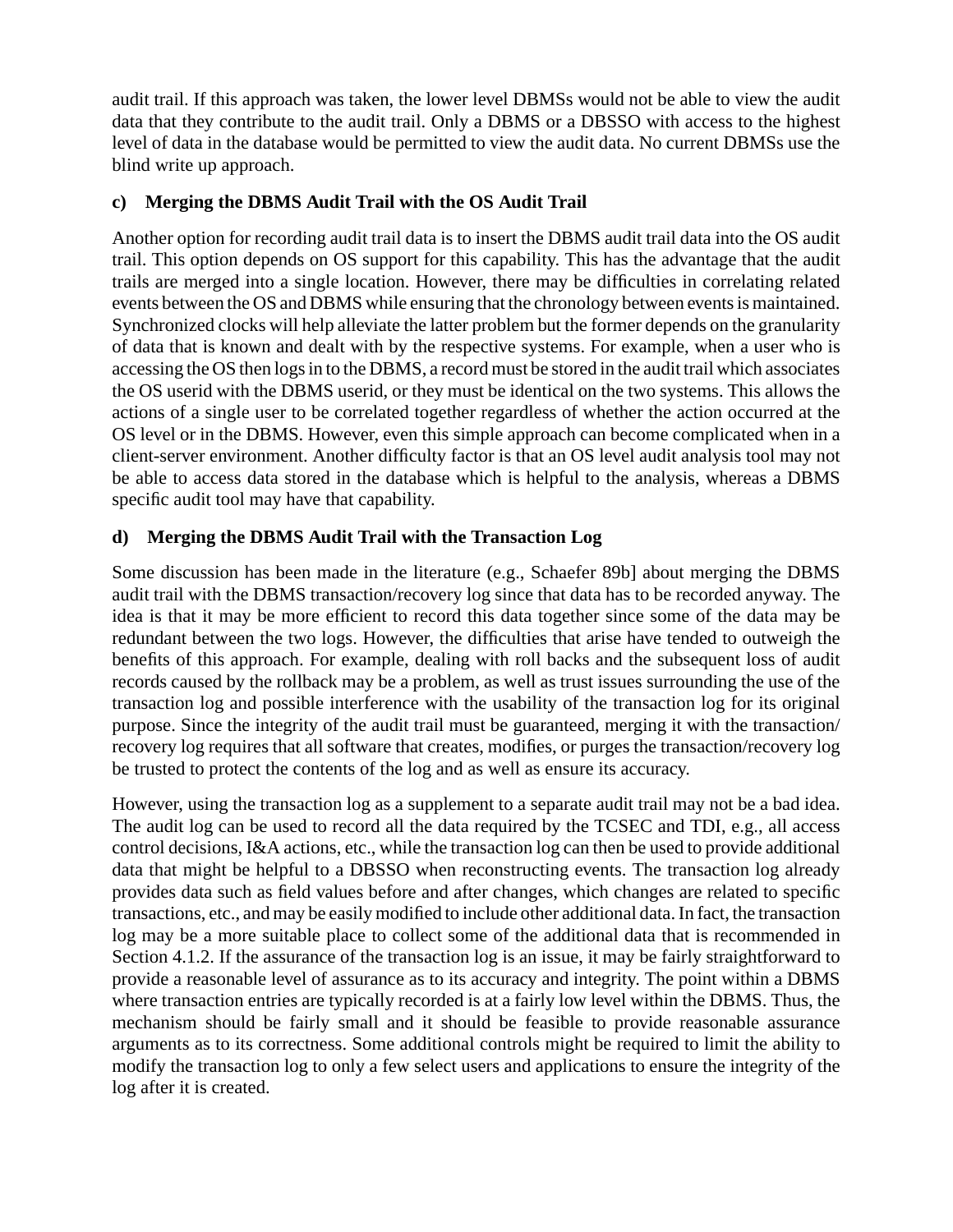audit trail. If this approach was taken, the lower level DBMSs would not be able to view the audit data that they contribute to the audit trail. Only a DBMS or a DBSSO with access to the highest level of data in the database would be permitted to view the audit data. No current DBMSs use the blind write up approach.

**c) Merging the DBMS Audit Trail with the OS Audit Trail**

Another option for recording audit trail data is to insert the DBMS audit trail data into the OS audit trail. This option depends on OS support for this capability. This has the advantage that the audit trails are merged into a single location. However, there may be difficulties in correlating related events between the OS and DBMS while ensuring that the chronology between events is maintained. Synchronized clocks will help alleviate the latter problem but the former depends on the granularity of data that is known and dealt with by the respective systems. For example, when a user who is accessing the OS then logs in to the DBMS, a record must be stored in the audit trail which associates the OS userid with the DBMS userid, or they must be identical on the two systems. This allows the actions of a single user to be correlated together regardless of whether the action occurred at the OS level or in the DBMS. However, even this simple approach can become complicated when in a client-server environment. Another difficulty factor is that an OS level audit analysis tool may not be able to access data stored in the database which is helpful to the analysis, whereas a DBMS specific audit tool may have that capability.

**d) Merging the DBMS Audit Trail with the Transaction Log**

Some discussion has been made in the literature (e.g., Schaefer 89b] about merging the DBMS audit trail with the DBMS transaction/recovery log since that data has to be recorded anyway. The idea is that it may be more efficient to record this data together since some of the data may be redundant between the two logs. However, the difficulties that arise have tended to outweigh the benefits of this approach. For example, dealing with roll backs and the subsequent loss of audit records caused by the rollback may be a problem, as well as trust issues surrounding the use of the transaction log and possible interference with the usability of the transaction log for its original purpose. Since the integrity of the audit trail must be guaranteed, merging it with the transaction/recovery log requires that all software that creates, modifies, or purges the transaction/recovery log be trusted to protect the contents of the log and as well as ensure its accuracy.

However, using the transaction log as a supplement to a separate audit trail may not be a bad idea. The audit log can be used to record all the data required by the TCSEC and TDI, e.g., all access control decisions, I&A actions, etc., while the transaction log can then be used to provide additional data that might be helpful to a DBSSO when reconstructing events. The transaction log already provides data such as field values before and after changes, which changes are related to specific transactions, etc., and may be easily modified to include other additional data. In fact, the transaction log may be a more suitable place to collect some of the additional data that is recommended in Section 4.1.2. If the assurance of the transaction log is an issue, it may be fairly straightforward to provide a reasonable level of assurance as to its accuracy and integrity. The point within a DBMS where transaction entries are typically recorded is at a fairly low level within the DBMS. Thus, the mechanism should be fairly small and it should be feasible to provide reasonable assurance arguments as to its correctness. Some additional controls might be required to limit the ability to modify the transaction log to only a few select users and applications to ensure the integrity of the log after it is created.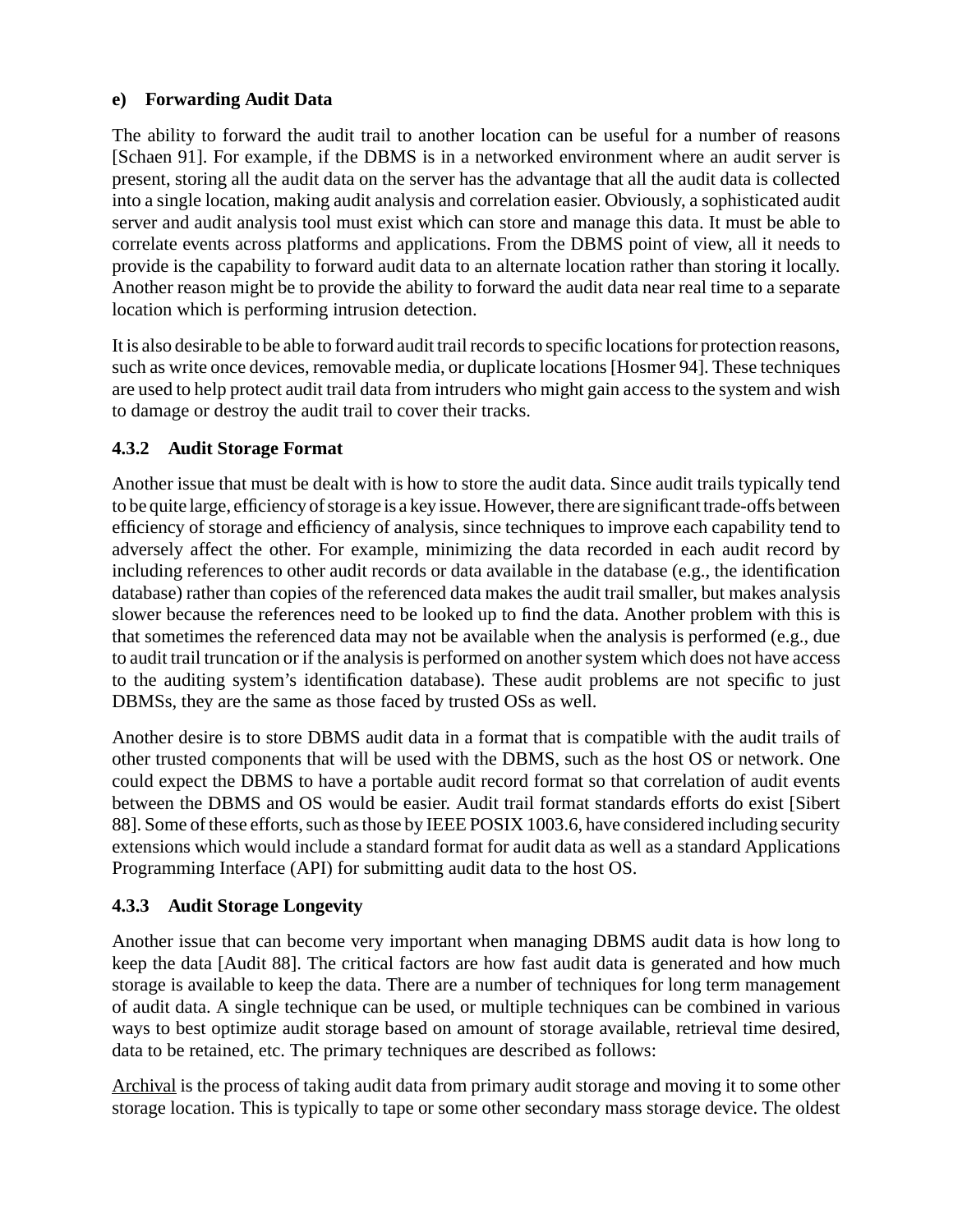#### e) Forwarding Audit Data

The ability to forward the audit trail to another location can be useful for a number of reasons [Schaen 91]. For example, if the DBMS is in a networked environment where an audit server is present, storing all the audit data on the server has the advantage that all the audit data is collected into a single location, making audit analysis and correlation easier. Obviously, a sophisticated audit server and audit analysis tool must exist which can store and manage this data. It must be able to correlate events across platforms and applications. From the DBMS point of view, all it needs to provide is the capability to forward audit data to an alternate location rather than storing it locally. Another reason might be to provide the ability to forward the audit data near real time to a separate location which is performing intrusion detection.

It is also desirable to be able to forward audit trail records to specific locations for protection reasons, such as write once devices, removable media, or duplicate locations [Hosmer 94]. These techniques are used to help protect audit trail data from intruders who might gain access to the system and wish to damage or destroy the audit trail to cover their tracks.

### 4.3.2 Audit Storage Format

Another issue that must be dealt with is how to store the audit data. Since audit trails typically tend to be quite large, efficiency of storage is a key issue. However, there are significant trade-offs between efficiency of storage and efficiency of analysis, since techniques to improve each capability tend to adversely affect the other. For example, minimizing the data recorded in each audit record by including references to other audit records or data available in the database (e.g., the identification database) rather than copies of the referenced data makes the audit trail smaller, but makes analysis slower because the references need to be looked up to find the data. Another problem with this is that sometimes the referenced data may not be available when the analysis is performed (e.g., due to audit trail truncation or if the analysis is performed on another system which does not have access to the auditing system's identification database). These audit problems are not specific to just DBMSs, they are the same as those faced by trusted OSs as well.

Another desire is to store DBMS audit data in a format that is compatible with the audit trails of other trusted components that will be used with the DBMS, such as the host OS or network. One could expect the DBMS to have a portable audit record format so that correlation of audit events between the DBMS and OS would be easier. Audit trail format standards efforts do exist [Sibert 88]. Some of these efforts, such as those by IEEE POSIX 1003.6, have considered including security extensions which would include a standard format for audit data as well as a standard Applications Programming Interface (API) for submitting audit data to the host OS.

### 4.3.3 Audit Storage Longevity

Another issue that can become very important when managing DBMS audit data is how long to keep the data [Audit 88]. The critical factors are how fast audit data is generated and how much storage is available to keep the data. There are a number of techniques for long term management of audit data. A single technique can be used, or multiple techniques can be combined in various ways to best optimize audit storage based on amount of storage available, retrieval time desired, data to be retained, etc. The primary techniques are described as follows:

<u>Archival</u> is the process of taking audit data from primary audit storage and moving it to some other storage location. This is typically to tape or some other secondary mass storage device. The oldest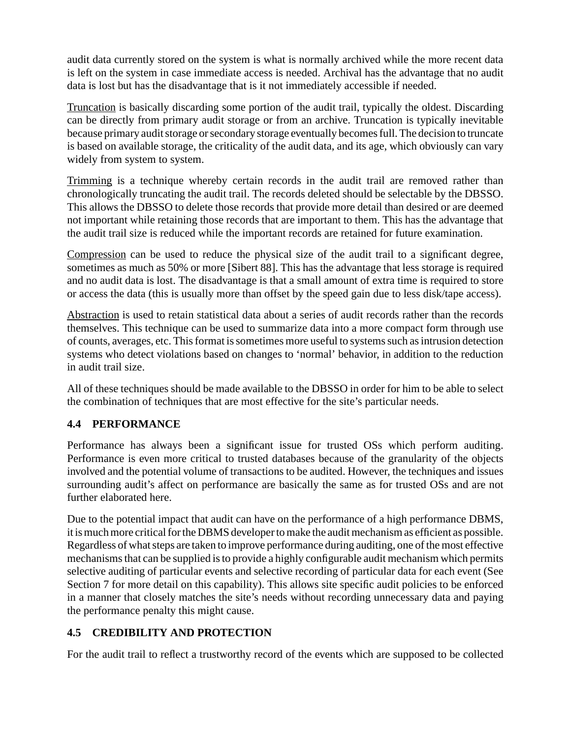audit data currently stored on the system is what is normally archived while the more recent data is left on the system in case immediate access is needed. Archival has the advantage that no audit data is lost but has the disadvantage that is it not immediately accessible if needed.

Truncation is basically discarding some portion of the audit trail, typically the oldest. Discarding can be directly from primary audit storage or from an archive. Truncation is typically inevitable because primary audit storage or secondary storage eventually becomes full. The decision to truncate is based on available storage, the criticality of the audit data, and its age, which obviously can vary widely from system to system.

Trimming is a technique whereby certain records in the audit trail are removed rather than chronologically truncating the audit trail. The records deleted should be selectable by the DBSSO. This allows the DBSSO to delete those records that provide more detail than desired or are deemed not important while retaining those records that are important to them. This has the advantage that the audit trail size is reduced while the important records are retained for future examination.

Compression can be used to reduce the physical size of the audit trail to a significant degree, sometimes as much as 50% or more [Sibert 88]. This has the advantage that less storage is required and no audit data is lost. The disadvantage is that a small amount of extra time is required to store or access the data (this is usually more than offset by the speed gain due to less disk/tape access).

Abstraction is used to retain statistical data about a series of audit records rather than the records themselves. This technique can be used to summarize data into a more compact form through use of counts, averages, etc. This format is sometimes more useful to systems such as intrusion detection systems who detect violations based on changes to 'normal' behavior, in addition to the reduction in audit trail size.

All of these techniques should be made available to the DBSSO in order for him to be able to select the combination of techniques that are most effective for the site's particular needs.

## 4.4 PERFORMANCE

Performance has always been a significant issue for trusted OSs which perform auditing. Performance is even more critical to trusted databases because of the granularity of the objects involved and the potential volume of transactions to be audited. However, the techniques and issues surrounding audit's affect on performance are basically the same as for trusted OSs and are not further elaborated here.

Due to the potential impact that audit can have on the performance of a high performance DBMS, it is much more critical for the DBMS developer to make the audit mechanism as efficient as possible. Regardless of what steps are taken to improve performance during auditing, one of the most effective mechanisms that can be supplied is to provide a highly configurable audit mechanism which permits selective auditing of particular events and selective recording of particular data for each event (See Section 7 for more detail on this capability). This allows site specific audit policies to be enforced in a manner that closely matches the site's needs without recording unnecessary data and paying the performance penalty this might cause.

## 4.5 CREDIBILITY AND PROTECTION

For the audit trail to reflect a trustworthy record of the events which are supposed to be collected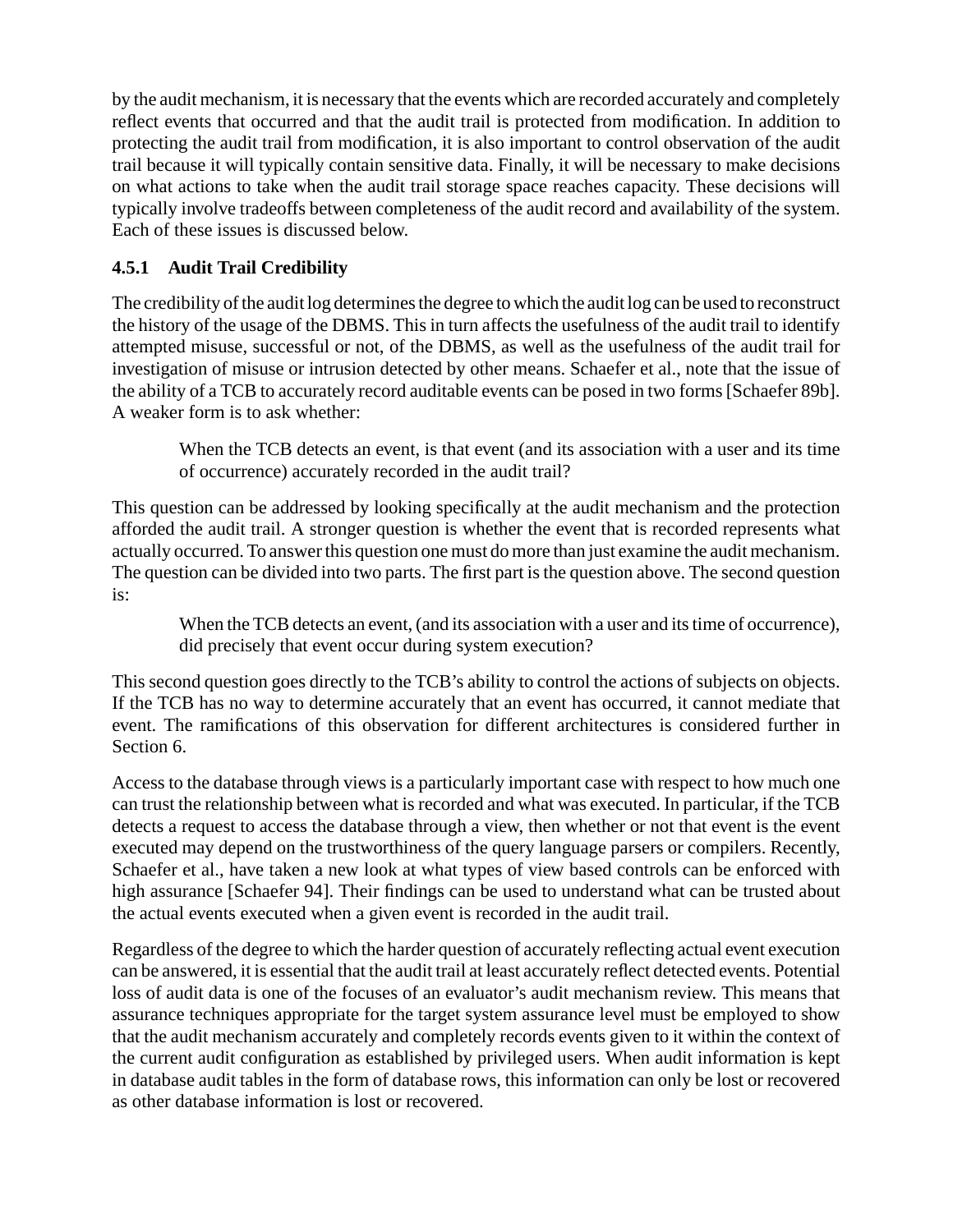by the audit mechanism, it is necessary that the events which are recorded accurately and completely reflect events that occurred and that the audit trail is protected from modification. In addition to protecting the audit trail from modification, it is also important to control observation of the audit trail because it will typically contain sensitive data. Finally, it will be necessary to make decisions on what actions to take when the audit trail storage space reaches capacity. These decisions will typically involve tradeoffs between completeness of the audit record and availability of the system. Each of these issues is discussed below.

### 4.5.1 Audit Trail Credibility

The credibility of the audit log determines the degree to which the audit log can be used to reconstruct the history of the usage of the DBMS. This in turn affects the usefulness of the audit trail to identify attempted misuse, successful or not, of the DBMS, as well as the usefulness of the audit trail for investigation of misuse or intrusion detected by other means. Schaefer et al., note that the issue of the ability of a TCB to accurately record auditable events can be posed in two forms [Schaefer 89b]. A weaker form is to ask whether:

> When the TCB detects an event, is that event (and its association with a user and its time of occurrence) accurately recorded in the audit trail?

This question can be addressed by looking specifically at the audit mechanism and the protection afforded the audit trail. A stronger question is whether the event that is recorded represents what actually occurred. To answer this question one must do more than just examine the audit mechanism. The question can be divided into two parts. The first part is the question above. The second question is:

> When the TCB detects an event, (and its association with a user and its time of occurrence), did precisely that event occur during system execution?

This second question goes directly to the TCB's ability to control the actions of subjects on objects. If the TCB has no way to determine accurately that an event has occurred, it cannot mediate that event. The ramifications of this observation for different architectures is considered further in Section 6.

Access to the database through views is a particularly important case with respect to how much one can trust the relationship between what is recorded and what was executed. In particular, if the TCB detects a request to access the database through a view, then whether or not that event is the event executed may depend on the trustworthiness of the query language parsers or compilers. Recently, Schaefer et al., have taken a new look at what types of view based controls can be enforced with high assurance [Schaefer 94]. Their findings can be used to understand what can be trusted about the actual events executed when a given event is recorded in the audit trail.

Regardless of the degree to which the harder question of accurately reflecting actual event execution can be answered, it is essential that the audit trail at least accurately reflect detected events. Potential loss of audit data is one of the focuses of an evaluator's audit mechanism review. This means that assurance techniques appropriate for the target system assurance level must be employed to show that the audit mechanism accurately and completely records events given to it within the context of the current audit configuration as established by privileged users. When audit information is kept in database audit tables in the form of database rows, this information can only be lost or recovered as other database information is lost or recovered.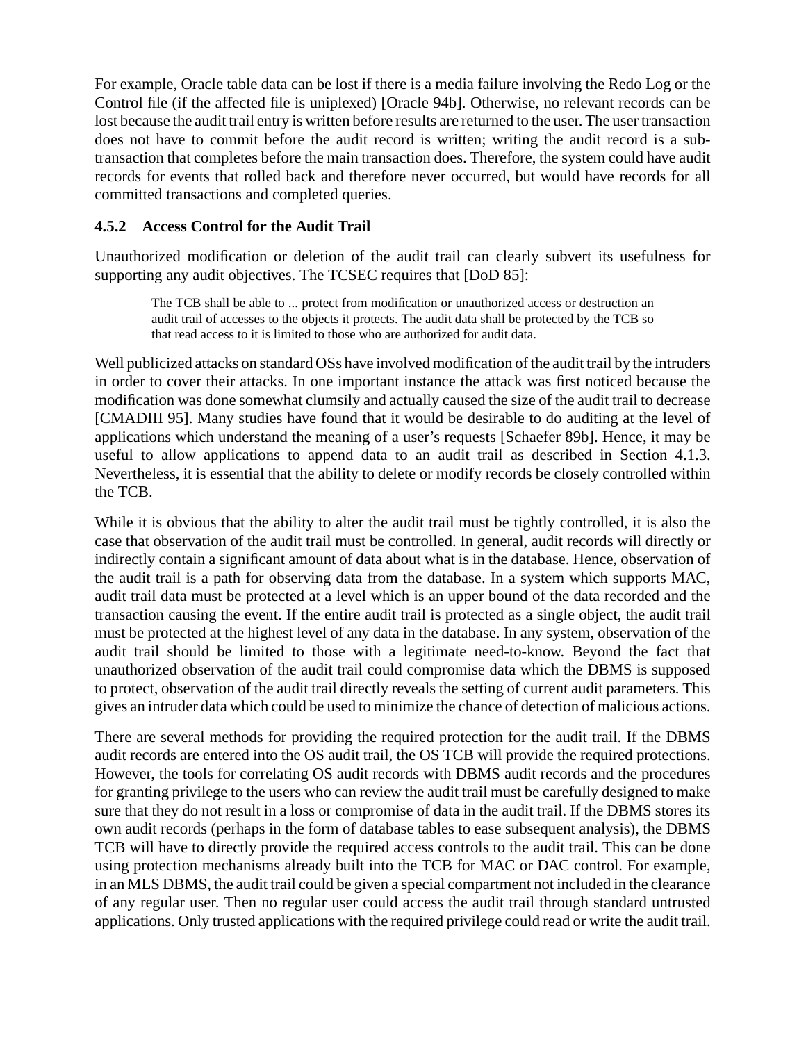For example, Oracle table data can be lost if there is a media failure involving the Redo Log or the Control file (if the affected file is uniplexed) [Oracle 94b]. Otherwise, no relevant records can be lost because the audit trail entry is written before results are returned to the user. The user transaction does not have to commit before the audit record is written; writing the audit record is a sub-transaction that completes before the main transaction does. Therefore, the system could have audit records for events that rolled back and therefore never occurred, but would have records for all committed transactions and completed queries.

### 4.5.2 Access Control for the Audit Trail

Unauthorized modification or deletion of the audit trail can clearly subvert its usefulness for supporting any audit objectives. The TCSEC requires that [DoD 85]:

> The TCB shall be able to ... protect from modification or unauthorized access or destruction an audit trail of accesses to the objects it protects. The audit data shall be protected by the TCB so that read access to it is limited to those who are authorized for audit data.

Well publicized attacks on standard OSs have involved modification of the audit trail by the intruders in order to cover their attacks. In one important instance the attack was first noticed because the modification was done somewhat clumsily and actually caused the size of the audit trail to decrease [CMADIII 95]. Many studies have found that it would be desirable to do auditing at the level of applications which understand the meaning of a user's requests [Schaefer 89b]. Hence, it may be useful to allow applications to append data to an audit trail as described in Section 4.1.3. Nevertheless, it is essential that the ability to delete or modify records be closely controlled within the TCB.

While it is obvious that the ability to alter the audit trail must be tightly controlled, it is also the case that observation of the audit trail must be controlled. In general, audit records will directly or indirectly contain a significant amount of data about what is in the database. Hence, observation of the audit trail is a path for observing data from the database. In a system which supports MAC, audit trail data must be protected at a level which is an upper bound of the data recorded and the transaction causing the event. If the entire audit trail is protected as a single object, the audit trail must be protected at the highest level of any data in the database. In any system, observation of the audit trail should be limited to those with a legitimate need-to-know. Beyond the fact that unauthorized observation of the audit trail could compromise data which the DBMS is supposed to protect, observation of the audit trail directly reveals the setting of current audit parameters. This gives an intruder data which could be used to minimize the chance of detection of malicious actions.

There are several methods for providing the required protection for the audit trail. If the DBMS audit records are entered into the OS audit trail, the OS TCB will provide the required protections. However, the tools for correlating OS audit records with DBMS audit records and the procedures for granting privilege to the users who can review the audit trail must be carefully designed to make sure that they do not result in a loss or compromise of data in the audit trail. If the DBMS stores its own audit records (perhaps in the form of database tables to ease subsequent analysis), the DBMS TCB will have to directly provide the required access controls to the audit trail. This can be done using protection mechanisms already built into the TCB for MAC or DAC control. For example, in an MLS DBMS, the audit trail could be given a special compartment not included in the clearance of any regular user. Then no regular user could access the audit trail through standard untrusted applications. Only trusted applications with the required privilege could read or write the audit trail.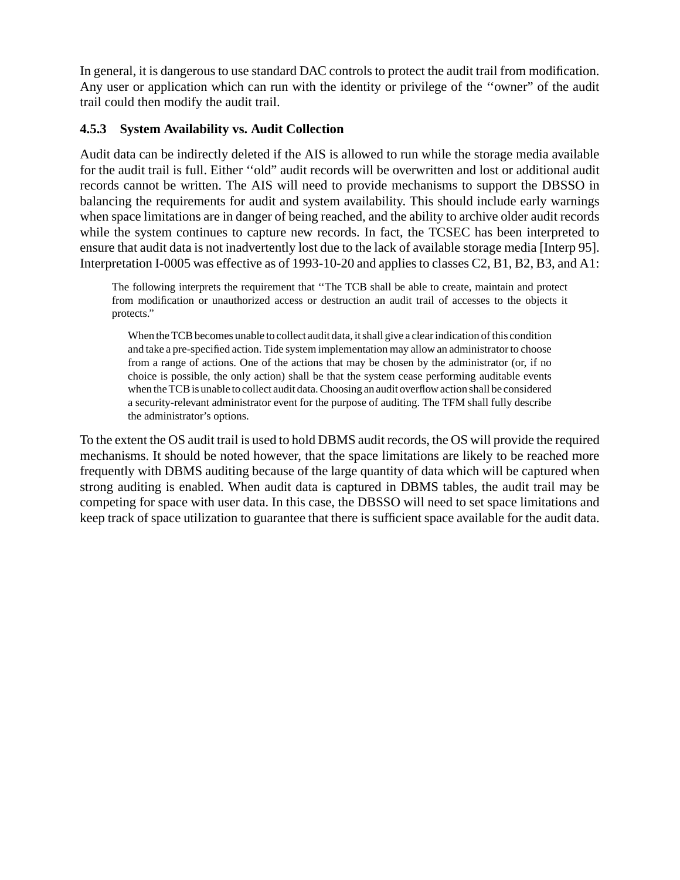In general, it is dangerous to use standard DAC controls to protect the audit trail from modification. Any user or application which can run with the identity or privilege of the ‘‘owner” of the audit trail could then modify the audit trail.

### 4.5.3 System Availability vs. Audit Collection

Audit data can be indirectly deleted if the AIS is allowed to run while the storage media available for the audit trail is full. Either ‘‘old” audit records will be overwritten and lost or additional audit records cannot be written. The AIS will need to provide mechanisms to support the DBSSO in balancing the requirements for audit and system availability. This should include early warnings when space limitations are in danger of being reached, and the ability to archive older audit records while the system continues to capture new records. In fact, the TCSEC has been interpreted to ensure that audit data is not inadvertently lost due to the lack of available storage media [Interp 95]. Interpretation I-0005 was effective as of 1993-10-20 and applies to classes C2, B1, B2, B3, and A1:

> The following interprets the requirement that ‘‘The TCB shall be able to create, maintain and protect from modification or unauthorized access or destruction an audit trail of accesses to the objects it protects.”
>
> > When the TCB becomes unable to collect audit data, it shall give a clear indication of this condition and take a pre-specified action. Tide system implementation may allow an administrator to choose from a range of actions. One of the actions that may be chosen by the administrator (or, if no choice is possible, the only action) shall be that the system cease performing auditable events when the TCB is unable to collect audit data. Choosing an audit overflow action shall be considered a security-relevant administrator event for the purpose of auditing. The TFM shall fully describe the administrator’s options.

To the extent the OS audit trail is used to hold DBMS audit records, the OS will provide the required mechanisms. It should be noted however, that the space limitations are likely to be reached more frequently with DBMS auditing because of the large quantity of data which will be captured when strong auditing is enabled. When audit data is captured in DBMS tables, the audit trail may be competing for space with user data. In this case, the DBSSO will need to set space limitations and keep track of space utilization to guarantee that there is sufficient space available for the audit data.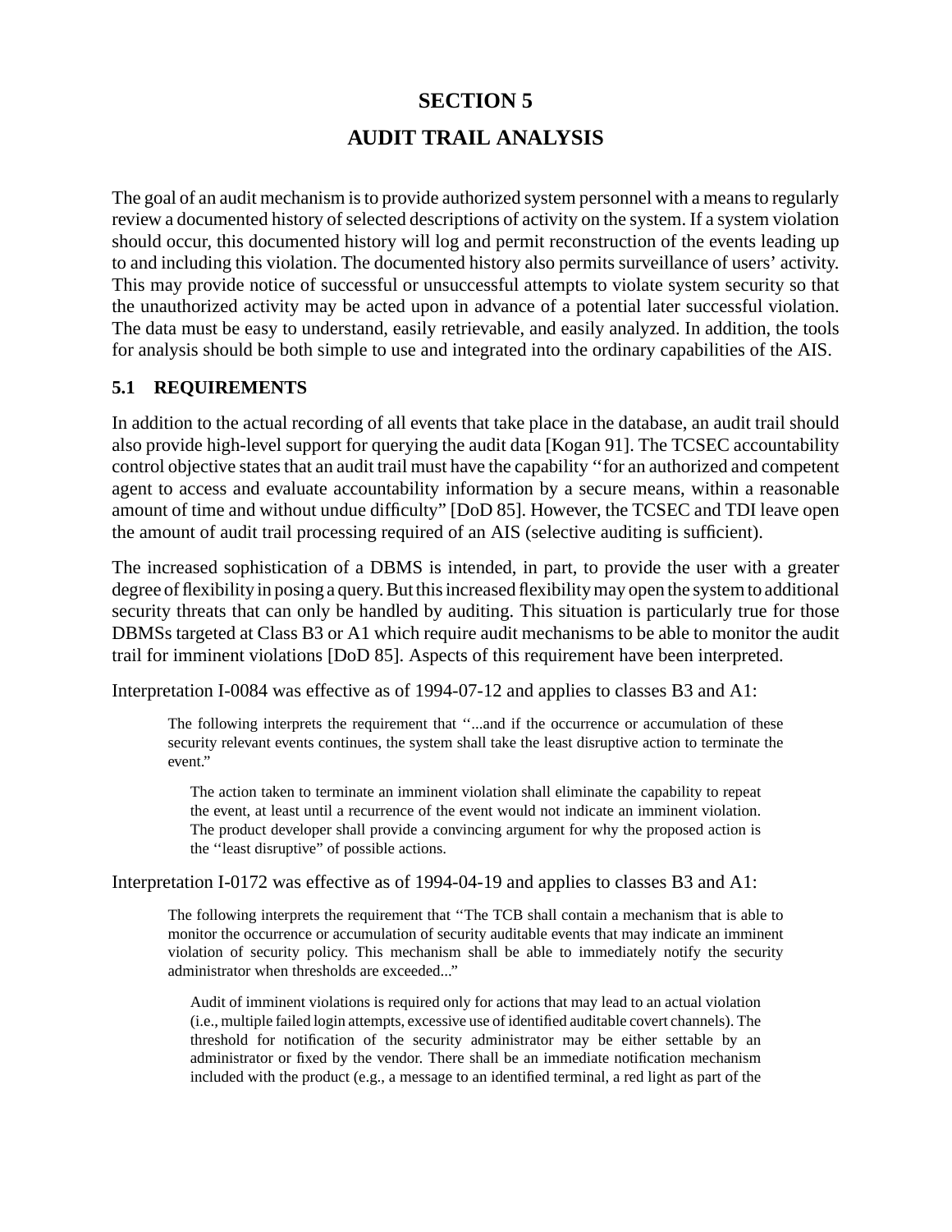# SECTION 5

# AUDIT TRAIL ANALYSIS

The goal of an audit mechanism is to provide authorized system personnel with a means to regularly review a documented history of selected descriptions of activity on the system. If a system violation should occur, this documented history will log and permit reconstruction of the events leading up to and including this violation. The documented history also permits surveillance of users' activity. This may provide notice of successful or unsuccessful attempts to violate system security so that the unauthorized activity may be acted upon in advance of a potential later successful violation. The data must be easy to understand, easily retrievable, and easily analyzed. In addition, the tools for analysis should be both simple to use and integrated into the ordinary capabilities of the AIS.

## 5.1 REQUIREMENTS

In addition to the actual recording of all events that take place in the database, an audit trail should also provide high-level support for querying the audit data [Kogan 91]. The TCSEC accountability control objective states that an audit trail must have the capability ''for an authorized and competent agent to access and evaluate accountability information by a secure means, within a reasonable amount of time and without undue difficulty" [DoD 85]. However, the TCSEC and TDI leave open the amount of audit trail processing required of an AIS (selective auditing is sufficient).

The increased sophistication of a DBMS is intended, in part, to provide the user with a greater degree of flexibility in posing a query. But this increased flexibility may open the system to additional security threats that can only be handled by auditing. This situation is particularly true for those DBMSs targeted at Class B3 or A1 which require audit mechanisms to be able to monitor the audit trail for imminent violations [DoD 85]. Aspects of this requirement have been interpreted.

Interpretation I-0084 was effective as of 1994-07-12 and applies to classes B3 and A1:

> The following interprets the requirement that ''...and if the occurrence or accumulation of these security relevant events continues, the system shall take the least disruptive action to terminate the event."
>
> > The action taken to terminate an imminent violation shall eliminate the capability to repeat the event, at least until a recurrence of the event would not indicate an imminent violation. The product developer shall provide a convincing argument for why the proposed action is the ''least disruptive" of possible actions.

Interpretation I-0172 was effective as of 1994-04-19 and applies to classes B3 and A1:

> The following interprets the requirement that ''The TCB shall contain a mechanism that is able to monitor the occurrence or accumulation of security auditable events that may indicate an imminent violation of security policy. This mechanism shall be able to immediately notify the security administrator when thresholds are exceeded..."
>
> > Audit of imminent violations is required only for actions that may lead to an actual violation (i.e., multiple failed login attempts, excessive use of identified auditable covert channels). The threshold for notification of the security administrator may be either settable by an administrator or fixed by the vendor. There shall be an immediate notification mechanism included with the product (e.g., a message to an identified terminal, a red light as part of the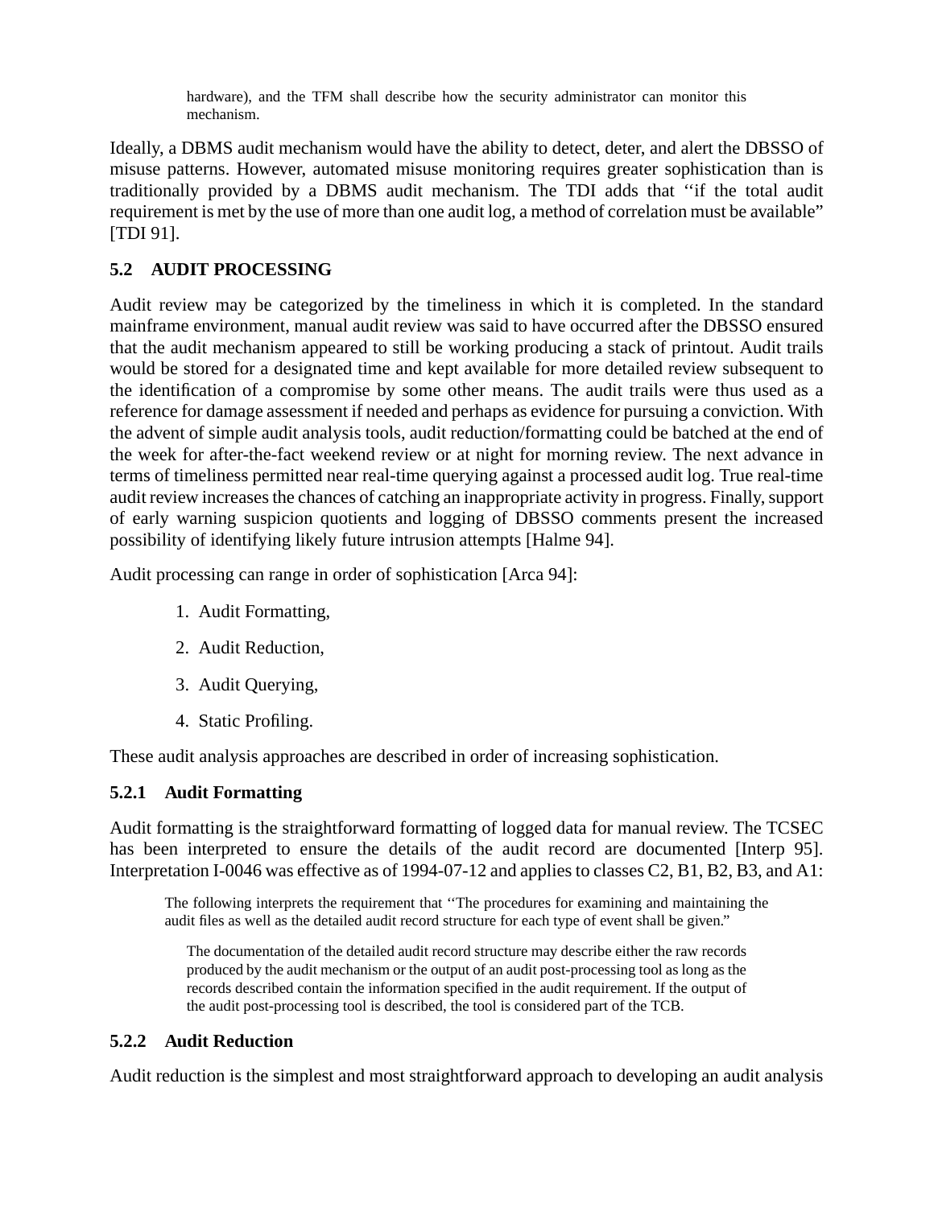hardware), and the TFM shall describe how the security administrator can monitor this mechanism.

Ideally, a DBMS audit mechanism would have the ability to detect, deter, and alert the DBSSO of misuse patterns. However, automated misuse monitoring requires greater sophistication than is traditionally provided by a DBMS audit mechanism. The TDI adds that ''if the total audit requirement is met by the use of more than one audit log, a method of correlation must be available" [TDI 91].

### 5.2 AUDIT PROCESSING

Audit review may be categorized by the timeliness in which it is completed. In the standard mainframe environment, manual audit review was said to have occurred after the DBSSO ensured that the audit mechanism appeared to still be working producing a stack of printout. Audit trails would be stored for a designated time and kept available for more detailed review subsequent to the identification of a compromise by some other means. The audit trails were thus used as a reference for damage assessment if needed and perhaps as evidence for pursuing a conviction. With the advent of simple audit analysis tools, audit reduction/formatting could be batched at the end of the week for after-the-fact weekend review or at night for morning review. The next advance in terms of timeliness permitted near real-time querying against a processed audit log. True real-time audit review increases the chances of catching an inappropriate activity in progress. Finally, support of early warning suspicion quotients and logging of DBSSO comments present the increased possibility of identifying likely future intrusion attempts [Halme 94].

Audit processing can range in order of sophistication [Arca 94]:

1. Audit Formatting,
2. Audit Reduction,
3. Audit Querying,
4. Static Profiling.

These audit analysis approaches are described in order of increasing sophistication.

#### 5.2.1 Audit Formatting

Audit formatting is the straightforward formatting of logged data for manual review. The TCSEC has been interpreted to ensure the details of the audit record are documented [Interp 95]. Interpretation I-0046 was effective as of 1994-07-12 and applies to classes C2, B1, B2, B3, and A1:

> The following interprets the requirement that ''The procedures for examining and maintaining the audit files as well as the detailed audit record structure for each type of event shall be given."
>
> The documentation of the detailed audit record structure may describe either the raw records produced by the audit mechanism or the output of an audit post-processing tool as long as the records described contain the information specified in the audit requirement. If the output of the audit post-processing tool is described, the tool is considered part of the TCB.

#### 5.2.2 Audit Reduction

Audit reduction is the simplest and most straightforward approach to developing an audit analysis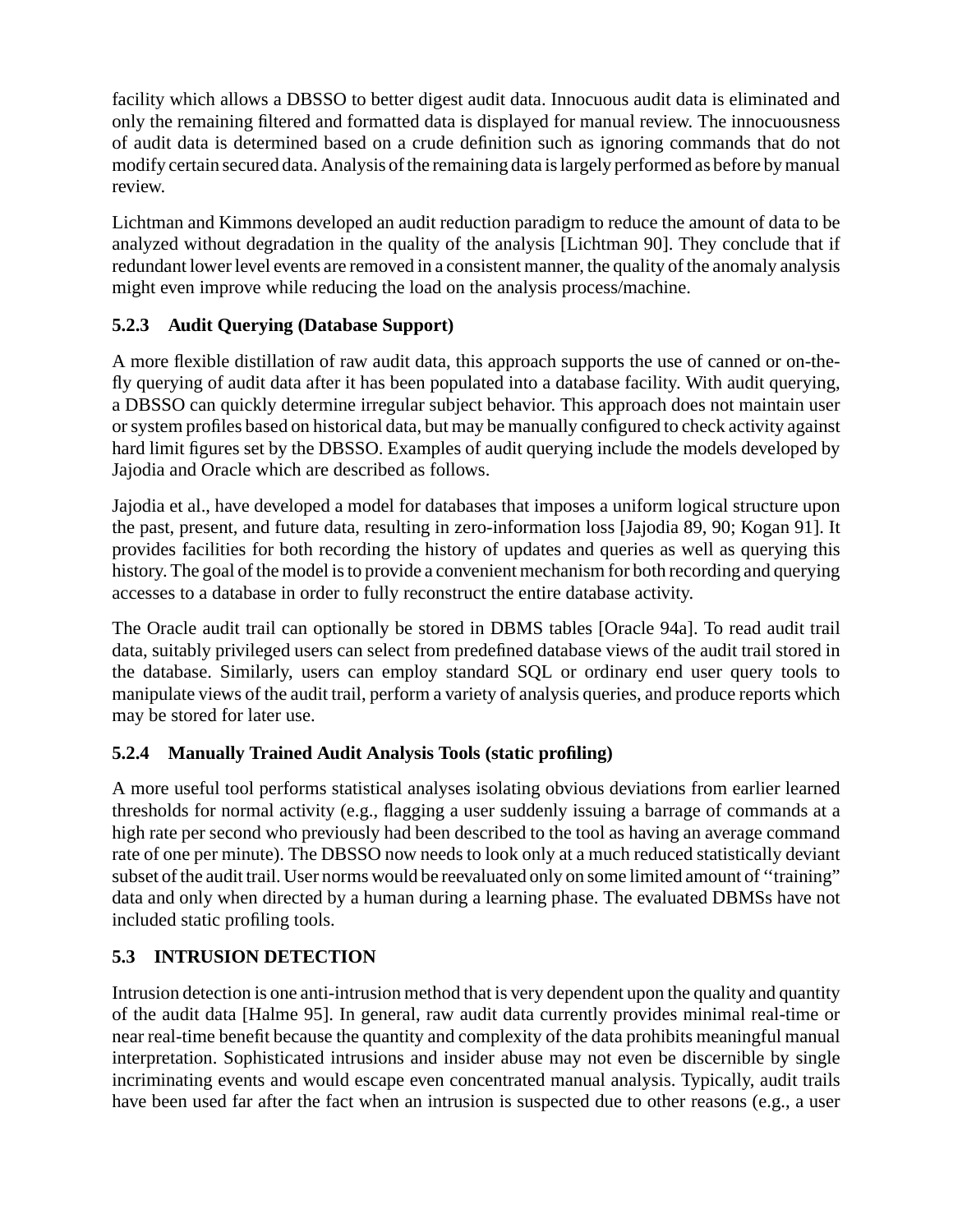facility which allows a DBSSO to better digest audit data. Innocuous audit data is eliminated and only the remaining filtered and formatted data is displayed for manual review. The innocuousness of audit data is determined based on a crude definition such as ignoring commands that do not modify certain secured data. Analysis of the remaining data is largely performed as before by manual review.

Lichtman and Kimmons developed an audit reduction paradigm to reduce the amount of data to be analyzed without degradation in the quality of the analysis [Lichtman 90]. They conclude that if redundant lower level events are removed in a consistent manner, the quality of the anomaly analysis might even improve while reducing the load on the analysis process/machine.

### 5.2.3 Audit Querying (Database Support)

A more flexible distillation of raw audit data, this approach supports the use of canned or on-the-fly querying of audit data after it has been populated into a database facility. With audit querying, a DBSSO can quickly determine irregular subject behavior. This approach does not maintain user or system profiles based on historical data, but may be manually configured to check activity against hard limit figures set by the DBSSO. Examples of audit querying include the models developed by Jajodia and Oracle which are described as follows.

Jajodia et al., have developed a model for databases that imposes a uniform logical structure upon the past, present, and future data, resulting in zero-information loss [Jajodia 89, 90; Kogan 91]. It provides facilities for both recording the history of updates and queries as well as querying this history. The goal of the model is to provide a convenient mechanism for both recording and querying accesses to a database in order to fully reconstruct the entire database activity.

The Oracle audit trail can optionally be stored in DBMS tables [Oracle 94a]. To read audit trail data, suitably privileged users can select from predefined database views of the audit trail stored in the database. Similarly, users can employ standard SQL or ordinary end user query tools to manipulate views of the audit trail, perform a variety of analysis queries, and produce reports which may be stored for later use.

### 5.2.4 Manually Trained Audit Analysis Tools (static profiling)

A more useful tool performs statistical analyses isolating obvious deviations from earlier learned thresholds for normal activity (e.g., flagging a user suddenly issuing a barrage of commands at a high rate per second who previously had been described to the tool as having an average command rate of one per minute). The DBSSO now needs to look only at a much reduced statistically deviant subset of the audit trail. User norms would be reevaluated only on some limited amount of ''training" data and only when directed by a human during a learning phase. The evaluated DBMSs have not included static profiling tools.

## 5.3 INTRUSION DETECTION

Intrusion detection is one anti-intrusion method that is very dependent upon the quality and quantity of the audit data [Halme 95]. In general, raw audit data currently provides minimal real-time or near real-time benefit because the quantity and complexity of the data prohibits meaningful manual interpretation. Sophisticated intrusions and insider abuse may not even be discernible by single incriminating events and would escape even concentrated manual analysis. Typically, audit trails have been used far after the fact when an intrusion is suspected due to other reasons (e.g., a user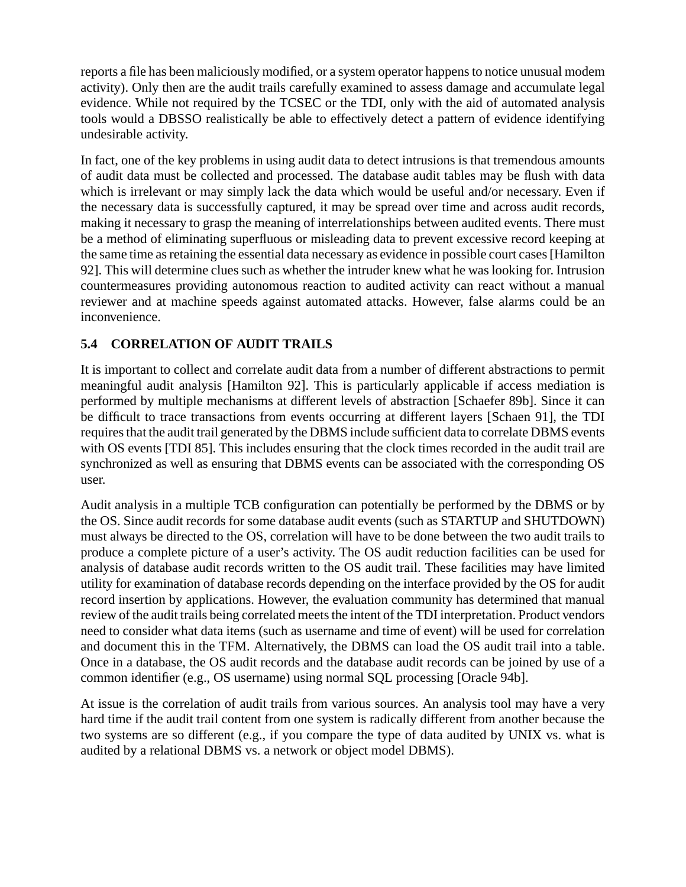reports a file has been maliciously modified, or a system operator happens to notice unusual modem activity). Only then are the audit trails carefully examined to assess damage and accumulate legal evidence. While not required by the TCSEC or the TDI, only with the aid of automated analysis tools would a DBSSO realistically be able to effectively detect a pattern of evidence identifying undesirable activity.

In fact, one of the key problems in using audit data to detect intrusions is that tremendous amounts of audit data must be collected and processed. The database audit tables may be flush with data which is irrelevant or may simply lack the data which would be useful and/or necessary. Even if the necessary data is successfully captured, it may be spread over time and across audit records, making it necessary to grasp the meaning of interrelationships between audited events. There must be a method of eliminating superfluous or misleading data to prevent excessive record keeping at the same time as retaining the essential data necessary as evidence in possible court cases [Hamilton 92]. This will determine clues such as whether the intruder knew what he was looking for. Intrusion countermeasures providing autonomous reaction to audited activity can react without a manual reviewer and at machine speeds against automated attacks. However, false alarms could be an inconvenience.

### 5.4 CORRELATION OF AUDIT TRAILS

It is important to collect and correlate audit data from a number of different abstractions to permit meaningful audit analysis [Hamilton 92]. This is particularly applicable if access mediation is performed by multiple mechanisms at different levels of abstraction [Schaefer 89b]. Since it can be difficult to trace transactions from events occurring at different layers [Schaen 91], the TDI requires that the audit trail generated by the DBMS include sufficient data to correlate DBMS events with OS events [TDI 85]. This includes ensuring that the clock times recorded in the audit trail are synchronized as well as ensuring that DBMS events can be associated with the corresponding OS user.

Audit analysis in a multiple TCB configuration can potentially be performed by the DBMS or by the OS. Since audit records for some database audit events (such as STARTUP and SHUTDOWN) must always be directed to the OS, correlation will have to be done between the two audit trails to produce a complete picture of a user's activity. The OS audit reduction facilities can be used for analysis of database audit records written to the OS audit trail. These facilities may have limited utility for examination of database records depending on the interface provided by the OS for audit record insertion by applications. However, the evaluation community has determined that manual review of the audit trails being correlated meets the intent of the TDI interpretation. Product vendors need to consider what data items (such as username and time of event) will be used for correlation and document this in the TFM. Alternatively, the DBMS can load the OS audit trail into a table. Once in a database, the OS audit records and the database audit records can be joined by use of a common identifier (e.g., OS username) using normal SQL processing [Oracle 94b].

At issue is the correlation of audit trails from various sources. An analysis tool may have a very hard time if the audit trail content from one system is radically different from another because the two systems are so different (e.g., if you compare the type of data audited by UNIX vs. what is audited by a relational DBMS vs. a network or object model DBMS).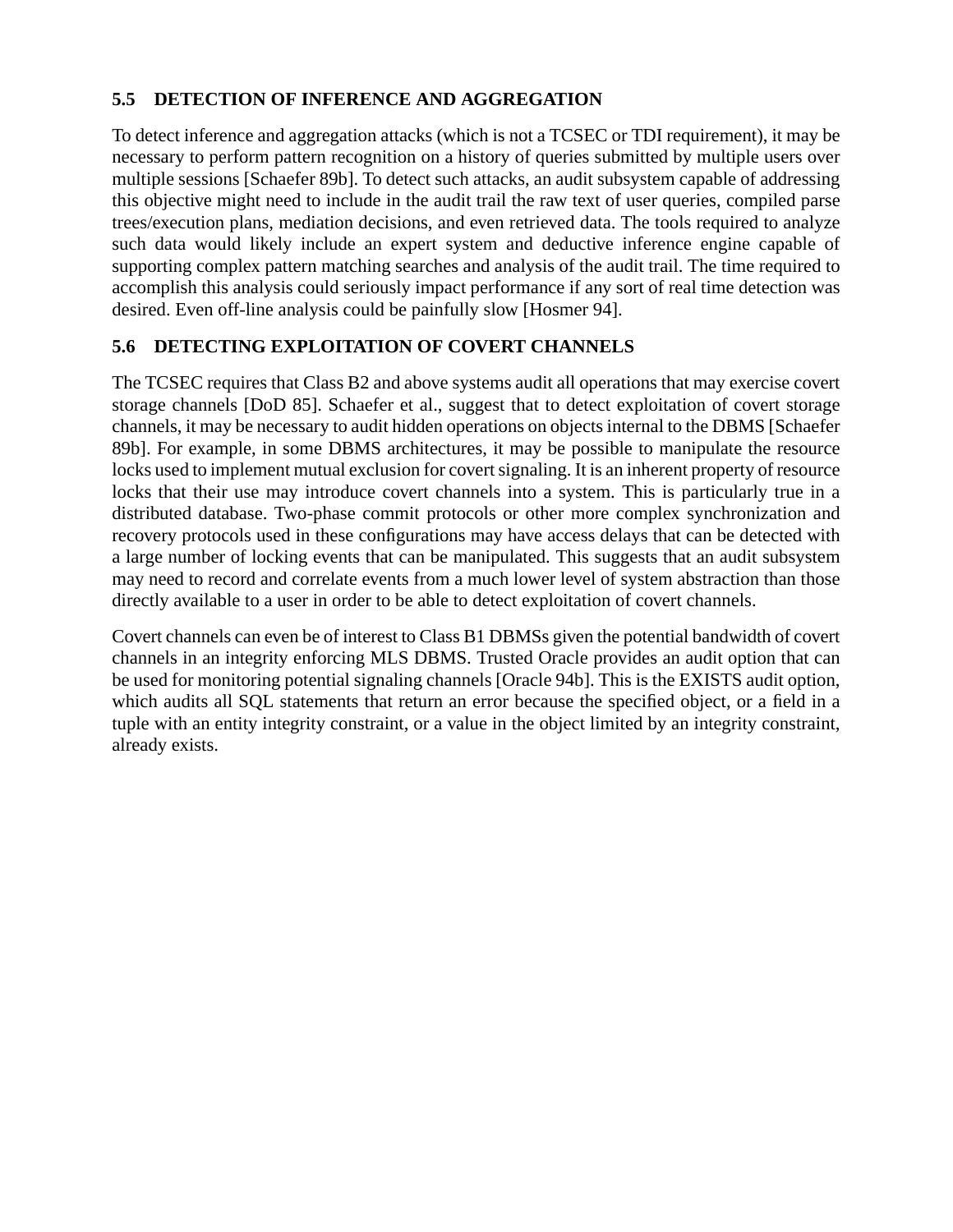### 5.5 DETECTION OF INFERENCE AND AGGREGATION

To detect inference and aggregation attacks (which is not a TCSEC or TDI requirement), it may be necessary to perform pattern recognition on a history of queries submitted by multiple users over multiple sessions [Schaefer 89b]. To detect such attacks, an audit subsystem capable of addressing this objective might need to include in the audit trail the raw text of user queries, compiled parse trees/execution plans, mediation decisions, and even retrieved data. The tools required to analyze such data would likely include an expert system and deductive inference engine capable of supporting complex pattern matching searches and analysis of the audit trail. The time required to accomplish this analysis could seriously impact performance if any sort of real time detection was desired. Even off-line analysis could be painfully slow [Hosmer 94].

### 5.6 DETECTING EXPLOITATION OF COVERT CHANNELS

The TCSEC requires that Class B2 and above systems audit all operations that may exercise covert storage channels [DoD 85]. Schaefer et al., suggest that to detect exploitation of covert storage channels, it may be necessary to audit hidden operations on objects internal to the DBMS [Schaefer 89b]. For example, in some DBMS architectures, it may be possible to manipulate the resource locks used to implement mutual exclusion for covert signaling. It is an inherent property of resource locks that their use may introduce covert channels into a system. This is particularly true in a distributed database. Two-phase commit protocols or other more complex synchronization and recovery protocols used in these configurations may have access delays that can be detected with a large number of locking events that can be manipulated. This suggests that an audit subsystem may need to record and correlate events from a much lower level of system abstraction than those directly available to a user in order to be able to detect exploitation of covert channels.

Covert channels can even be of interest to Class B1 DBMSs given the potential bandwidth of covert channels in an integrity enforcing MLS DBMS. Trusted Oracle provides an audit option that can be used for monitoring potential signaling channels [Oracle 94b]. This is the EXISTS audit option, which audits all SQL statements that return an error because the specified object, or a field in a tuple with an entity integrity constraint, or a value in the object limited by an integrity constraint, already exists.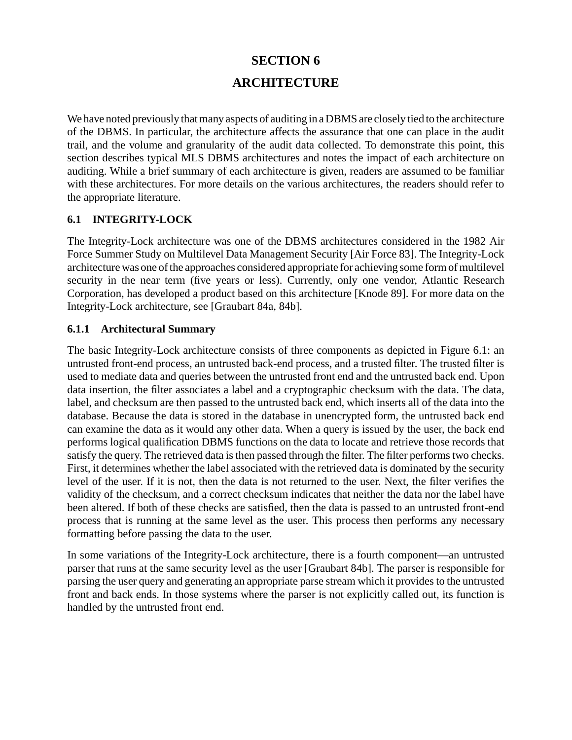# SECTION 6

# ARCHITECTURE

We have noted previously that many aspects of auditing in a DBMS are closely tied to the architecture of the DBMS. In particular, the architecture affects the assurance that one can place in the audit trail, and the volume and granularity of the audit data collected. To demonstrate this point, this section describes typical MLS DBMS architectures and notes the impact of each architecture on auditing. While a brief summary of each architecture is given, readers are assumed to be familiar with these architectures. For more details on the various architectures, the readers should refer to the appropriate literature.

## 6.1 INTEGRITY-LOCK

The Integrity-Lock architecture was one of the DBMS architectures considered in the 1982 Air Force Summer Study on Multilevel Data Management Security [Air Force 83]. The Integrity-Lock architecture was one of the approaches considered appropriate for achieving some form of multilevel security in the near term (five years or less). Currently, only one vendor, Atlantic Research Corporation, has developed a product based on this architecture [Knode 89]. For more data on the Integrity-Lock architecture, see [Graubart 84a, 84b].

### 6.1.1 Architectural Summary

The basic Integrity-Lock architecture consists of three components as depicted in Figure 6.1: an untrusted front-end process, an untrusted back-end process, and a trusted filter. The trusted filter is used to mediate data and queries between the untrusted front end and the untrusted back end. Upon data insertion, the filter associates a label and a cryptographic checksum with the data. The data, label, and checksum are then passed to the untrusted back end, which inserts all of the data into the database. Because the data is stored in the database in unencrypted form, the untrusted back end can examine the data as it would any other data. When a query is issued by the user, the back end performs logical qualification DBMS functions on the data to locate and retrieve those records that satisfy the query. The retrieved data is then passed through the filter. The filter performs two checks. First, it determines whether the label associated with the retrieved data is dominated by the security level of the user. If it is not, then the data is not returned to the user. Next, the filter verifies the validity of the checksum, and a correct checksum indicates that neither the data nor the label have been altered. If both of these checks are satisfied, then the data is passed to an untrusted front-end process that is running at the same level as the user. This process then performs any necessary formatting before passing the data to the user.

In some variations of the Integrity-Lock architecture, there is a fourth component—an untrusted parser that runs at the same security level as the user [Graubart 84b]. The parser is responsible for parsing the user query and generating an appropriate parse stream which it provides to the untrusted front and back ends. In those systems where the parser is not explicitly called out, its function is handled by the untrusted front end.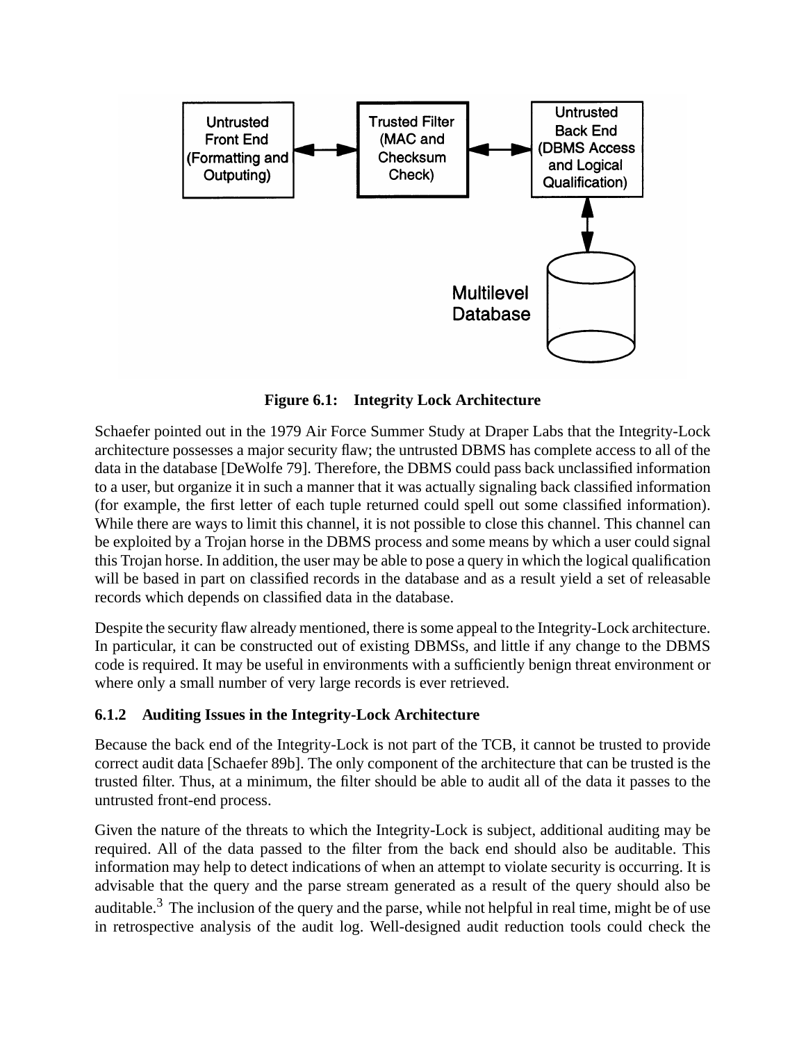**Figure 6.1: Integrity Lock Architecture**

Schaefer pointed out in the 1979 Air Force Summer Study at Draper Labs that the Integrity-Lock architecture possesses a major security flaw; the untrusted DBMS has complete access to all of the data in the database [DeWolfe 79]. Therefore, the DBMS could pass back unclassified information to a user, but organize it in such a manner that it was actually signaling back classified information (for example, the first letter of each tuple returned could spell out some classified information). While there are ways to limit this channel, it is not possible to close this channel. This channel can be exploited by a Trojan horse in the DBMS process and some means by which a user could signal this Trojan horse. In addition, the user may be able to pose a query in which the logical qualification will be based in part on classified records in the database and as a result yield a set of releasable records which depends on classified data in the database.

Despite the security flaw already mentioned, there is some appeal to the Integrity-Lock architecture. In particular, it can be constructed out of existing DBMSs, and little if any change to the DBMS code is required. It may be useful in environments with a sufficiently benign threat environment or where only a small number of very large records is ever retrieved.

### 6.1.2 Auditing Issues in the Integrity-Lock Architecture

Because the back end of the Integrity-Lock is not part of the TCB, it cannot be trusted to provide correct audit data [Schaefer 89b]. The only component of the architecture that can be trusted is the trusted filter. Thus, at a minimum, the filter should be able to audit all of the data it passes to the untrusted front-end process.

Given the nature of the threats to which the Integrity-Lock is subject, additional auditing may be required. All of the data passed to the filter from the back end should also be auditable. This information may help to detect indications of when an attempt to violate security is occurring. It is advisable that the query and the parse stream generated as a result of the query should also be auditable.[3] The inclusion of the query and the parse, while not helpful in real time, might be of use in retrospective analysis of the audit log. Well-designed audit reduction tools could check the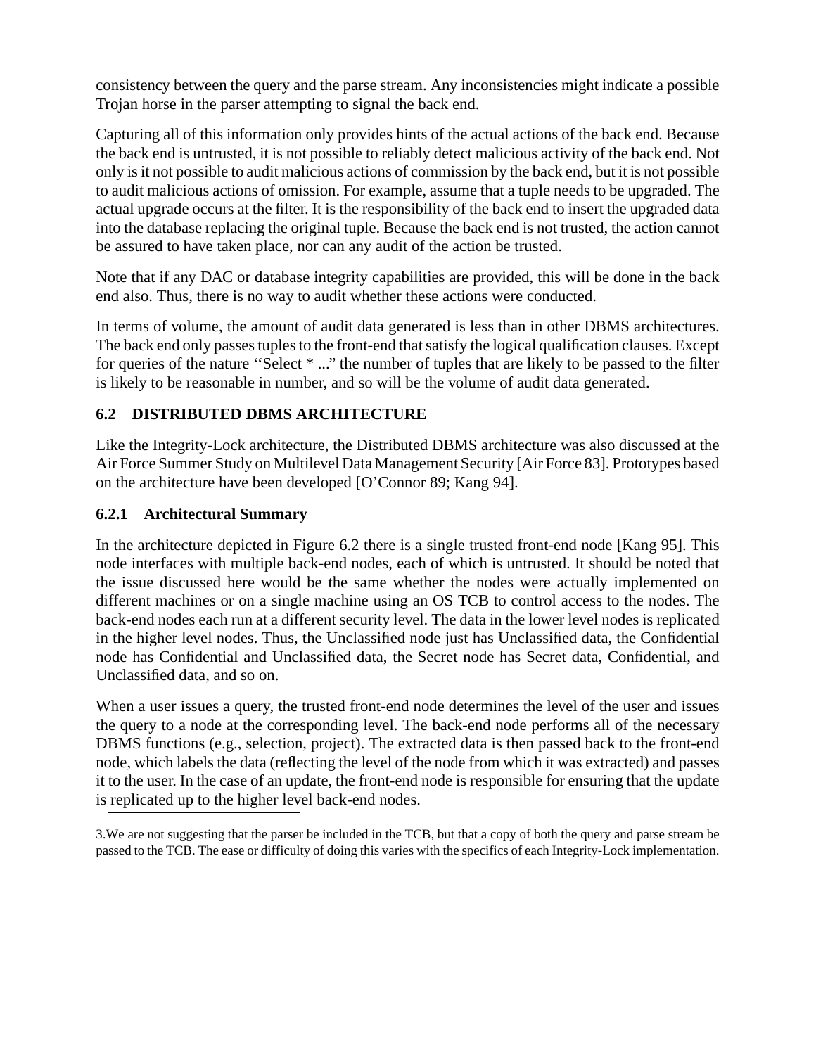consistency between the query and the parse stream. Any inconsistencies might indicate a possible Trojan horse in the parser attempting to signal the back end.

Capturing all of this information only provides hints of the actual actions of the back end. Because the back end is untrusted, it is not possible to reliably detect malicious activity of the back end. Not only is it not possible to audit malicious actions of commission by the back end, but it is not possible to audit malicious actions of omission. For example, assume that a tuple needs to be upgraded. The actual upgrade occurs at the filter. It is the responsibility of the back end to insert the upgraded data into the database replacing the original tuple. Because the back end is not trusted, the action cannot be assured to have taken place, nor can any audit of the action be trusted.

Note that if any DAC or database integrity capabilities are provided, this will be done in the back end also. Thus, there is no way to audit whether these actions were conducted.

In terms of volume, the amount of audit data generated is less than in other DBMS architectures. The back end only passes tuples to the front-end that satisfy the logical qualification clauses. Except for queries of the nature ‘‘Select * ...” the number of tuples that are likely to be passed to the filter is likely to be reasonable in number, and so will be the volume of audit data generated.

## 6.2 DISTRIBUTED DBMS ARCHITECTURE

Like the Integrity-Lock architecture, the Distributed DBMS architecture was also discussed at the Air Force Summer Study on Multilevel Data Management Security [Air Force 83]. Prototypes based on the architecture have been developed [O’Connor 89; Kang 94].

### 6.2.1 Architectural Summary

In the architecture depicted in Figure 6.2 there is a single trusted front-end node [Kang 95]. This node interfaces with multiple back-end nodes, each of which is untrusted. It should be noted that the issue discussed here would be the same whether the nodes were actually implemented on different machines or on a single machine using an OS TCB to control access to the nodes. The back-end nodes each run at a different security level. The data in the lower level nodes is replicated in the higher level nodes. Thus, the Unclassified node just has Unclassified data, the Confidential node has Confidential and Unclassified data, the Secret node has Secret data, Confidential, and Unclassified data, and so on.

When a user issues a query, the trusted front-end node determines the level of the user and issues the query to a node at the corresponding level. The back-end node performs all of the necessary DBMS functions (e.g., selection, project). The extracted data is then passed back to the front-end node, which labels the data (reflecting the level of the node from which it was extracted) and passes it to the user. In the case of an update, the front-end node is responsible for ensuring that the update is replicated up to the higher level back-end nodes.

---

3.We are not suggesting that the parser be included in the TCB, but that a copy of both the query and parse stream be passed to the TCB. The ease or difficulty of doing this varies with the specifics of each Integrity-Lock implementation.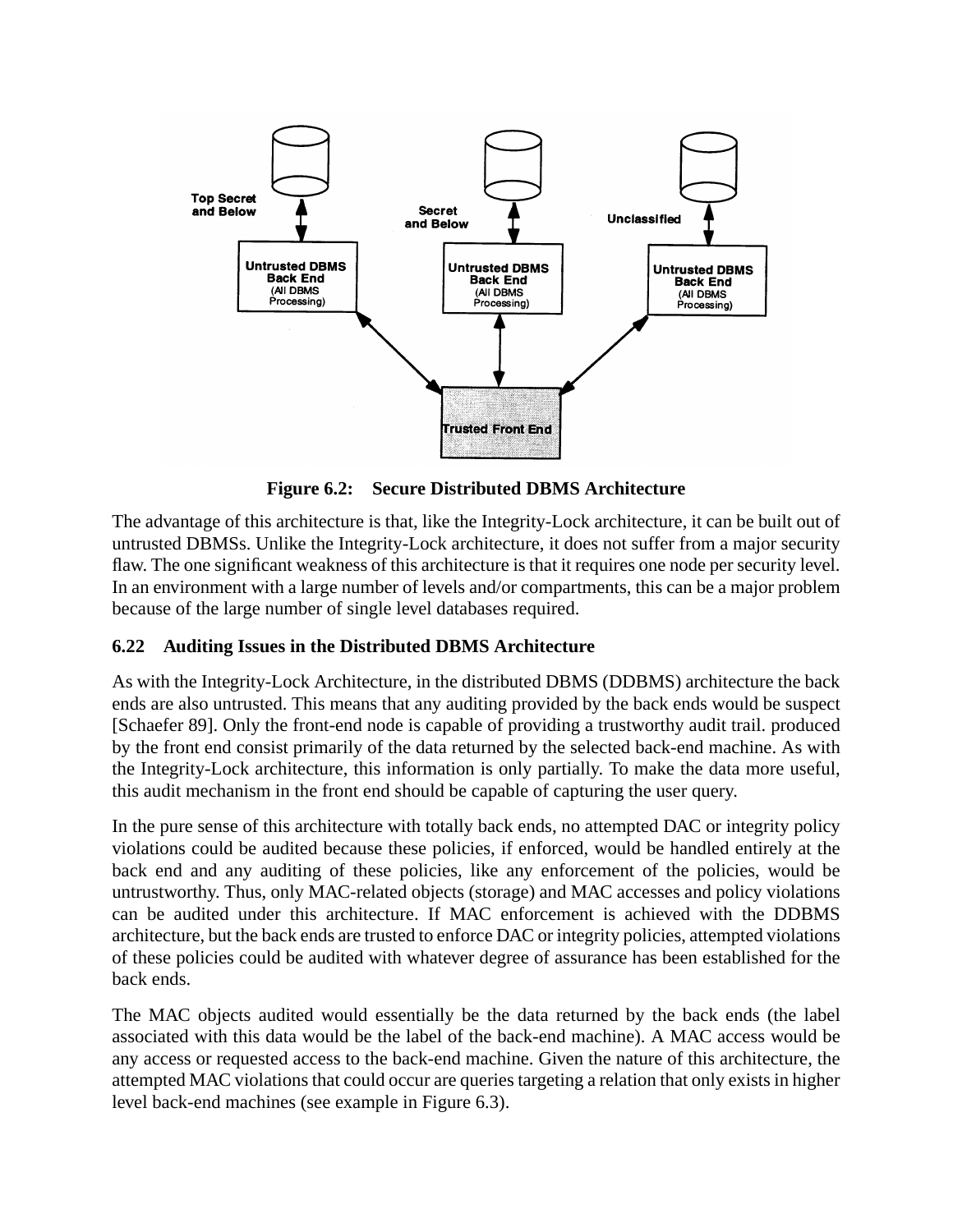**Figure 6.2: Secure Distributed DBMS Architecture**

The advantage of this architecture is that, like the Integrity-Lock architecture, it can be built out of untrusted DBMSs. Unlike the Integrity-Lock architecture, it does not suffer from a major security flaw. The one significant weakness of this architecture is that it requires one node per security level. In an environment with a large number of levels and/or compartments, this can be a major problem because of the large number of single level databases required.

### 6.22 Auditing Issues in the Distributed DBMS Architecture

As with the Integrity-Lock Architecture, in the distributed DBMS (DDBMS) architecture the back ends are also untrusted. This means that any auditing provided by the back ends would be suspect [Schaefer 89]. Only the front-end node is capable of providing a trustworthy audit trail. produced by the front end consist primarily of the data returned by the selected back-end machine. As with the Integrity-Lock architecture, this information is only partially. To make the data more useful, this audit mechanism in the front end should be capable of capturing the user query.

In the pure sense of this architecture with totally back ends, no attempted DAC or integrity policy violations could be audited because these policies, if enforced, would be handled entirely at the back end and any auditing of these policies, like any enforcement of the policies, would be untrustworthy. Thus, only MAC-related objects (storage) and MAC accesses and policy violations can be audited under this architecture. If MAC enforcement is achieved with the DDBMS architecture, but the back ends are trusted to enforce DAC or integrity policies, attempted violations of these policies could be audited with whatever degree of assurance has been established for the back ends.

The MAC objects audited would essentially be the data returned by the back ends (the label associated with this data would be the label of the back-end machine). A MAC access would be any access or requested access to the back-end machine. Given the nature of this architecture, the attempted MAC violations that could occur are queries targeting a relation that only exists in higher level back-end machines (see example in Figure 6.3).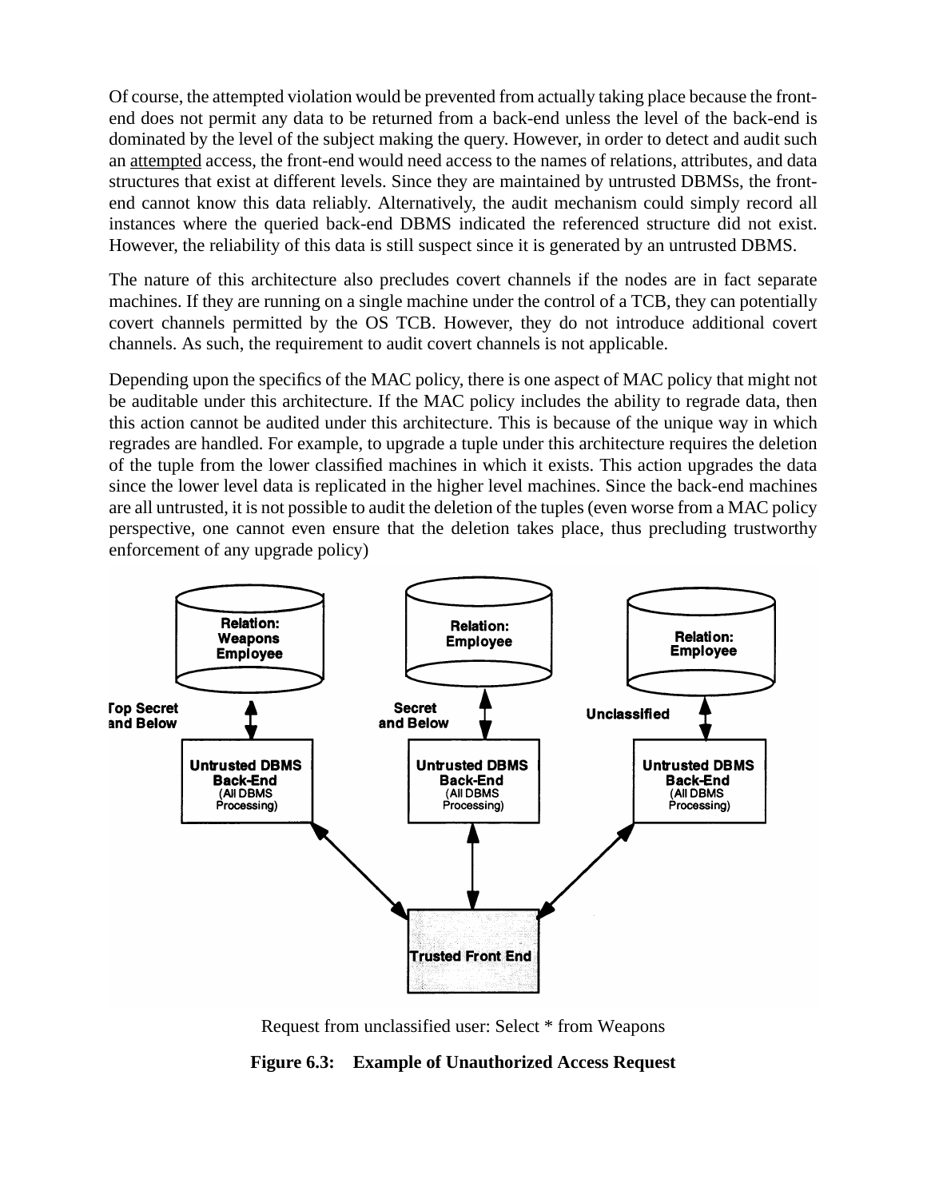Of course, the attempted violation would be prevented from actually taking place because the front-end does not permit any data to be returned from a back-end unless the level of the back-end is dominated by the level of the subject making the query. However, in order to detect and audit such an attempted access, the front-end would need access to the names of relations, attributes, and data structures that exist at different levels. Since they are maintained by untrusted DBMSs, the front-end cannot know this data reliably. Alternatively, the audit mechanism could simply record all instances where the queried back-end DBMS indicated the referenced structure did not exist. However, the reliability of this data is still suspect since it is generated by an untrusted DBMS.

The nature of this architecture also precludes covert channels if the nodes are in fact separate machines. If they are running on a single machine under the control of a TCB, they can potentially covert channels permitted by the OS TCB. However, they do not introduce additional covert channels. As such, the requirement to audit covert channels is not applicable.

Depending upon the specifics of the MAC policy, there is one aspect of MAC policy that might not be auditable under this architecture. If the MAC policy includes the ability to regrade data, then this action cannot be audited under this architecture. This is because of the unique way in which regrades are handled. For example, to upgrade a tuple under this architecture requires the deletion of the tuple from the lower classified machines in which it exists. This action upgrades the data since the lower level data is replicated in the higher level machines. Since the back-end machines are all untrusted, it is not possible to audit the deletion of the tuples (even worse from a MAC policy perspective, one cannot even ensure that the deletion takes place, thus precluding trustworthy enforcement of any upgrade policy)

Relation: Weapons Employee — Top Secret and Below — Untrusted DBMS Back-End (All DBMS Processing)

Relation: Employee — Secret and Below — Untrusted DBMS Back-End (All DBMS Processing)

Relation: Employee — Unclassified — Untrusted DBMS Back-End (All DBMS Processing)

Trusted Front End

Request from unclassified user: Select * from Weapons

**Figure 6.3: Example of Unauthorized Access Request**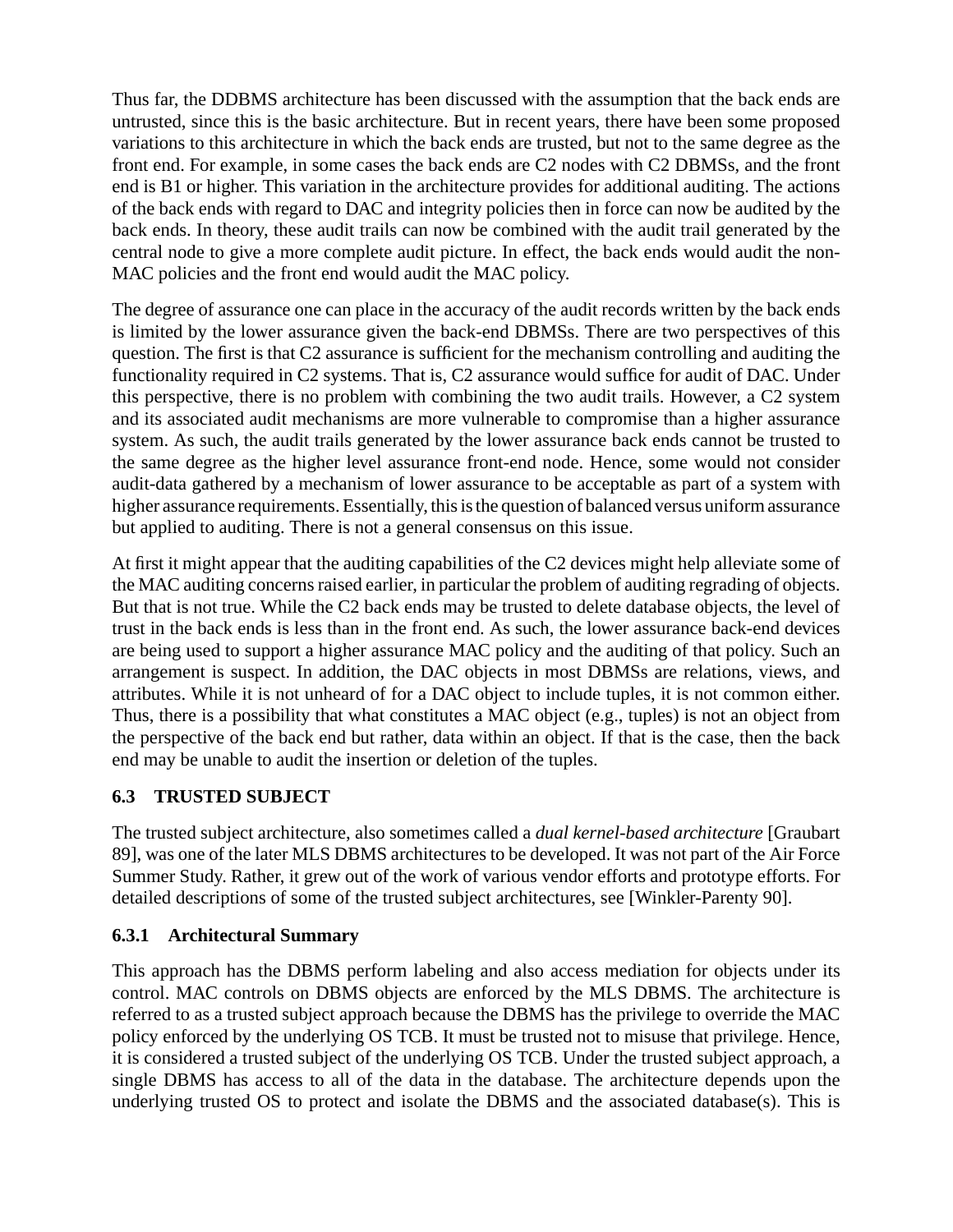Thus far, the DDBMS architecture has been discussed with the assumption that the back ends are untrusted, since this is the basic architecture. But in recent years, there have been some proposed variations to this architecture in which the back ends are trusted, but not to the same degree as the front end. For example, in some cases the back ends are C2 nodes with C2 DBMSs, and the front end is B1 or higher. This variation in the architecture provides for additional auditing. The actions of the back ends with regard to DAC and integrity policies then in force can now be audited by the back ends. In theory, these audit trails can now be combined with the audit trail generated by the central node to give a more complete audit picture. In effect, the back ends would audit the non-MAC policies and the front end would audit the MAC policy.

The degree of assurance one can place in the accuracy of the audit records written by the back ends is limited by the lower assurance given the back-end DBMSs. There are two perspectives of this question. The first is that C2 assurance is sufficient for the mechanism controlling and auditing the functionality required in C2 systems. That is, C2 assurance would suffice for audit of DAC. Under this perspective, there is no problem with combining the two audit trails. However, a C2 system and its associated audit mechanisms are more vulnerable to compromise than a higher assurance system. As such, the audit trails generated by the lower assurance back ends cannot be trusted to the same degree as the higher level assurance front-end node. Hence, some would not consider audit-data gathered by a mechanism of lower assurance to be acceptable as part of a system with higher assurance requirements. Essentially, this is the question of balanced versus uniform assurance but applied to auditing. There is not a general consensus on this issue.

At first it might appear that the auditing capabilities of the C2 devices might help alleviate some of the MAC auditing concerns raised earlier, in particular the problem of auditing regrading of objects. But that is not true. While the C2 back ends may be trusted to delete database objects, the level of trust in the back ends is less than in the front end. As such, the lower assurance back-end devices are being used to support a higher assurance MAC policy and the auditing of that policy. Such an arrangement is suspect. In addition, the DAC objects in most DBMSs are relations, views, and attributes. While it is not unheard of for a DAC object to include tuples, it is not common either. Thus, there is a possibility that what constitutes a MAC object (e.g., tuples) is not an object from the perspective of the back end but rather, data within an object. If that is the case, then the back end may be unable to audit the insertion or deletion of the tuples.

### 6.3 TRUSTED SUBJECT

The trusted subject architecture, also sometimes called a *dual kernel-based architecture* [Graubart 89], was one of the later MLS DBMS architectures to be developed. It was not part of the Air Force Summer Study. Rather, it grew out of the work of various vendor efforts and prototype efforts. For detailed descriptions of some of the trusted subject architectures, see [Winkler-Parenty 90].

#### 6.3.1 Architectural Summary

This approach has the DBMS perform labeling and also access mediation for objects under its control. MAC controls on DBMS objects are enforced by the MLS DBMS. The architecture is referred to as a trusted subject approach because the DBMS has the privilege to override the MAC policy enforced by the underlying OS TCB. It must be trusted not to misuse that privilege. Hence, it is considered a trusted subject of the underlying OS TCB. Under the trusted subject approach, a single DBMS has access to all of the data in the database. The architecture depends upon the underlying trusted OS to protect and isolate the DBMS and the associated database(s). This is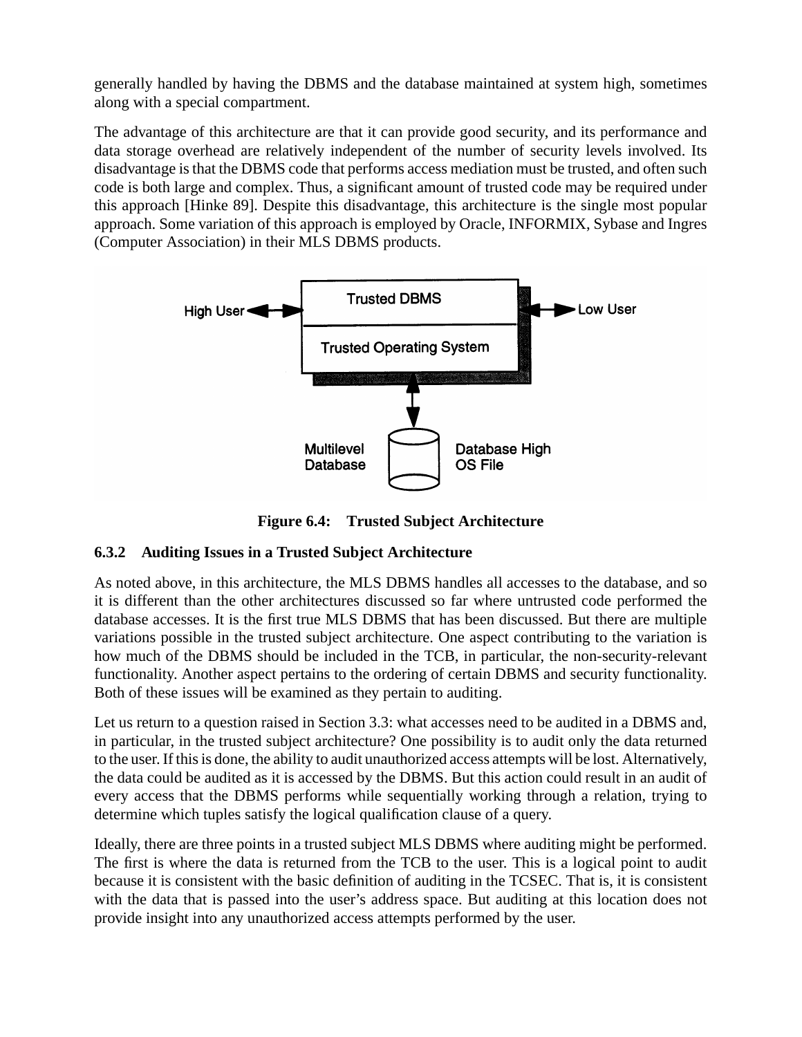generally handled by having the DBMS and the database maintained at system high, sometimes along with a special compartment.

The advantage of this architecture are that it can provide good security, and its performance and data storage overhead are relatively independent of the number of security levels involved. Its disadvantage is that the DBMS code that performs access mediation must be trusted, and often such code is both large and complex. Thus, a significant amount of trusted code may be required under this approach [Hinke 89]. Despite this disadvantage, this architecture is the single most popular approach. Some variation of this approach is employed by Oracle, INFORMIX, Sybase and Ingres (Computer Association) in their MLS DBMS products.

**Figure 6.4: Trusted Subject Architecture**

### 6.3.2 Auditing Issues in a Trusted Subject Architecture

As noted above, in this architecture, the MLS DBMS handles all accesses to the database, and so it is different than the other architectures discussed so far where untrusted code performed the database accesses. It is the first true MLS DBMS that has been discussed. But there are multiple variations possible in the trusted subject architecture. One aspect contributing to the variation is how much of the DBMS should be included in the TCB, in particular, the non-security-relevant functionality. Another aspect pertains to the ordering of certain DBMS and security functionality. Both of these issues will be examined as they pertain to auditing.

Let us return to a question raised in Section 3.3: what accesses need to be audited in a DBMS and, in particular, in the trusted subject architecture? One possibility is to audit only the data returned to the user. If this is done, the ability to audit unauthorized access attempts will be lost. Alternatively, the data could be audited as it is accessed by the DBMS. But this action could result in an audit of every access that the DBMS performs while sequentially working through a relation, trying to determine which tuples satisfy the logical qualification clause of a query.

Ideally, there are three points in a trusted subject MLS DBMS where auditing might be performed. The first is where the data is returned from the TCB to the user. This is a logical point to audit because it is consistent with the basic definition of auditing in the TCSEC. That is, it is consistent with the data that is passed into the user's address space. But auditing at this location does not provide insight into any unauthorized access attempts performed by the user.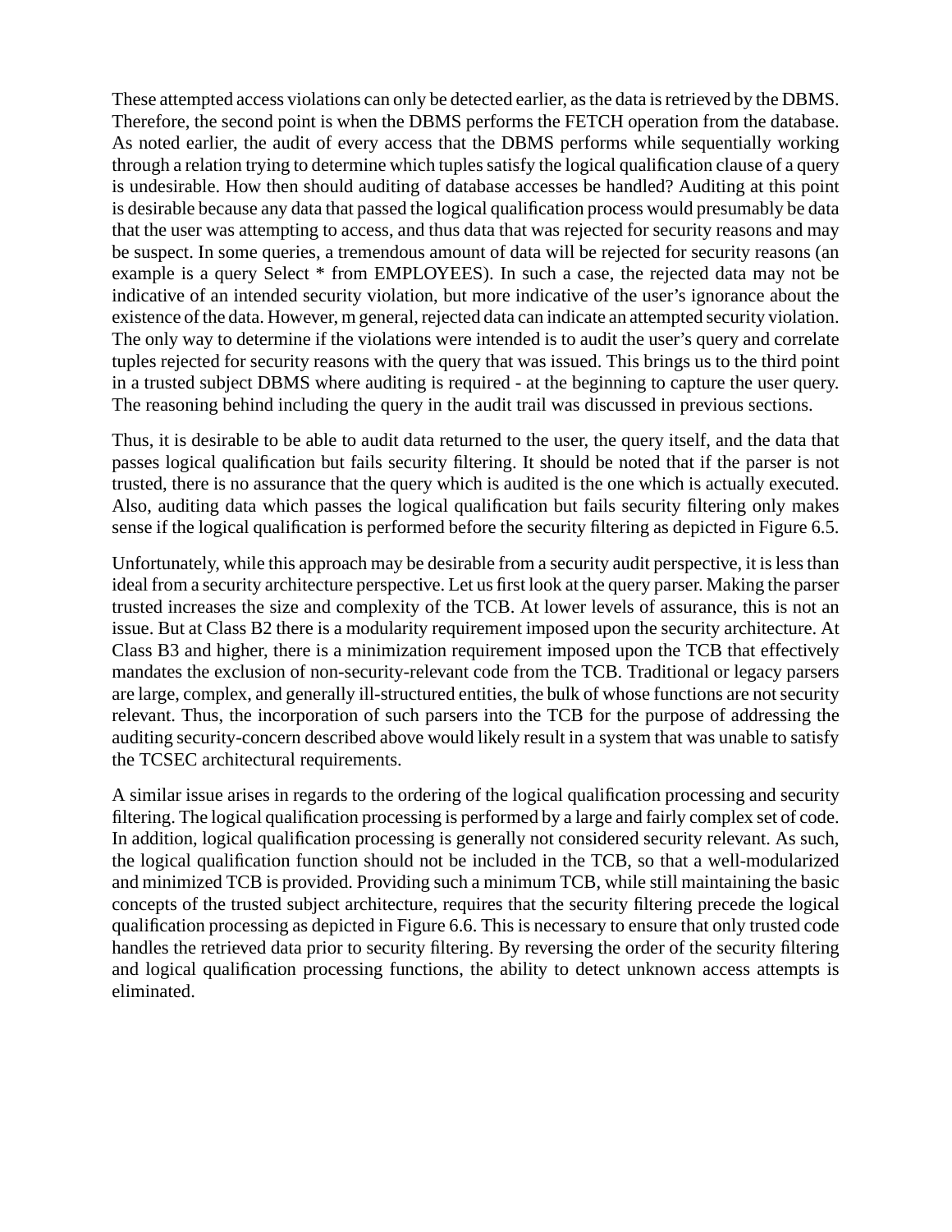These attempted access violations can only be detected earlier, as the data is retrieved by the DBMS. Therefore, the second point is when the DBMS performs the FETCH operation from the database. As noted earlier, the audit of every access that the DBMS performs while sequentially working through a relation trying to determine which tuples satisfy the logical qualification clause of a query is undesirable. How then should auditing of database accesses be handled? Auditing at this point is desirable because any data that passed the logical qualification process would presumably be data that the user was attempting to access, and thus data that was rejected for security reasons and may be suspect. In some queries, a tremendous amount of data will be rejected for security reasons (an example is a query Select * from EMPLOYEES). In such a case, the rejected data may not be indicative of an intended security violation, but more indicative of the user's ignorance about the existence of the data. However, m general, rejected data can indicate an attempted security violation. The only way to determine if the violations were intended is to audit the user's query and correlate tuples rejected for security reasons with the query that was issued. This brings us to the third point in a trusted subject DBMS where auditing is required - at the beginning to capture the user query. The reasoning behind including the query in the audit trail was discussed in previous sections.

Thus, it is desirable to be able to audit data returned to the user, the query itself, and the data that passes logical qualification but fails security filtering. It should be noted that if the parser is not trusted, there is no assurance that the query which is audited is the one which is actually executed. Also, auditing data which passes the logical qualification but fails security filtering only makes sense if the logical qualification is performed before the security filtering as depicted in Figure 6.5.

Unfortunately, while this approach may be desirable from a security audit perspective, it is less than ideal from a security architecture perspective. Let us first look at the query parser. Making the parser trusted increases the size and complexity of the TCB. At lower levels of assurance, this is not an issue. But at Class B2 there is a modularity requirement imposed upon the security architecture. At Class B3 and higher, there is a minimization requirement imposed upon the TCB that effectively mandates the exclusion of non-security-relevant code from the TCB. Traditional or legacy parsers are large, complex, and generally ill-structured entities, the bulk of whose functions are not security relevant. Thus, the incorporation of such parsers into the TCB for the purpose of addressing the auditing security-concern described above would likely result in a system that was unable to satisfy the TCSEC architectural requirements.

A similar issue arises in regards to the ordering of the logical qualification processing and security filtering. The logical qualification processing is performed by a large and fairly complex set of code. In addition, logical qualification processing is generally not considered security relevant. As such, the logical qualification function should not be included in the TCB, so that a well-modularized and minimized TCB is provided. Providing such a minimum TCB, while still maintaining the basic concepts of the trusted subject architecture, requires that the security filtering precede the logical qualification processing as depicted in Figure 6.6. This is necessary to ensure that only trusted code handles the retrieved data prior to security filtering. By reversing the order of the security filtering and logical qualification processing functions, the ability to detect unknown access attempts is eliminated.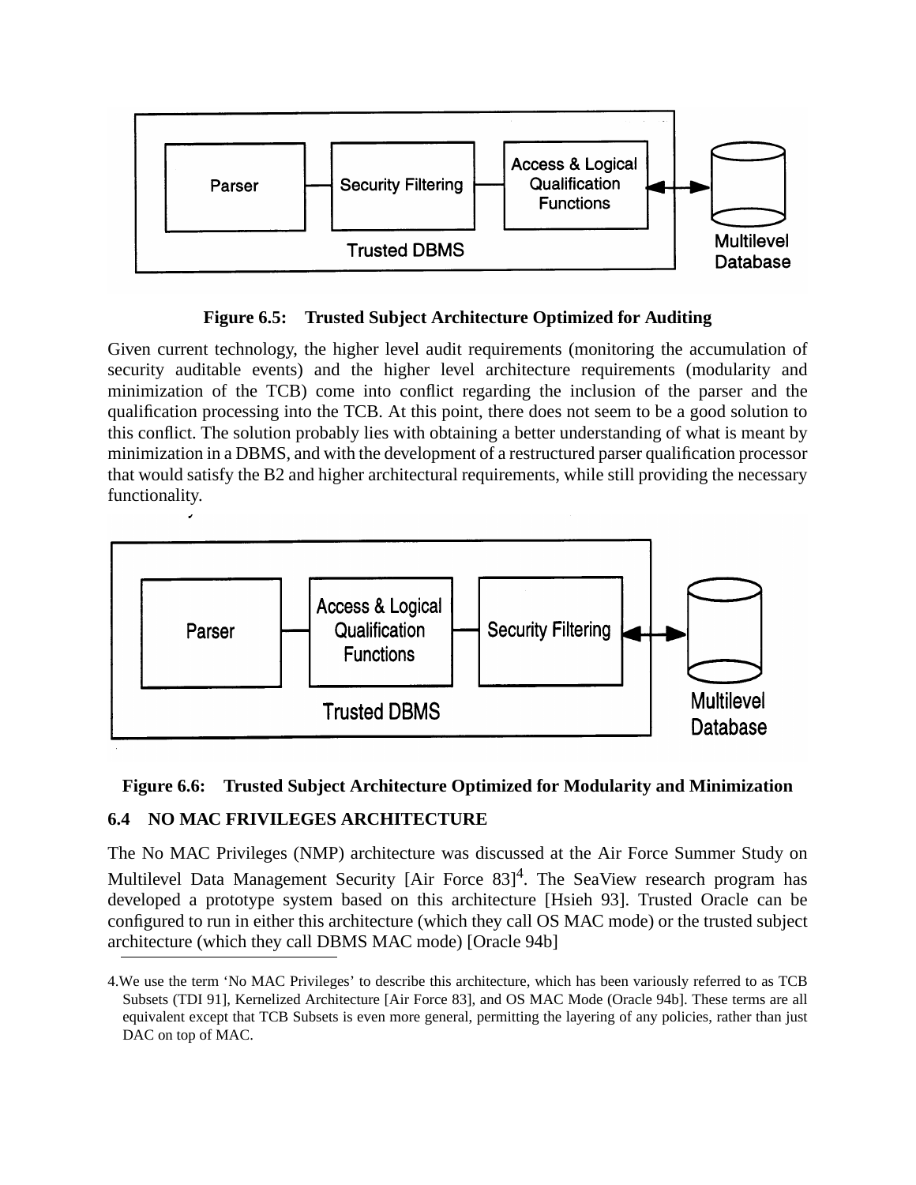**Figure 6.5: Trusted Subject Architecture Optimized for Auditing**

Given current technology, the higher level audit requirements (monitoring the accumulation of security auditable events) and the higher level architecture requirements (modularity and minimization of the TCB) come into conflict regarding the inclusion of the parser and the qualification processing into the TCB. At this point, there does not seem to be a good solution to this conflict. The solution probably lies with obtaining a better understanding of what is meant by minimization in a DBMS, and with the development of a restructured parser qualification processor that would satisfy the B2 and higher architectural requirements, while still providing the necessary functionality.

**Figure 6.6: Trusted Subject Architecture Optimized for Modularity and Minimization**

## 6.4 NO MAC FRIVILEGES ARCHITECTURE

The No MAC Privileges (NMP) architecture was discussed at the Air Force Summer Study on Multilevel Data Management Security [Air Force 83][4]. The SeaView research program has developed a prototype system based on this architecture [Hsieh 93]. Trusted Oracle can be configured to run in either this architecture (which they call OS MAC mode) or the trusted subject architecture (which they call DBMS MAC mode) [Oracle 94b]

4.We use the term 'No MAC Privileges' to describe this architecture, which has been variously referred to as TCB Subsets (TDI 91], Kernelized Architecture [Air Force 83], and OS MAC Mode (Oracle 94b]. These terms are all equivalent except that TCB Subsets is even more general, permitting the layering of any policies, rather than just DAC on top of MAC.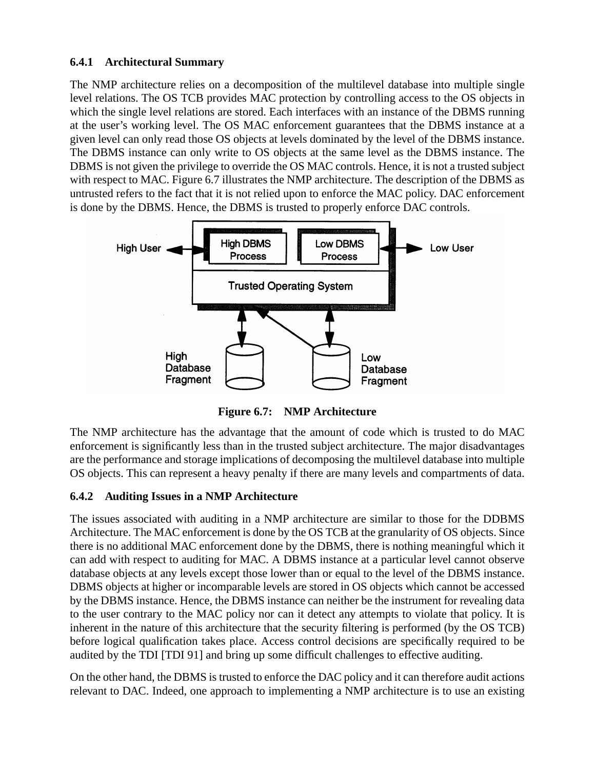### 6.4.1 Architectural Summary

The NMP architecture relies on a decomposition of the multilevel database into multiple single level relations. The OS TCB provides MAC protection by controlling access to the OS objects in which the single level relations are stored. Each interfaces with an instance of the DBMS running at the user's working level. The OS MAC enforcement guarantees that the DBMS instance at a given level can only read those OS objects at levels dominated by the level of the DBMS instance. The DBMS instance can only write to OS objects at the same level as the DBMS instance. The DBMS is not given the privilege to override the OS MAC controls. Hence, it is not a trusted subject with respect to MAC. Figure 6.7 illustrates the NMP architecture. The description of the DBMS as untrusted refers to the fact that it is not relied upon to enforce the MAC policy. DAC enforcement is done by the DBMS. Hence, the DBMS is trusted to properly enforce DAC controls.

**Figure 6.7: NMP Architecture**

The NMP architecture has the advantage that the amount of code which is trusted to do MAC enforcement is significantly less than in the trusted subject architecture. The major disadvantages are the performance and storage implications of decomposing the multilevel database into multiple OS objects. This can represent a heavy penalty if there are many levels and compartments of data.

### 6.4.2 Auditing Issues in a NMP Architecture

The issues associated with auditing in a NMP architecture are similar to those for the DDBMS Architecture. The MAC enforcement is done by the OS TCB at the granularity of OS objects. Since there is no additional MAC enforcement done by the DBMS, there is nothing meaningful which it can add with respect to auditing for MAC. A DBMS instance at a particular level cannot observe database objects at any levels except those lower than or equal to the level of the DBMS instance. DBMS objects at higher or incomparable levels are stored in OS objects which cannot be accessed by the DBMS instance. Hence, the DBMS instance can neither be the instrument for revealing data to the user contrary to the MAC policy nor can it detect any attempts to violate that policy. It is inherent in the nature of this architecture that the security filtering is performed (by the OS TCB) before logical qualification takes place. Access control decisions are specifically required to be audited by the TDI [TDI 91] and bring up some difficult challenges to effective auditing.

On the other hand, the DBMS is trusted to enforce the DAC policy and it can therefore audit actions relevant to DAC. Indeed, one approach to implementing a NMP architecture is to use an existing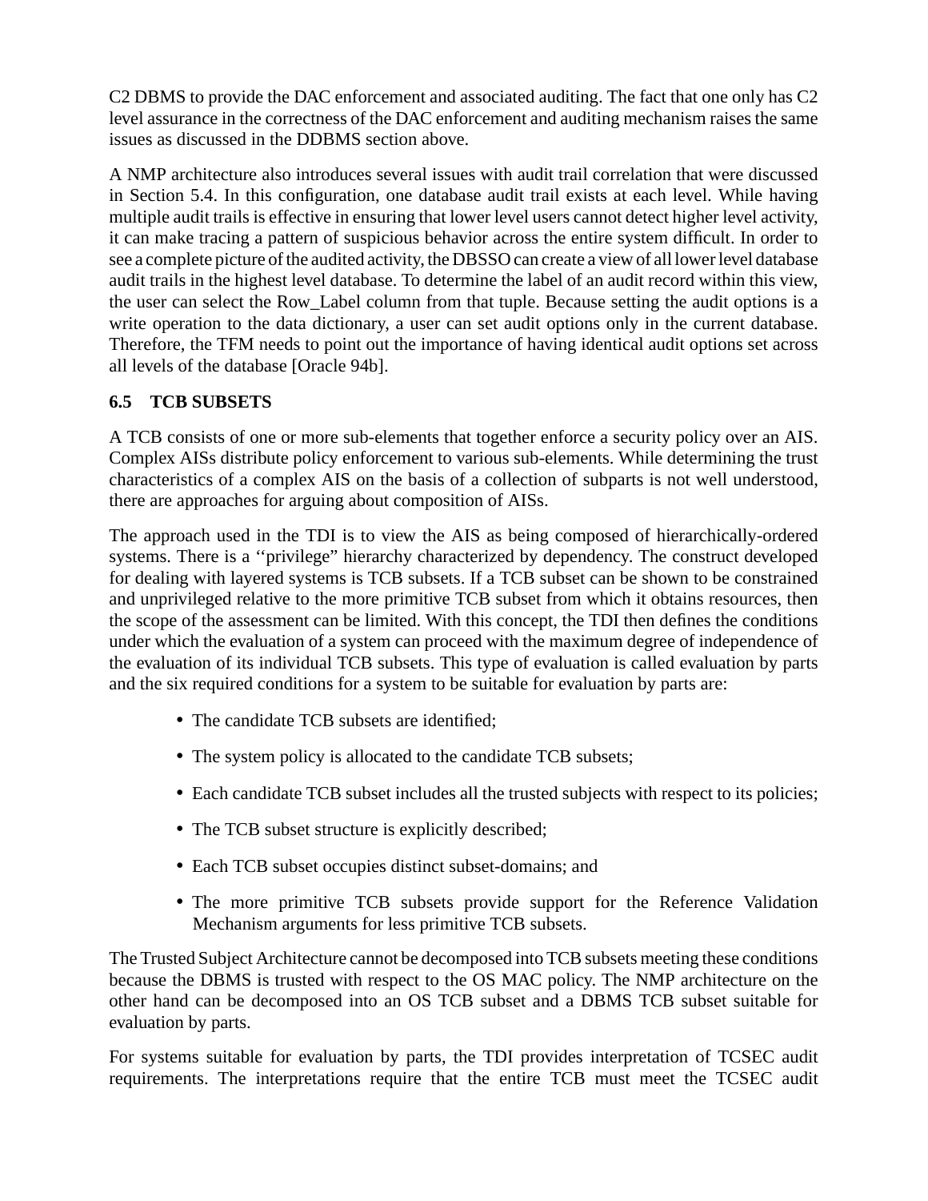C2 DBMS to provide the DAC enforcement and associated auditing. The fact that one only has C2 level assurance in the correctness of the DAC enforcement and auditing mechanism raises the same issues as discussed in the DDBMS section above.

A NMP architecture also introduces several issues with audit trail correlation that were discussed in Section 5.4. In this configuration, one database audit trail exists at each level. While having multiple audit trails is effective in ensuring that lower level users cannot detect higher level activity, it can make tracing a pattern of suspicious behavior across the entire system difficult. In order to see a complete picture of the audited activity, the DBSSO can create a view of all lower level database audit trails in the highest level database. To determine the label of an audit record within this view, the user can select the Row_Label column from that tuple. Because setting the audit options is a write operation to the data dictionary, a user can set audit options only in the current database. Therefore, the TFM needs to point out the importance of having identical audit options set across all levels of the database [Oracle 94b].

### 6.5 TCB SUBSETS

A TCB consists of one or more sub-elements that together enforce a security policy over an AIS. Complex AISs distribute policy enforcement to various sub-elements. While determining the trust characteristics of a complex AIS on the basis of a collection of subparts is not well understood, there are approaches for arguing about composition of AISs.

The approach used in the TDI is to view the AIS as being composed of hierarchically-ordered systems. There is a ‘‘privilege” hierarchy characterized by dependency. The construct developed for dealing with layered systems is TCB subsets. If a TCB subset can be shown to be constrained and unprivileged relative to the more primitive TCB subset from which it obtains resources, then the scope of the assessment can be limited. With this concept, the TDI then defines the conditions under which the evaluation of a system can proceed with the maximum degree of independence of the evaluation of its individual TCB subsets. This type of evaluation is called evaluation by parts and the six required conditions for a system to be suitable for evaluation by parts are:

- The candidate TCB subsets are identified;
- The system policy is allocated to the candidate TCB subsets;
- Each candidate TCB subset includes all the trusted subjects with respect to its policies;
- The TCB subset structure is explicitly described;
- Each TCB subset occupies distinct subset-domains; and
- The more primitive TCB subsets provide support for the Reference Validation Mechanism arguments for less primitive TCB subsets.

The Trusted Subject Architecture cannot be decomposed into TCB subsets meeting these conditions because the DBMS is trusted with respect to the OS MAC policy. The NMP architecture on the other hand can be decomposed into an OS TCB subset and a DBMS TCB subset suitable for evaluation by parts.

For systems suitable for evaluation by parts, the TDI provides interpretation of TCSEC audit requirements. The interpretations require that the entire TCB must meet the TCSEC audit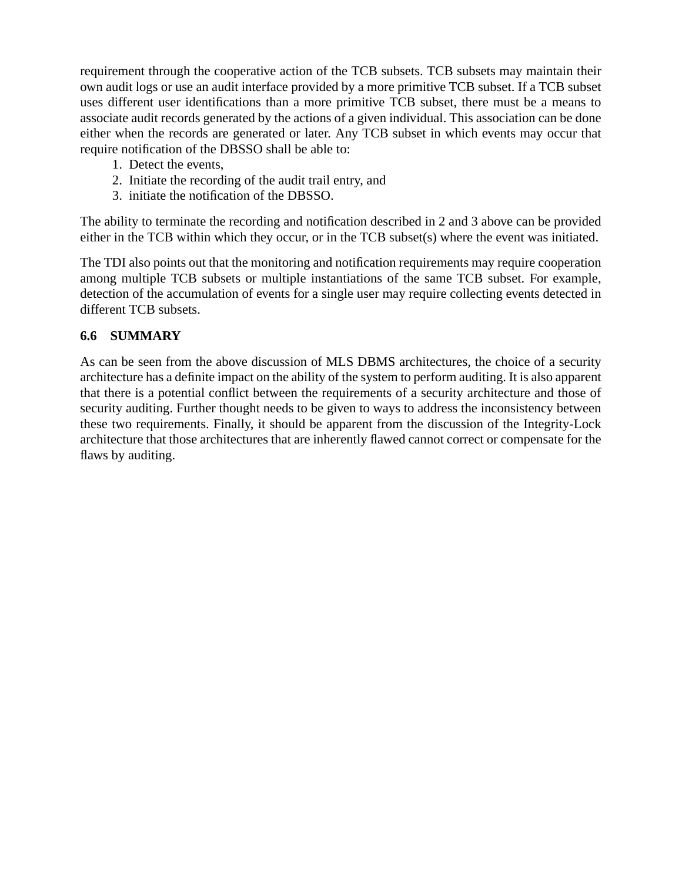requirement through the cooperative action of the TCB subsets. TCB subsets may maintain their own audit logs or use an audit interface provided by a more primitive TCB subset. If a TCB subset uses different user identifications than a more primitive TCB subset, there must be a means to associate audit records generated by the actions of a given individual. This association can be done either when the records are generated or later. Any TCB subset in which events may occur that require notification of the DBSSO shall be able to:

1. Detect the events,
2. Initiate the recording of the audit trail entry, and
3. initiate the notification of the DBSSO.

The ability to terminate the recording and notification described in 2 and 3 above can be provided either in the TCB within which they occur, or in the TCB subset(s) where the event was initiated.

The TDI also points out that the monitoring and notification requirements may require cooperation among multiple TCB subsets or multiple instantiations of the same TCB subset. For example, detection of the accumulation of events for a single user may require collecting events detected in different TCB subsets.

## 6.6 SUMMARY

As can be seen from the above discussion of MLS DBMS architectures, the choice of a security architecture has a definite impact on the ability of the system to perform auditing. It is also apparent that there is a potential conflict between the requirements of a security architecture and those of security auditing. Further thought needs to be given to ways to address the inconsistency between these two requirements. Finally, it should be apparent from the discussion of the Integrity-Lock architecture that those architectures that are inherently flawed cannot correct or compensate for the flaws by auditing.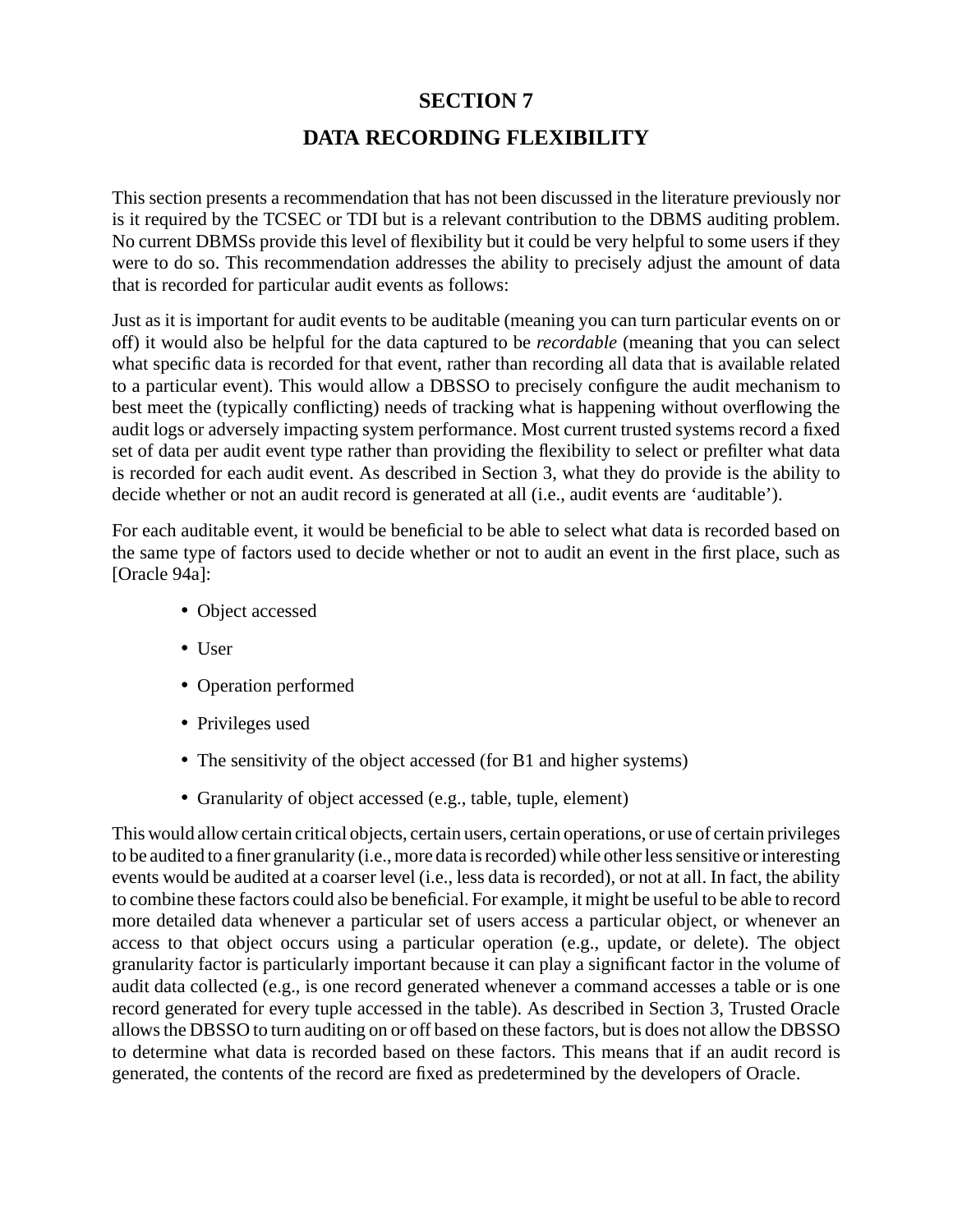# SECTION 7

# DATA RECORDING FLEXIBILITY

This section presents a recommendation that has not been discussed in the literature previously nor is it required by the TCSEC or TDI but is a relevant contribution to the DBMS auditing problem. No current DBMSs provide this level of flexibility but it could be very helpful to some users if they were to do so. This recommendation addresses the ability to precisely adjust the amount of data that is recorded for particular audit events as follows:

Just as it is important for audit events to be auditable (meaning you can turn particular events on or off) it would also be helpful for the data captured to be *recordable* (meaning that you can select what specific data is recorded for that event, rather than recording all data that is available related to a particular event). This would allow a DBSSO to precisely configure the audit mechanism to best meet the (typically conflicting) needs of tracking what is happening without overflowing the audit logs or adversely impacting system performance. Most current trusted systems record a fixed set of data per audit event type rather than providing the flexibility to select or prefilter what data is recorded for each audit event. As described in Section 3, what they do provide is the ability to decide whether or not an audit record is generated at all (i.e., audit events are 'auditable').

For each auditable event, it would be beneficial to be able to select what data is recorded based on the same type of factors used to decide whether or not to audit an event in the first place, such as [Oracle 94a]:

- Object accessed
- User
- Operation performed
- Privileges used
- The sensitivity of the object accessed (for B1 and higher systems)
- Granularity of object accessed (e.g., table, tuple, element)

This would allow certain critical objects, certain users, certain operations, or use of certain privileges to be audited to a finer granularity (i.e., more data is recorded) while other less sensitive or interesting events would be audited at a coarser level (i.e., less data is recorded), or not at all. In fact, the ability to combine these factors could also be beneficial. For example, it might be useful to be able to record more detailed data whenever a particular set of users access a particular object, or whenever an access to that object occurs using a particular operation (e.g., update, or delete). The object granularity factor is particularly important because it can play a significant factor in the volume of audit data collected (e.g., is one record generated whenever a command accesses a table or is one record generated for every tuple accessed in the table). As described in Section 3, Trusted Oracle allows the DBSSO to turn auditing on or off based on these factors, but is does not allow the DBSSO to determine what data is recorded based on these factors. This means that if an audit record is generated, the contents of the record are fixed as predetermined by the developers of Oracle.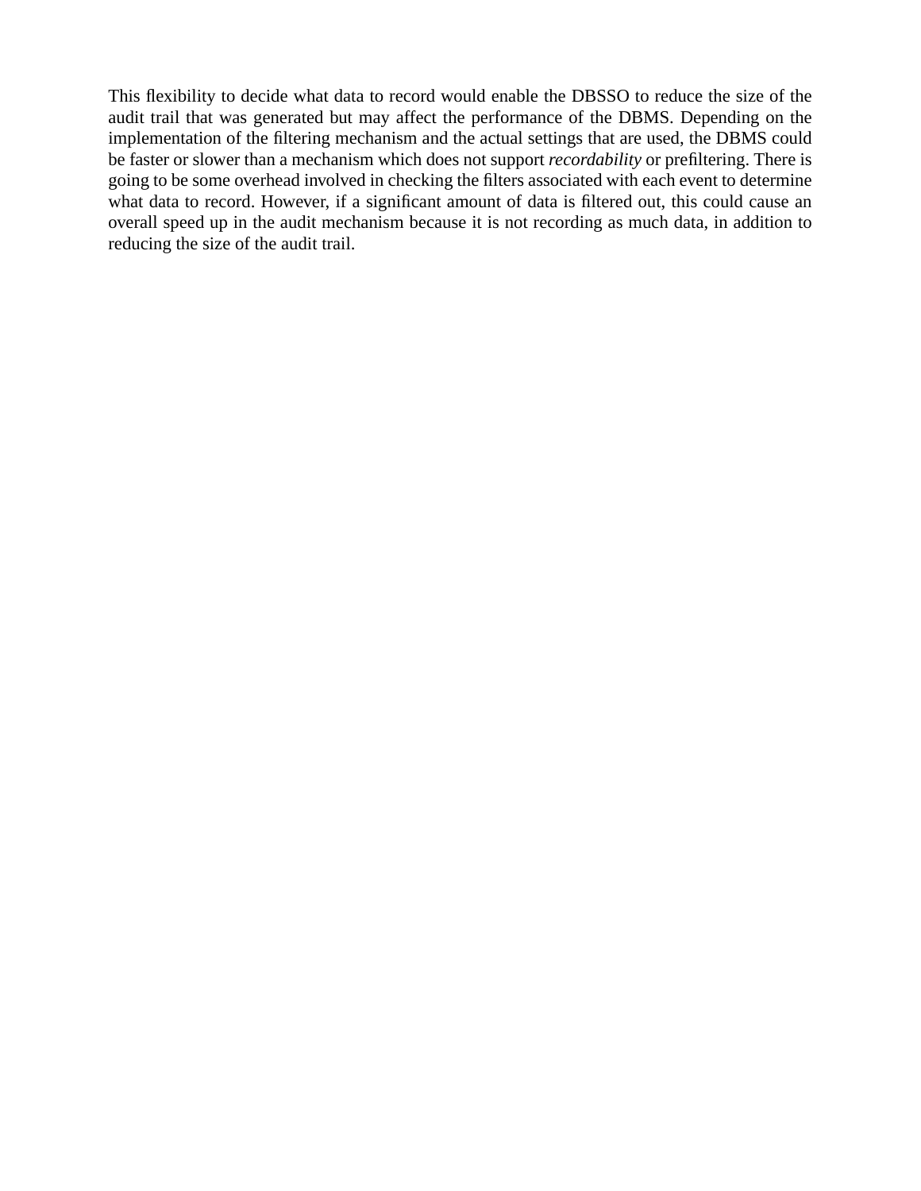This flexibility to decide what data to record would enable the DBSSO to reduce the size of the audit trail that was generated but may affect the performance of the DBMS. Depending on the implementation of the filtering mechanism and the actual settings that are used, the DBMS could be faster or slower than a mechanism which does not support *recordability* or prefiltering. There is going to be some overhead involved in checking the filters associated with each event to determine what data to record. However, if a significant amount of data is filtered out, this could cause an overall speed up in the audit mechanism because it is not recording as much data, in addition to reducing the size of the audit trail.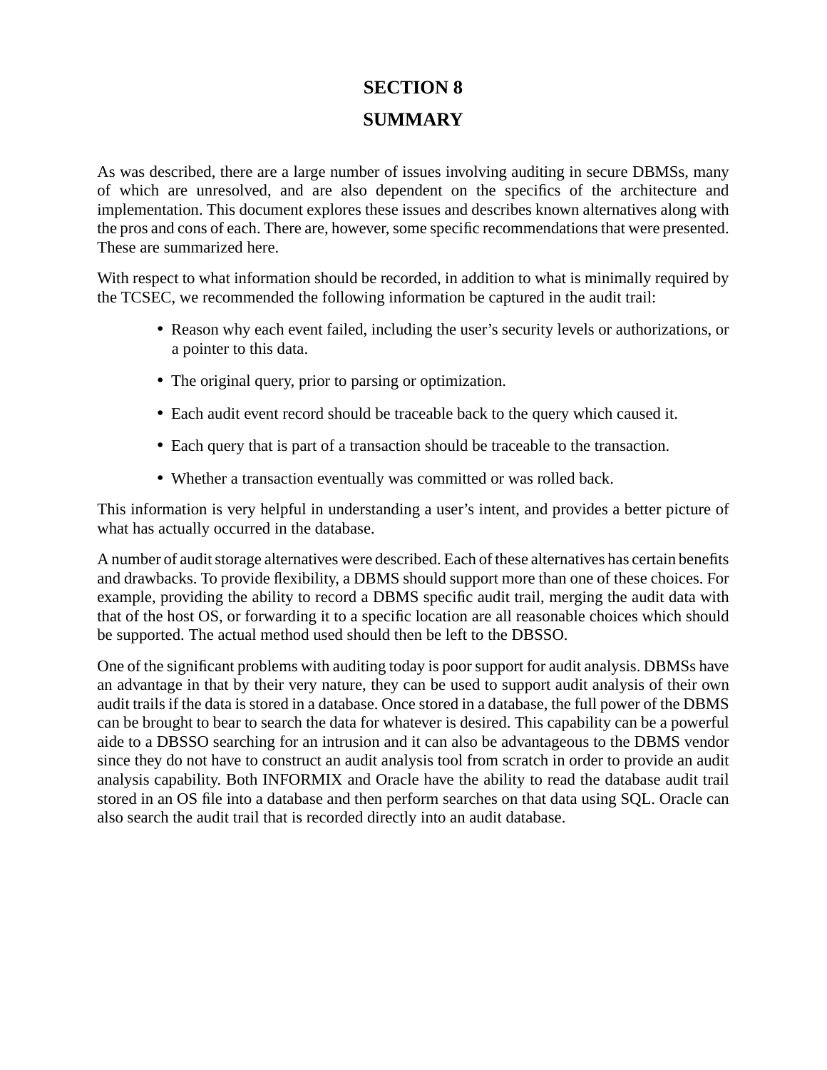# SECTION 8

# SUMMARY

As was described, there are a large number of issues involving auditing in secure DBMSs, many of which are unresolved, and are also dependent on the specifics of the architecture and implementation. This document explores these issues and describes known alternatives along with the pros and cons of each. There are, however, some specific recommendations that were presented. These are summarized here.

With respect to what information should be recorded, in addition to what is minimally required by the TCSEC, we recommended the following information be captured in the audit trail:

- Reason why each event failed, including the user’s security levels or authorizations, or a pointer to this data.
- The original query, prior to parsing or optimization.
- Each audit event record should be traceable back to the query which caused it.
- Each query that is part of a transaction should be traceable to the transaction.
- Whether a transaction eventually was committed or was rolled back.

This information is very helpful in understanding a user’s intent, and provides a better picture of what has actually occurred in the database.

A number of audit storage alternatives were described. Each of these alternatives has certain benefits and drawbacks. To provide flexibility, a DBMS should support more than one of these choices. For example, providing the ability to record a DBMS specific audit trail, merging the audit data with that of the host OS, or forwarding it to a specific location are all reasonable choices which should be supported. The actual method used should then be left to the DBSSO.

One of the significant problems with auditing today is poor support for audit analysis. DBMSs have an advantage in that by their very nature, they can be used to support audit analysis of their own audit trails if the data is stored in a database. Once stored in a database, the full power of the DBMS can be brought to bear to search the data for whatever is desired. This capability can be a powerful aide to a DBSSO searching for an intrusion and it can also be advantageous to the DBMS vendor since they do not have to construct an audit analysis tool from scratch in order to provide an audit analysis capability. Both INFORMIX and Oracle have the ability to read the database audit trail stored in an OS file into a database and then perform searches on that data using SQL. Oracle can also search the audit trail that is recorded directly into an audit database.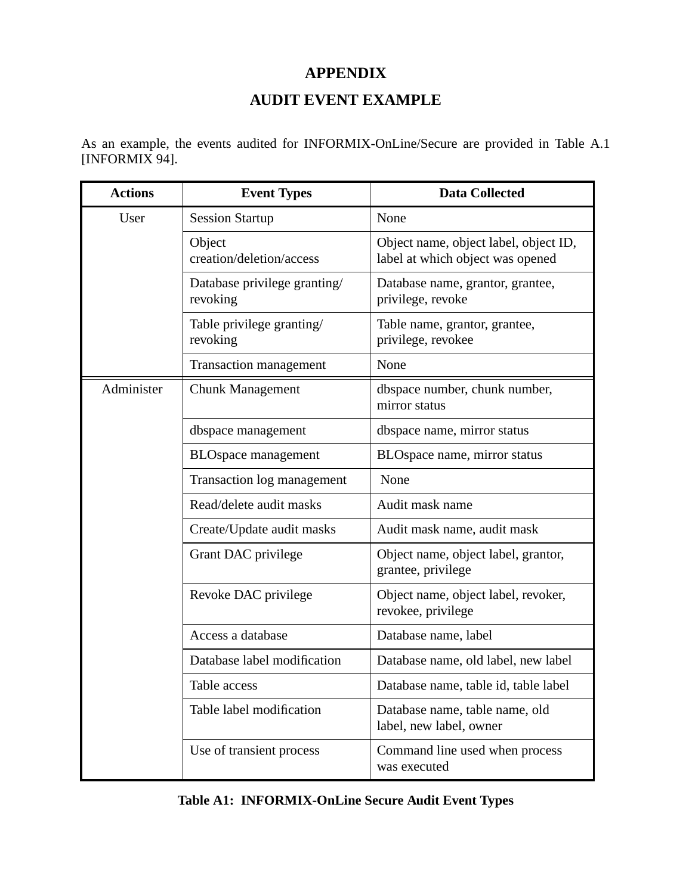# APPENDIX

## AUDIT EVENT EXAMPLE

As an example, the events audited for INFORMIX-OnLine/Secure are provided in Table A.1 [INFORMIX 94].

| Actions | Event Types | Data Collected |
|---|---|---|
| User | Session Startup | None |
| | Object creation/deletion/access | Object name, object label, object ID, label at which object was opened |
| | Database privilege granting/ revoking | Database name, grantor, grantee, privilege, revoke |
| | Table privilege granting/ revoking | Table name, grantor, grantee, privilege, revokee |
| | Transaction management | None |
| Administer | Chunk Management | dbspace number, chunk number, mirror status |
| | dbspace management | dbspace name, mirror status |
| | BLOspace management | BLOspace name, mirror status |
| | Transaction log management | None |
| | Read/delete audit masks | Audit mask name |
| | Create/Update audit masks | Audit mask name, audit mask |
| | Grant DAC privilege | Object name, object label, grantor, grantee, privilege |
| | Revoke DAC privilege | Object name, object label, revoker, revokee, privilege |
| | Access a database | Database name, label |
| | Database label modification | Database name, old label, new label |
| | Table access | Database name, table id, table label |
| | Table label modification | Database name, table name, old label, new label, owner |
| | Use of transient process | Command line used when process was executed |

**Table A1: INFORMIX-OnLine Secure Audit Event Types**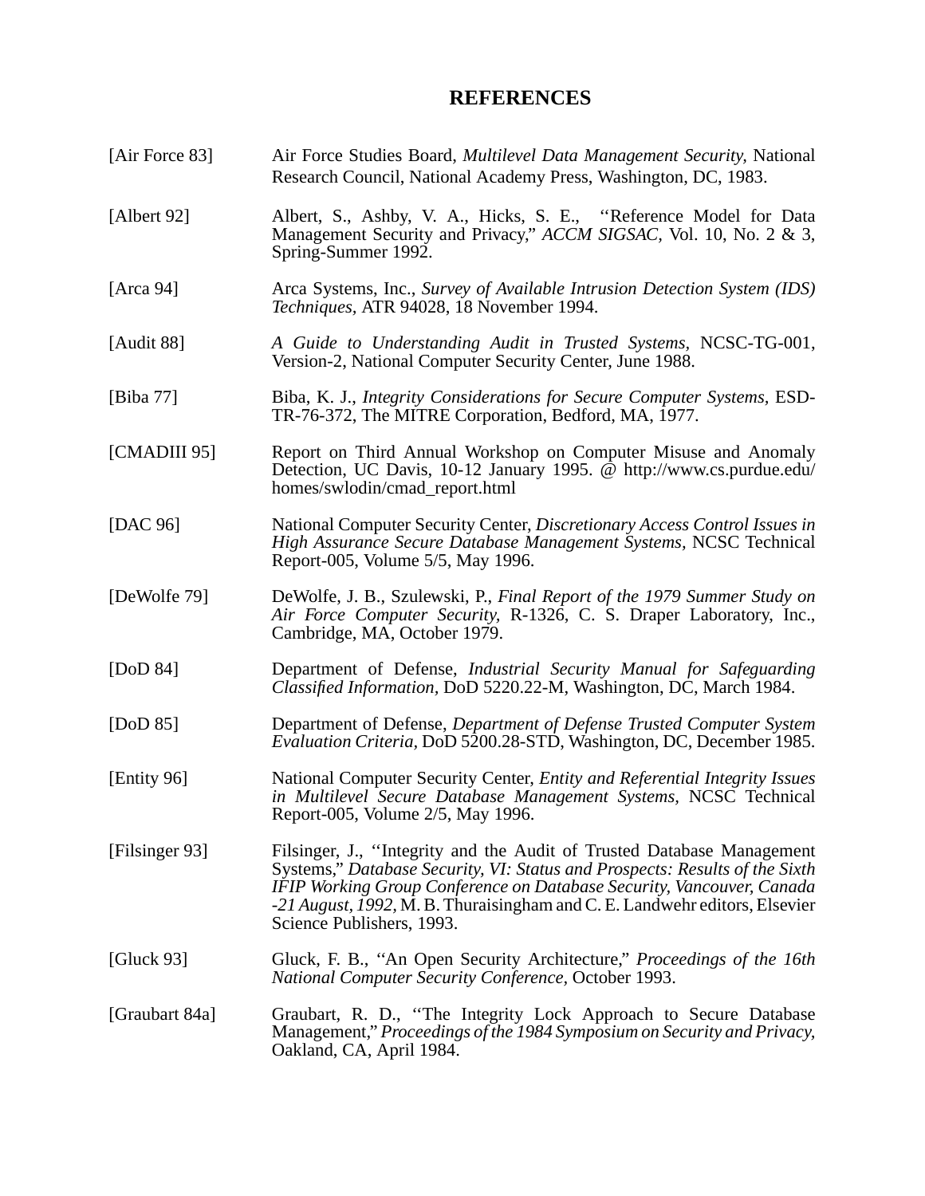# REFERENCES

[Air Force 83] Air Force Studies Board, *Multilevel Data Management Security*, National Research Council, National Academy Press, Washington, DC, 1983.

[Albert 92] Albert, S., Ashby, V. A., Hicks, S. E., ''Reference Model for Data Management Security and Privacy,'' *ACCM SIGSAC*, Vol. 10, No. 2 & 3, Spring-Summer 1992.

[Arca 94] Arca Systems, Inc., *Survey of Available Intrusion Detection System (IDS) Techniques*, ATR 94028, 18 November 1994.

[Audit 88] *A Guide to Understanding Audit in Trusted Systems*, NCSC-TG-001, Version-2, National Computer Security Center, June 1988.

[Biba 77] Biba, K. J., *Integrity Considerations for Secure Computer Systems*, ESD-TR-76-372, The MITRE Corporation, Bedford, MA, 1977.

[CMADIII 95] Report on Third Annual Workshop on Computer Misuse and Anomaly Detection, UC Davis, 10-12 January 1995. @ http://www.cs.purdue.edu/homes/swlodin/cmad_report.html

[DAC 96] National Computer Security Center, *Discretionary Access Control Issues in High Assurance Secure Database Management Systems*, NCSC Technical Report-005, Volume 5/5, May 1996.

[DeWolfe 79] DeWolfe, J. B., Szulewski, P., *Final Report of the 1979 Summer Study on Air Force Computer Security*, R-1326, C. S. Draper Laboratory, Inc., Cambridge, MA, October 1979.

[DoD 84] Department of Defense, *Industrial Security Manual for Safeguarding Classified Information*, DoD 5220.22-M, Washington, DC, March 1984.

[DoD 85] Department of Defense, *Department of Defense Trusted Computer System Evaluation Criteria*, DoD 5200.28-STD, Washington, DC, December 1985.

[Entity 96] National Computer Security Center, *Entity and Referential Integrity Issues in Multilevel Secure Database Management Systems*, NCSC Technical Report-005, Volume 2/5, May 1996.

[Filsinger 93] Filsinger, J., ''Integrity and the Audit of Trusted Database Management Systems,'' *Database Security, VI: Status and Prospects: Results of the Sixth IFIP Working Group Conference on Database Security, Vancouver, Canada -21 August, 1992*, M. B. Thuraisingham and C. E. Landwehr editors, Elsevier Science Publishers, 1993.

[Gluck 93] Gluck, F. B., ''An Open Security Architecture,'' *Proceedings of the 16th National Computer Security Conference*, October 1993.

[Graubart 84a] Graubart, R. D., ''The Integrity Lock Approach to Secure Database Management,'' *Proceedings of the 1984 Symposium on Security and Privacy*, Oakland, CA, April 1984.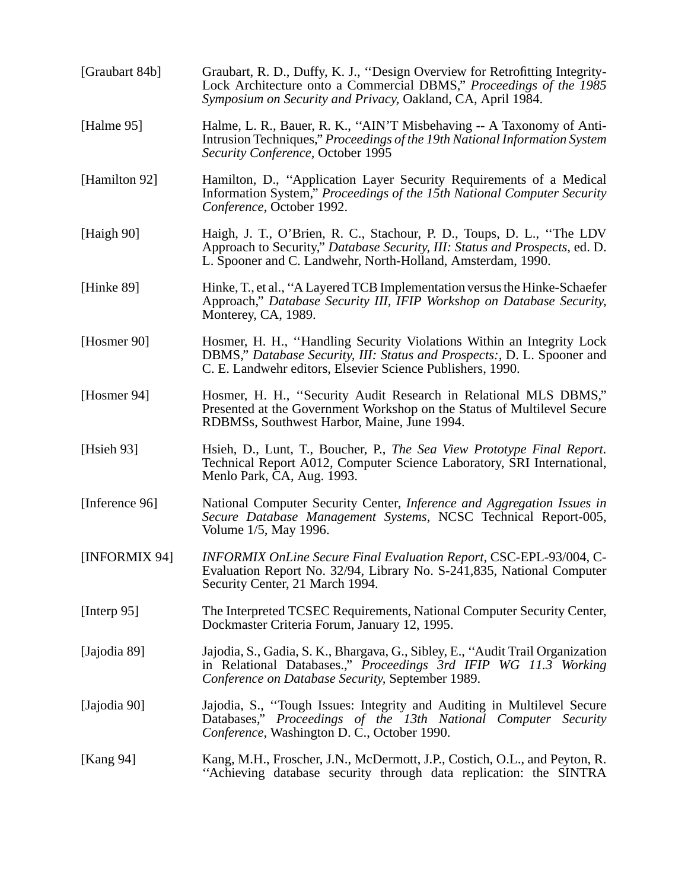[Graubart 84b] Graubart, R. D., Duffy, K. J., ''Design Overview for Retrofitting Integrity-Lock Architecture onto a Commercial DBMS,'' *Proceedings of the 1985 Symposium on Security and Privacy*, Oakland, CA, April 1984.

[Halme 95] Halme, L. R., Bauer, R. K., ''AIN'T Misbehaving -- A Taxonomy of Anti-Intrusion Techniques,'' *Proceedings of the 19th National Information System Security Conference,* October 1995

[Hamilton 92] Hamilton, D., ''Application Layer Security Requirements of a Medical Information System,'' *Proceedings of the 15th National Computer Security Conference*, October 1992.

[Haigh 90] Haigh, J. T., O'Brien, R. C., Stachour, P. D., Toups, D. L., ''The LDV Approach to Security,'' *Database Security, III: Status and Prospects,* ed. D. L. Spooner and C. Landwehr, North-Holland, Amsterdam, 1990.

[Hinke 89] Hinke, T., et al., ''A Layered TCB Implementation versus the Hinke-Schaefer Approach,'' *Database Security III, IFIP Workshop on Database Security,* Monterey, CA, 1989.

[Hosmer 90] Hosmer, H. H., ''Handling Security Violations Within an Integrity Lock DBMS,'' *Database Security, III: Status and Prospects:*, D. L. Spooner and C. E. Landwehr editors, Elsevier Science Publishers, 1990.

[Hosmer 94] Hosmer, H. H., ''Security Audit Research in Relational MLS DBMS,'' Presented at the Government Workshop on the Status of Multilevel Secure RDBMSs, Southwest Harbor, Maine, June 1994.

[Hsieh 93] Hsieh, D., Lunt, T., Boucher, P., *The Sea View Prototype Final Report.* Technical Report A012, Computer Science Laboratory, SRI International, Menlo Park, CA, Aug. 1993.

[Inference 96] National Computer Security Center, *Inference and Aggregation Issues in Secure Database Management Systems,* NCSC Technical Report-005, Volume 1/5, May 1996.

[INFORMIX 94] *INFORMIX OnLine Secure Final Evaluation Report,* CSC-EPL-93/004, C-Evaluation Report No. 32/94, Library No. S-241,835, National Computer Security Center, 21 March 1994.

[Interp 95] The Interpreted TCSEC Requirements, National Computer Security Center, Dockmaster Criteria Forum, January 12, 1995.

[Jajodia 89] Jajodia, S., Gadia, S. K., Bhargava, G., Sibley, E., ''Audit Trail Organization in Relational Databases.,'' *Proceedings 3rd IFIP WG 11.3 Working Conference on Database Security,* September 1989.

[Jajodia 90] Jajodia, S., ''Tough Issues: Integrity and Auditing in Multilevel Secure Databases,'' *Proceedings of the 13th National Computer Security Conference,* Washington D. C., October 1990.

[Kang 94] Kang, M.H., Froscher, J.N., McDermott, J.P., Costich, O.L., and Peyton, R. ''Achieving database security through data replication: the SINTRA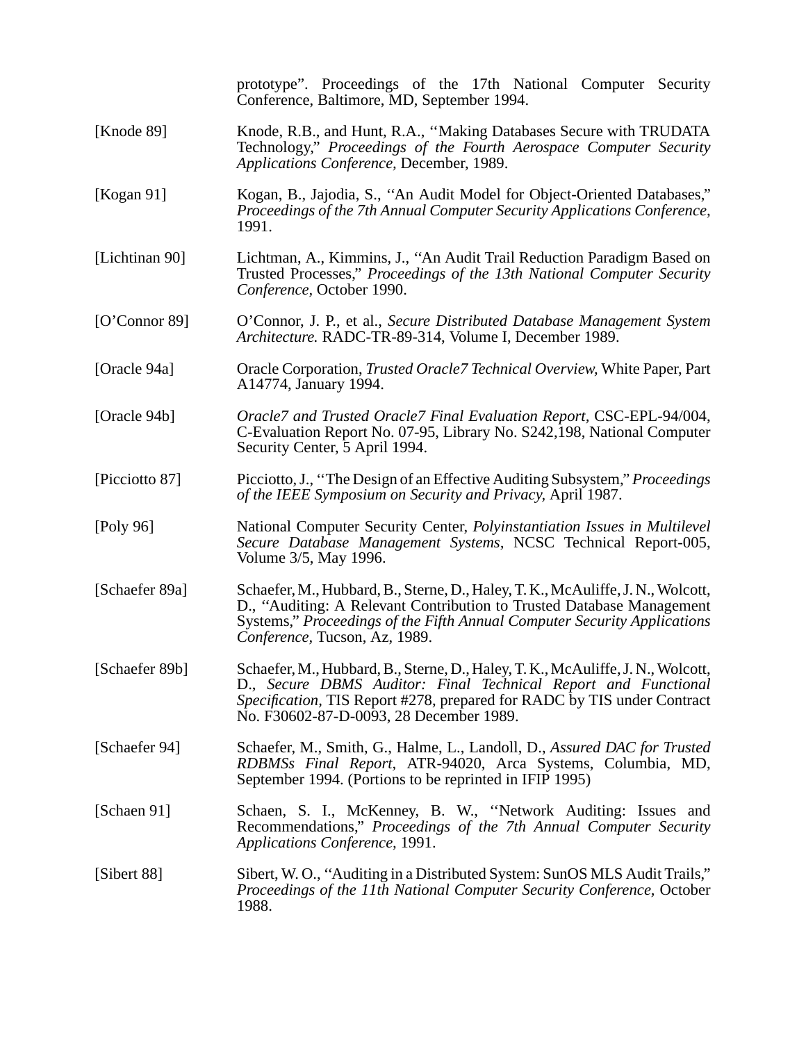prototype". Proceedings of the 17th National Computer Security Conference, Baltimore, MD, September 1994.

[Knode 89] Knode, R.B., and Hunt, R.A., ''Making Databases Secure with TRUDATA Technology,'' *Proceedings of the Fourth Aerospace Computer Security Applications Conference,* December, 1989.

[Kogan 91] Kogan, B., Jajodia, S., ''An Audit Model for Object-Oriented Databases,'' *Proceedings of the 7th Annual Computer Security Applications Conference,* 1991.

[Lichtinan 90] Lichtman, A., Kimmins, J., ''An Audit Trail Reduction Paradigm Based on Trusted Processes,'' *Proceedings of the 13th National Computer Security Conference,* October 1990.

[O'Connor 89] O'Connor, J. P., et al., *Secure Distributed Database Management System Architecture.* RADC-TR-89-314, Volume I, December 1989.

[Oracle 94a] Oracle Corporation, *Trusted Oracle7 Technical Overview,* White Paper, Part A14774, January 1994.

[Oracle 94b] *Oracle7 and Trusted Oracle7 Final Evaluation Report,* CSC-EPL-94/004, C-Evaluation Report No. 07-95, Library No. S242,198, National Computer Security Center, 5 April 1994.

[Picciotto 87] Picciotto, J., ''The Design of an Effective Auditing Subsystem,'' *Proceedings of the IEEE Symposium on Security and Privacy,* April 1987.

[Poly 96] National Computer Security Center, *Polyinstantiation Issues in Multilevel Secure Database Management Systems,* NCSC Technical Report-005, Volume 3/5, May 1996.

[Schaefer 89a] Schaefer, M., Hubbard, B., Sterne, D., Haley, T. K., McAuliffe, J. N., Wolcott, D., ''Auditing: A Relevant Contribution to Trusted Database Management Systems,'' *Proceedings of the Fifth Annual Computer Security Applications Conference,* Tucson, Az, 1989.

[Schaefer 89b] Schaefer, M., Hubbard, B., Sterne, D., Haley, T. K., McAuliffe, J. N., Wolcott, D., *Secure DBMS Auditor: Final Technical Report and Functional Specification,* TIS Report #278, prepared for RADC by TIS under Contract No. F30602-87-D-0093, 28 December 1989.

[Schaefer 94] Schaefer, M., Smith, G., Halme, L., Landoll, D., *Assured DAC for Trusted RDBMSs Final Report,* ATR-94020, Arca Systems, Columbia, MD, September 1994. (Portions to be reprinted in IFIP 1995)

[Schaen 91] Schaen, S. I., McKenney, B. W., ''Network Auditing: Issues and Recommendations,'' *Proceedings of the 7th Annual Computer Security Applications Conference,* 1991.

[Sibert 88] Sibert, W. O., ''Auditing in a Distributed System: SunOS MLS Audit Trails,'' *Proceedings of the 11th National Computer Security Conference,* October 1988.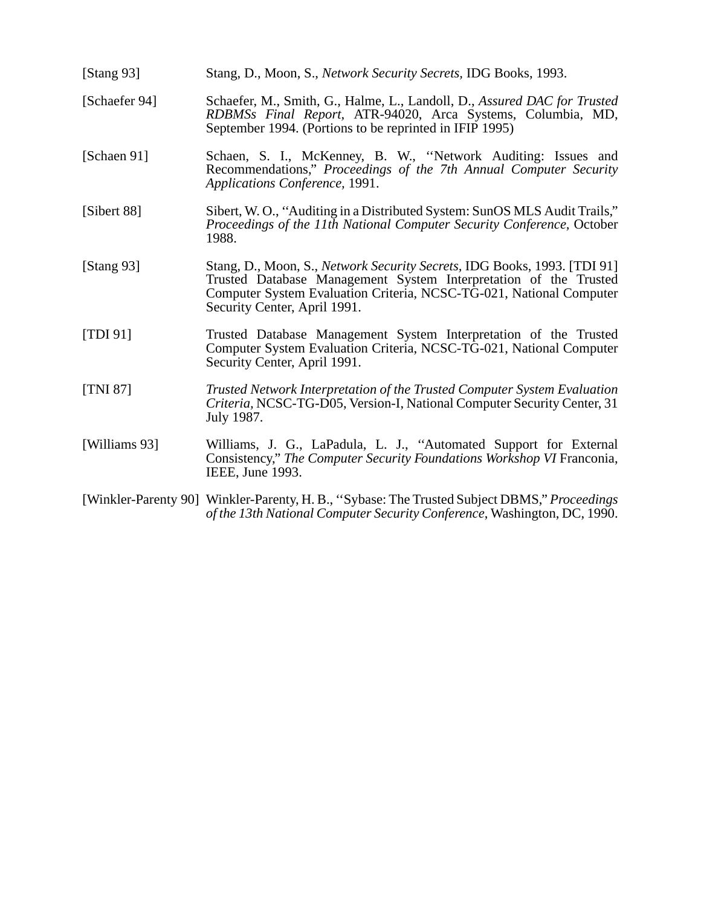[Stang 93] Stang, D., Moon, S., *Network Security Secrets,* IDG Books, 1993.

[Schaefer 94] Schaefer, M., Smith, G., Halme, L., Landoll, D., *Assured DAC for Trusted RDBMSs Final Report*, ATR-94020, Arca Systems, Columbia, MD, September 1994. (Portions to be reprinted in IFIP 1995)

[Schaen 91] Schaen, S. I., McKenney, B. W., ''Network Auditing: Issues and Recommendations,'' *Proceedings of the 7th Annual Computer Security Applications Conference,* 1991.

[Sibert 88] Sibert, W. O., ''Auditing in a Distributed System: SunOS MLS Audit Trails,'' *Proceedings of the 11th National Computer Security Conference,* October 1988.

[Stang 93] Stang, D., Moon, S., *Network Security Secrets,* IDG Books, 1993. [TDI 91] Trusted Database Management System Interpretation of the Trusted Computer System Evaluation Criteria, NCSC-TG-021, National Computer Security Center, April 1991.

[TDI 91] Trusted Database Management System Interpretation of the Trusted Computer System Evaluation Criteria, NCSC-TG-021, National Computer Security Center, April 1991.

[TNI 87] *Trusted Network Interpretation of the Trusted Computer System Evaluation Criteria,* NCSC-TG-D05, Version-I, National Computer Security Center, 31 July 1987.

[Williams 93] Williams, J. G., LaPadula, L. J., ''Automated Support for External Consistency,'' *The Computer Security Foundations Workshop VI* Franconia, IEEE, June 1993.

[Winkler-Parenty 90] Winkler-Parenty, H. B., ''Sybase: The Trusted Subject DBMS,'' *Proceedings of the 13th National Computer Security Conference*, Washington, DC, 1990.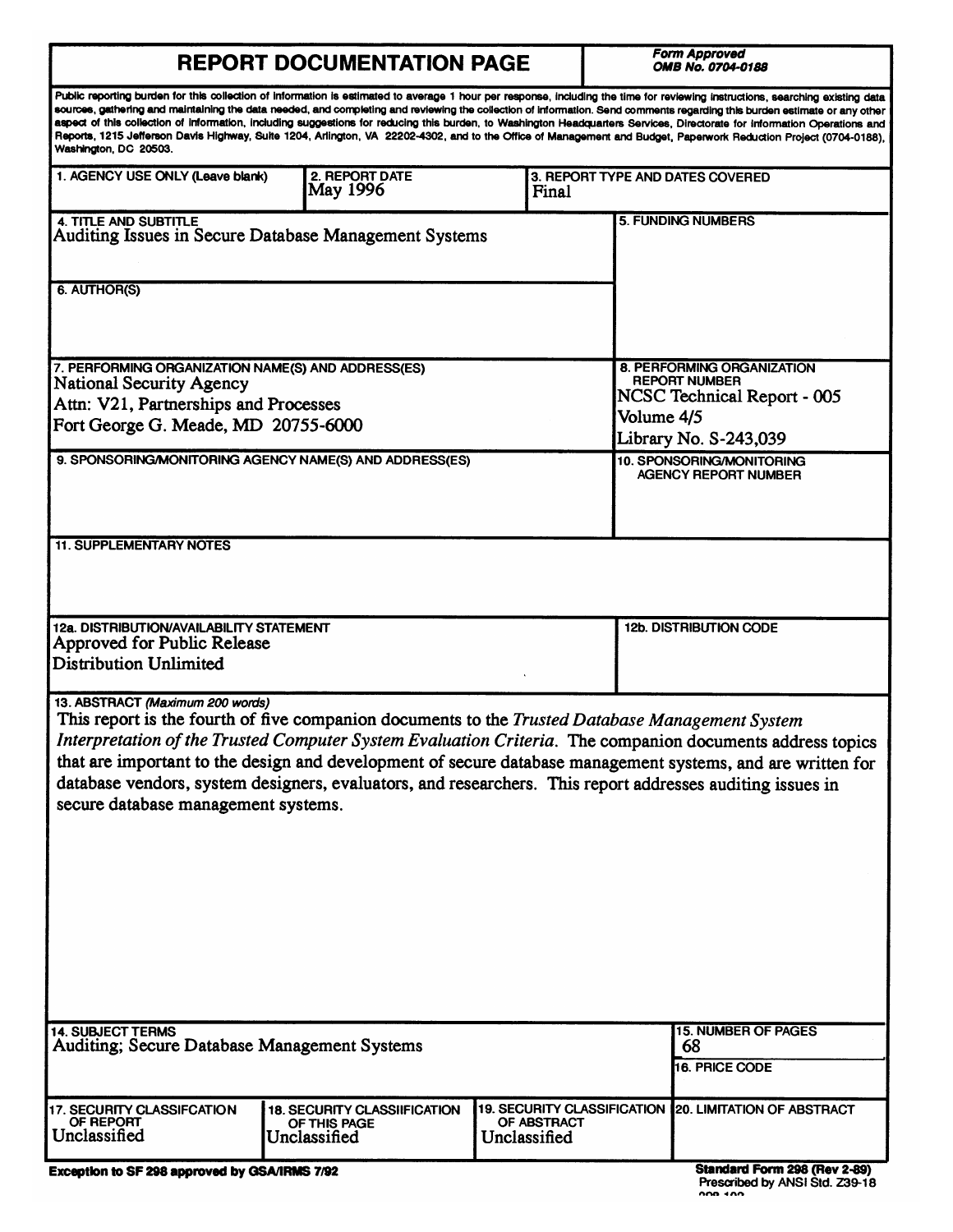# REPORT DOCUMENTATION PAGE

*Form Approved*
*OMB No. 0704-0188*

Public reporting burden for this collection of information is estimated to average 1 hour per response, including the time for reviewing instructions, searching existing data sources, gathering and maintaining the data needed, and completing and reviewing the collection of information. Send comments regarding this burden estimate or any other aspect of this collection of information, including suggestions for reducing this burden, to Washington Headquarters Services, Directorate for Information Operations and Reports, 1215 Jefferson Davis Highway, Suite 1204, Arlington, VA 22202-4302, and to the Office of Management and Budget, Paperwork Reduction Project (0704-0188), Washington, DC 20503.

| 1. AGENCY USE ONLY (Leave blank) | 2. REPORT DATE | 3. REPORT TYPE AND DATES COVERED |
|---|---|---|
| | May 1996 | Final |

**4. TITLE AND SUBTITLE**
Auditing Issues in Secure Database Management Systems

**5. FUNDING NUMBERS**

**6. AUTHOR(S)**

**7. PERFORMING ORGANIZATION NAME(S) AND ADDRESS(ES)**
National Security Agency
Attn: V21, Partnerships and Processes
Fort George G. Meade, MD 20755-6000

**8. PERFORMING ORGANIZATION REPORT NUMBER**
NCSC Technical Report - 005
Volume 4/5
Library No. S-243,039

**9. SPONSORING/MONITORING AGENCY NAME(S) AND ADDRESS(ES)**

**10. SPONSORING/MONITORING AGENCY REPORT NUMBER**

**11. SUPPLEMENTARY NOTES**

**12a. DISTRIBUTION/AVAILABILITY STATEMENT**
Approved for Public Release
Distribution Unlimited

**12b. DISTRIBUTION CODE**

**13. ABSTRACT** *(Maximum 200 words)*
This report is the fourth of five companion documents to the *Trusted Database Management System Interpretation of the Trusted Computer System Evaluation Criteria*. The companion documents address topics that are important to the design and development of secure database management systems, and are written for database vendors, system designers, evaluators, and researchers. This report addresses auditing issues in secure database management systems.

**14. SUBJECT TERMS**
Auditing; Secure Database Management Systems

**15. NUMBER OF PAGES**
68

**16. PRICE CODE**

| 17. SECURITY CLASSIFCATION OF REPORT | 18. SECURITY CLASSIIFICATION OF THIS PAGE | 19. SECURITY CLASSIFICATION OF ABSTRACT | 20. LIMITATION OF ABSTRACT |
|---|---|---|---|
| Unclassified | Unclassified | Unclassified | |

**Exception to SF 298 approved by GSA/IRMS 7/92**

**Standard Form 298 (Rev 2-89)**
Prescribed by ANSI Std. Z39-18
298-102